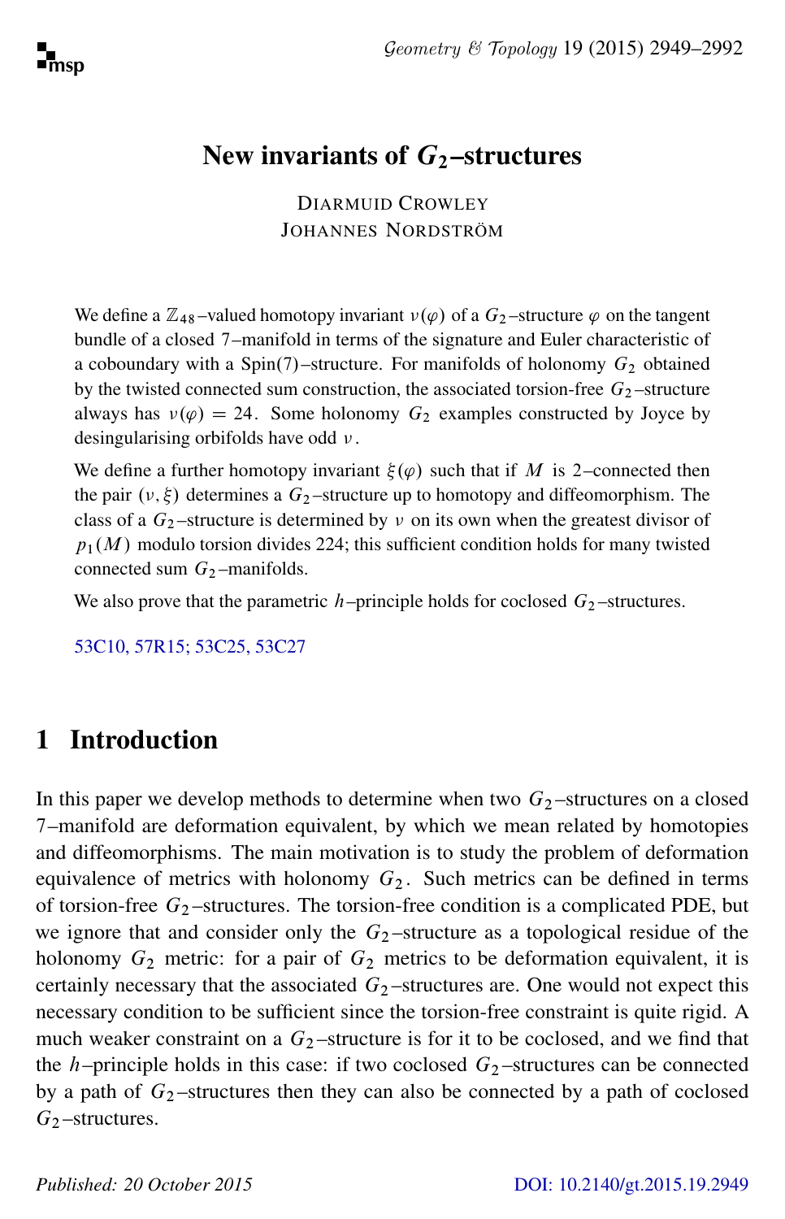# New invariants of $G_2$–structures

DIARMUID CROWLEY
JOHANNES NORDSTRÖM

We define a $\mathbb{Z}_{48}$–valued homotopy invariant $\nu(\varphi)$ of a $G_2$–structure $\varphi$ on the tangent bundle of a closed 7–manifold in terms of the signature and Euler characteristic of a coboundary with a Spin(7)–structure. For manifolds of holonomy $G_2$ obtained by the twisted connected sum construction, the associated torsion-free $G_2$–structure always has $\nu(\varphi) = 24$. Some holonomy $G_2$ examples constructed by Joyce by desingularising orbifolds have odd $\nu$.

We define a further homotopy invariant $\xi(\varphi)$ such that if $M$ is 2–connected then the pair $(\nu, \xi)$ determines a $G_2$–structure up to homotopy and diffeomorphism. The class of a $G_2$–structure is determined by $\nu$ on its own when the greatest divisor of $p_1(M)$ modulo torsion divides 224; this sufficient condition holds for many twisted connected sum $G_2$–manifolds.

We also prove that the parametric $h$–principle holds for coclosed $G_2$–structures.

53C10, 57R15; 53C25, 53C27

## 1 Introduction

In this paper we develop methods to determine when two $G_2$–structures on a closed 7–manifold are deformation equivalent, by which we mean related by homotopies and diffeomorphisms. The main motivation is to study the problem of deformation equivalence of metrics with holonomy $G_2$. Such metrics can be defined in terms of torsion-free $G_2$–structures. The torsion-free condition is a complicated PDE, but we ignore that and consider only the $G_2$–structure as a topological residue of the holonomy $G_2$ metric: for a pair of $G_2$ metrics to be deformation equivalent, it is certainly necessary that the associated $G_2$–structures are. One would not expect this necessary condition to be sufficient since the torsion-free constraint is quite rigid. A much weaker constraint on a $G_2$–structure is for it to be coclosed, and we find that the $h$–principle holds in this case: if two coclosed $G_2$–structures can be connected by a path of $G_2$–structures then they can also be connected by a path of coclosed $G_2$–structures.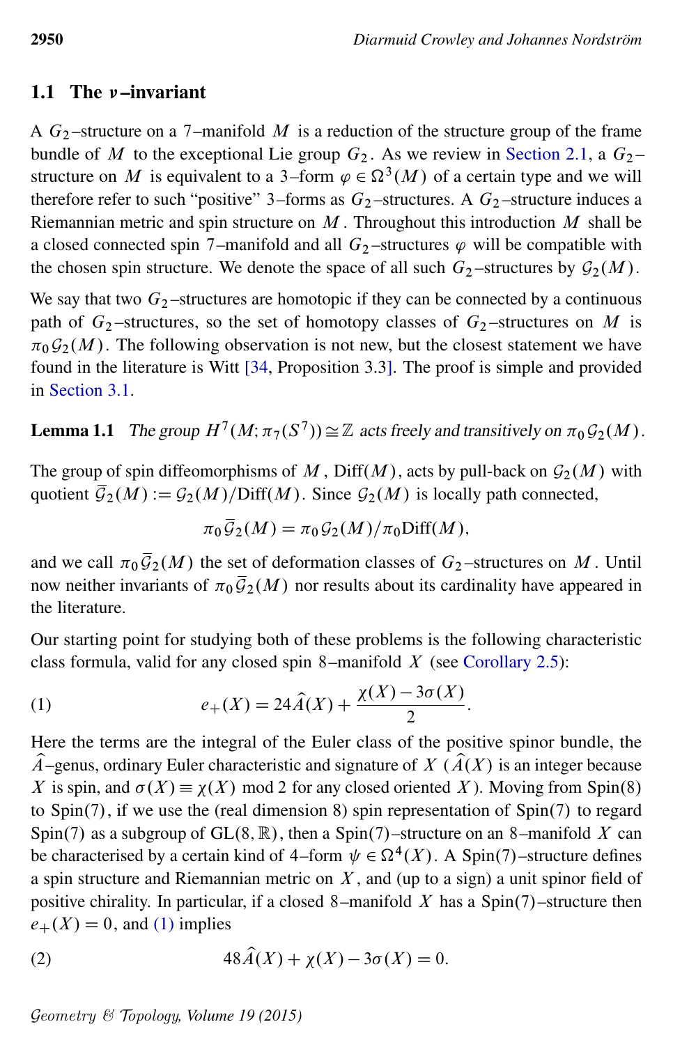## 1.1 The $\nu$–invariant

A $G_2$–structure on a 7–manifold $M$ is a reduction of the structure group of the frame bundle of $M$ to the exceptional Lie group $G_2$. As we review in Section 2.1, a $G_2$–structure on $M$ is equivalent to a 3–form $\varphi \in \Omega^3(M)$ of a certain type and we will therefore refer to such "positive" 3–forms as $G_2$–structures. A $G_2$–structure induces a Riemannian metric and spin structure on $M$. Throughout this introduction $M$ shall be a closed connected spin 7–manifold and all $G_2$–structures $\varphi$ will be compatible with the chosen spin structure. We denote the space of all such $G_2$–structures by $\mathcal{G}_2(M)$.

We say that two $G_2$–structures are homotopic if they can be connected by a continuous path of $G_2$–structures, so the set of homotopy classes of $G_2$–structures on $M$ is $\pi_0\mathcal{G}_2(M)$. The following observation is not new, but the closest statement we have found in the literature is Witt [34, Proposition 3.3]. The proof is simple and provided in Section 3.1.

**Lemma 1.1** *The group $H^7(M;\pi_7(S^7)) \cong \mathbb{Z}$ acts freely and transitively on $\pi_0\mathcal{G}_2(M)$.*

The group of spin diffeomorphisms of $M$, $\mathrm{Diff}(M)$, acts by pull-back on $\mathcal{G}_2(M)$ with quotient $\overline{\mathcal{G}}_2(M) := \mathcal{G}_2(M)/\mathrm{Diff}(M)$. Since $\mathcal{G}_2(M)$ is locally path connected,

$$\pi_0\overline{\mathcal{G}}_2(M) = \pi_0\mathcal{G}_2(M)/\pi_0\mathrm{Diff}(M),$$

and we call $\pi_0\overline{\mathcal{G}}_2(M)$ the set of deformation classes of $G_2$–structures on $M$. Until now neither invariants of $\pi_0\overline{\mathcal{G}}_2(M)$ nor results about its cardinality have appeared in the literature.

Our starting point for studying both of these problems is the following characteristic class formula, valid for any closed spin 8–manifold $X$ (see Corollary 2.5):

$$e_+(X) = 24\hat{A}(X) + \frac{\chi(X) - 3\sigma(X)}{2}. \tag{1}$$

Here the terms are the integral of the Euler class of the positive spinor bundle, the $\hat{A}$–genus, ordinary Euler characteristic and signature of $X$ ($\hat{A}(X)$ is an integer because $X$ is spin, and $\sigma(X) \equiv \chi(X) \bmod 2$ for any closed oriented $X$). Moving from Spin(8) to Spin(7), if we use the (real dimension 8) spin representation of Spin(7) to regard Spin(7) as a subgroup of $\mathrm{GL}(8,\mathbb{R})$, then a Spin(7)–structure on an 8–manifold $X$ can be characterised by a certain kind of 4–form $\psi \in \Omega^4(X)$. A Spin(7)–structure defines a spin structure and Riemannian metric on $X$, and (up to a sign) a unit spinor field of positive chirality. In particular, if a closed 8–manifold $X$ has a Spin(7)–structure then $e_+(X) = 0$, and (1) implies

$$48\hat{A}(X) + \chi(X) - 3\sigma(X) = 0. \tag{2}$$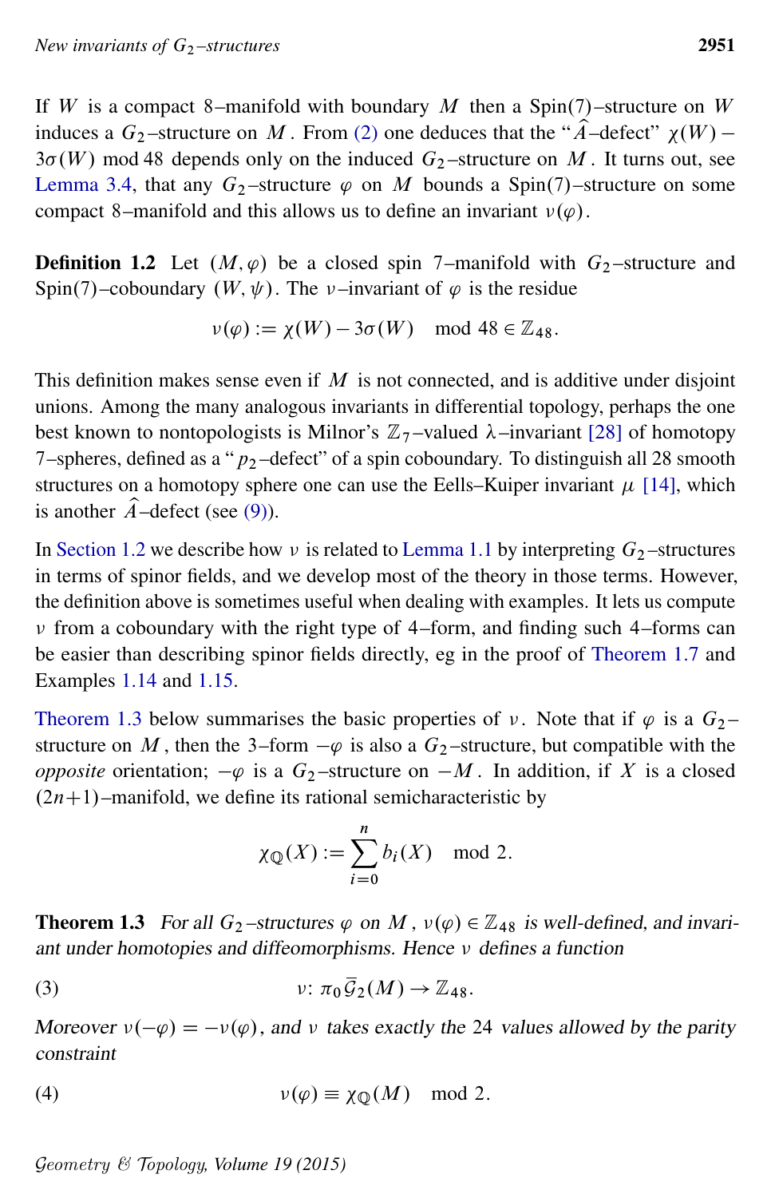If $W$ is a compact 8–manifold with boundary $M$ then a Spin(7)–structure on $W$ induces a $G_2$–structure on $M$. From (2) one deduces that the "$\widehat{A}$–defect" $\chi(W) - 3\sigma(W) \bmod 48$ depends only on the induced $G_2$–structure on $M$. It turns out, see Lemma 3.4, that any $G_2$–structure $\varphi$ on $M$ bounds a Spin(7)–structure on some compact 8–manifold and this allows us to define an invariant $\nu(\varphi)$.

**Definition 1.2** Let $(M, \varphi)$ be a closed spin 7–manifold with $G_2$–structure and Spin(7)–coboundary $(W, \psi)$. The $\nu$–invariant of $\varphi$ is the residue

$$\nu(\varphi) := \chi(W) - 3\sigma(W) \mod 48 \in \mathbb{Z}_{48}.$$

This definition makes sense even if $M$ is not connected, and is additive under disjoint unions. Among the many analogous invariants in differential topology, perhaps the one best known to nontopologists is Milnor's $\mathbb{Z}_7$–valued $\lambda$–invariant [28] of homotopy 7–spheres, defined as a "$p_2$–defect" of a spin coboundary. To distinguish all 28 smooth structures on a homotopy sphere one can use the Eells–Kuiper invariant $\mu$ [14], which is another $\widehat{A}$–defect (see (9)).

In Section 1.2 we describe how $\nu$ is related to Lemma 1.1 by interpreting $G_2$–structures in terms of spinor fields, and we develop most of the theory in those terms. However, the definition above is sometimes useful when dealing with examples. It lets us compute $\nu$ from a coboundary with the right type of 4–form, and finding such 4–forms can be easier than describing spinor fields directly, eg in the proof of Theorem 1.7 and Examples 1.14 and 1.15.

Theorem 1.3 below summarises the basic properties of $\nu$. Note that if $\varphi$ is a $G_2$–structure on $M$, then the 3–form $-\varphi$ is also a $G_2$–structure, but compatible with the *opposite* orientation; $-\varphi$ is a $G_2$–structure on $-M$. In addition, if $X$ is a closed $(2n+1)$–manifold, we define its rational semicharacteristic by

$$\chi_{\mathbb{Q}}(X) := \sum_{i=0}^{n} b_i(X) \mod 2.$$

**Theorem 1.3** *For all $G_2$–structures $\varphi$ on $M$, $\nu(\varphi) \in \mathbb{Z}_{48}$ is well-defined, and invariant under homotopies and diffeomorphisms. Hence $\nu$ defines a function*

$$\nu\colon \pi_0 \overline{\mathcal{G}}_2(M) \to \mathbb{Z}_{48}. \tag{3}$$

*Moreover $\nu(-\varphi) = -\nu(\varphi)$, and $\nu$ takes exactly the 24 values allowed by the parity constraint*

$$\nu(\varphi) \equiv \chi_{\mathbb{Q}}(M) \mod 2. \tag{4}$$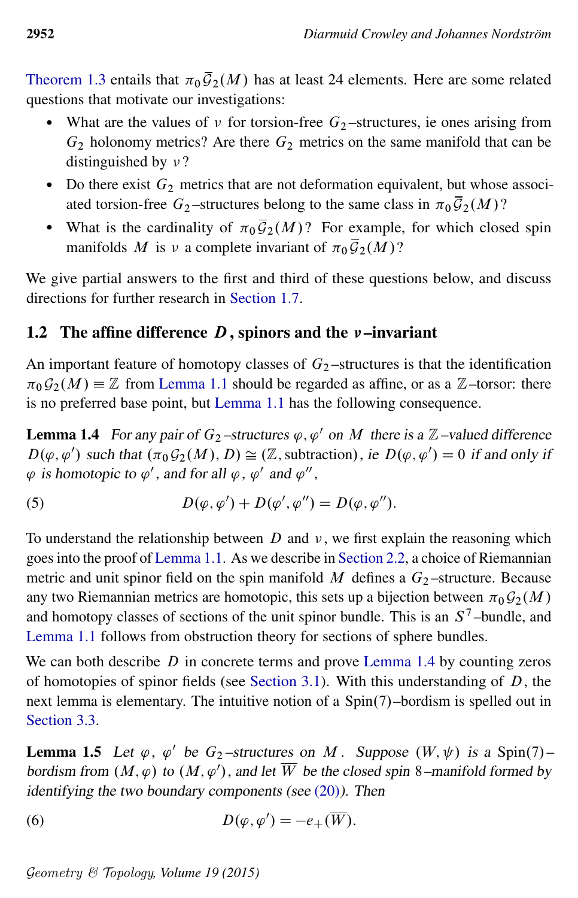Theorem 1.3 entails that $\pi_0 \overline{\mathcal{G}}_2(M)$ has at least 24 elements. Here are some related questions that motivate our investigations:

- What are the values of $\nu$ for torsion-free $G_2$–structures, ie ones arising from $G_2$ holonomy metrics? Are there $G_2$ metrics on the same manifold that can be distinguished by $\nu$?
- Do there exist $G_2$ metrics that are not deformation equivalent, but whose associated torsion-free $G_2$–structures belong to the same class in $\pi_0 \overline{\mathcal{G}}_2(M)$?
- What is the cardinality of $\pi_0 \overline{\mathcal{G}}_2(M)$? For example, for which closed spin manifolds $M$ is $\nu$ a complete invariant of $\pi_0 \overline{\mathcal{G}}_2(M)$?

We give partial answers to the first and third of these questions below, and discuss directions for further research in Section 1.7.

## 1.2 The affine difference $D$, spinors and the $\nu$–invariant

An important feature of homotopy classes of $G_2$–structures is that the identification $\pi_0 \mathcal{G}_2(M) \equiv \mathbb{Z}$ from Lemma 1.1 should be regarded as affine, or as a $\mathbb{Z}$–torsor: there is no preferred base point, but Lemma 1.1 has the following consequence.

**Lemma 1.4** *For any pair of $G_2$–structures $\varphi, \varphi'$ on $M$ there is a $\mathbb{Z}$–valued difference $D(\varphi, \varphi')$ such that $(\pi_0 \mathcal{G}_2(M), D) \cong (\mathbb{Z}, \text{subtraction})$, ie $D(\varphi, \varphi') = 0$ if and only if $\varphi$ is homotopic to $\varphi'$, and for all $\varphi$, $\varphi'$ and $\varphi''$,*

$$D(\varphi, \varphi') + D(\varphi', \varphi'') = D(\varphi, \varphi''). \tag{5}$$

To understand the relationship between $D$ and $\nu$, we first explain the reasoning which goes into the proof of Lemma 1.1. As we describe in Section 2.2, a choice of Riemannian metric and unit spinor field on the spin manifold $M$ defines a $G_2$–structure. Because any two Riemannian metrics are homotopic, this sets up a bijection between $\pi_0 \mathcal{G}_2(M)$ and homotopy classes of sections of the unit spinor bundle. This is an $S^7$–bundle, and Lemma 1.1 follows from obstruction theory for sections of sphere bundles.

We can both describe $D$ in concrete terms and prove Lemma 1.4 by counting zeros of homotopies of spinor fields (see Section 3.1). With this understanding of $D$, the next lemma is elementary. The intuitive notion of a $\mathrm{Spin}(7)$–bordism is spelled out in Section 3.3.

**Lemma 1.5** *Let $\varphi$, $\varphi'$ be $G_2$–structures on $M$. Suppose $(W, \psi)$ is a $\mathrm{Spin}(7)$–bordism from $(M, \varphi)$ to $(M, \varphi')$, and let $\overline{W}$ be the closed spin 8–manifold formed by identifying the two boundary components (see (20)). Then*

$$D(\varphi, \varphi') = -e_+(\overline{W}). \tag{6}$$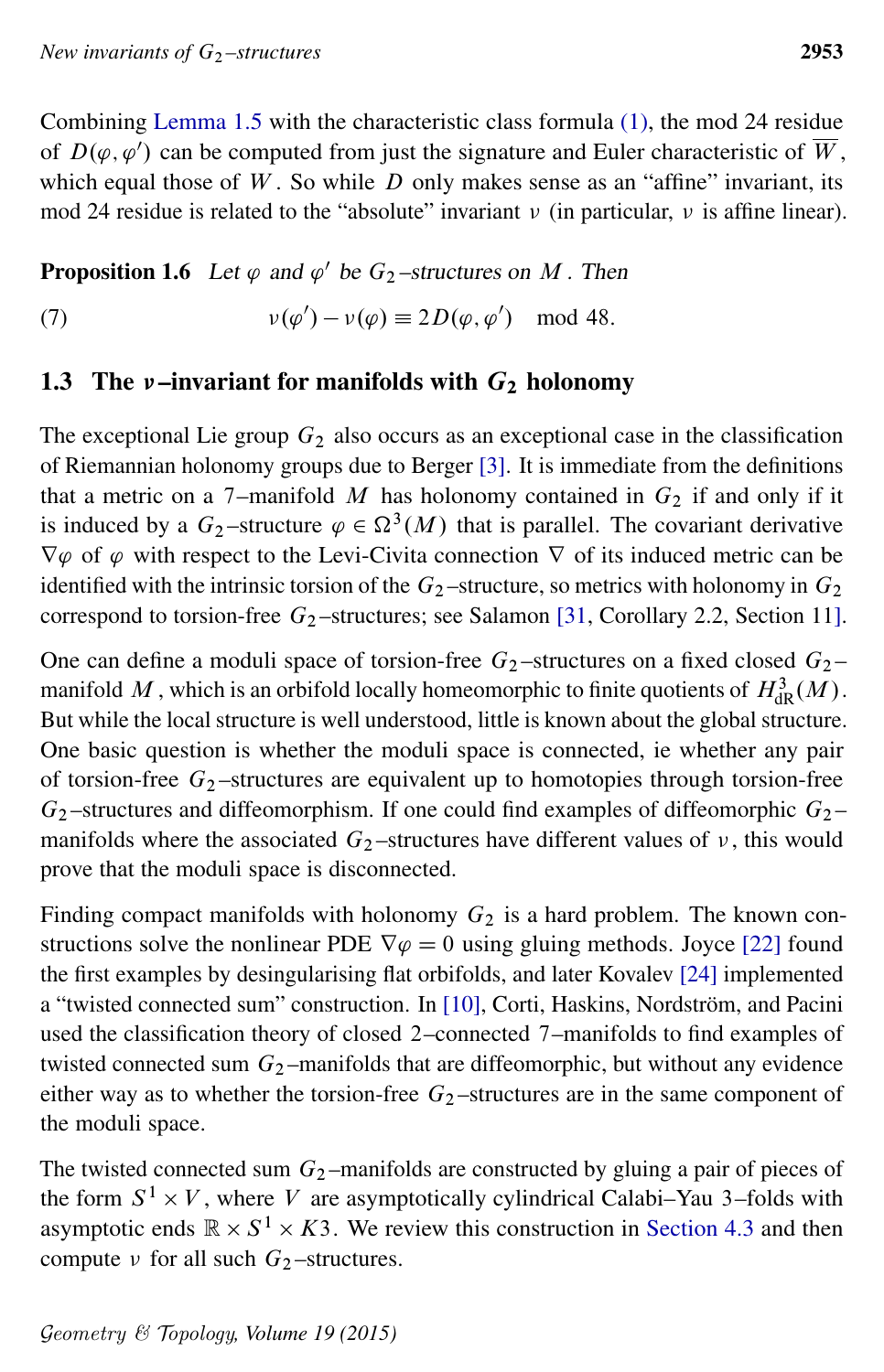Combining Lemma 1.5 with the characteristic class formula (1), the mod 24 residue of $D(\varphi, \varphi')$ can be computed from just the signature and Euler characteristic of $\overline{W}$, which equal those of $W$. So while $D$ only makes sense as an "affine" invariant, its mod 24 residue is related to the "absolute" invariant $\nu$ (in particular, $\nu$ is affine linear).

**Proposition 1.6** *Let $\varphi$ and $\varphi'$ be $G_2$–structures on $M$. Then*

$$\nu(\varphi') - \nu(\varphi) \equiv 2D(\varphi, \varphi') \mod 48. \tag{7}$$

## 1.3 The $\nu$–invariant for manifolds with $G_2$ holonomy

The exceptional Lie group $G_2$ also occurs as an exceptional case in the classification of Riemannian holonomy groups due to Berger [3]. It is immediate from the definitions that a metric on a 7–manifold $M$ has holonomy contained in $G_2$ if and only if it is induced by a $G_2$–structure $\varphi \in \Omega^3(M)$ that is parallel. The covariant derivative $\nabla\varphi$ of $\varphi$ with respect to the Levi-Civita connection $\nabla$ of its induced metric can be identified with the intrinsic torsion of the $G_2$–structure, so metrics with holonomy in $G_2$ correspond to torsion-free $G_2$–structures; see Salamon [31, Corollary 2.2, Section 11].

One can define a moduli space of torsion-free $G_2$–structures on a fixed closed $G_2$–manifold $M$, which is an orbifold locally homeomorphic to finite quotients of $H^3_{\mathrm{dR}}(M)$. But while the local structure is well understood, little is known about the global structure. One basic question is whether the moduli space is connected, ie whether any pair of torsion-free $G_2$–structures are equivalent up to homotopies through torsion-free $G_2$–structures and diffeomorphism. If one could find examples of diffeomorphic $G_2$–manifolds where the associated $G_2$–structures have different values of $\nu$, this would prove that the moduli space is disconnected.

Finding compact manifolds with holonomy $G_2$ is a hard problem. The known constructions solve the nonlinear PDE $\nabla\varphi = 0$ using gluing methods. Joyce [22] found the first examples by desingularising flat orbifolds, and later Kovalev [24] implemented a "twisted connected sum" construction. In [10], Corti, Haskins, Nordström, and Pacini used the classification theory of closed 2–connected 7–manifolds to find examples of twisted connected sum $G_2$–manifolds that are diffeomorphic, but without any evidence either way as to whether the torsion-free $G_2$–structures are in the same component of the moduli space.

The twisted connected sum $G_2$–manifolds are constructed by gluing a pair of pieces of the form $S^1 \times V$, where $V$ are asymptotically cylindrical Calabi–Yau 3–folds with asymptotic ends $\mathbb{R} \times S^1 \times K3$. We review this construction in Section 4.3 and then compute $\nu$ for all such $G_2$–structures.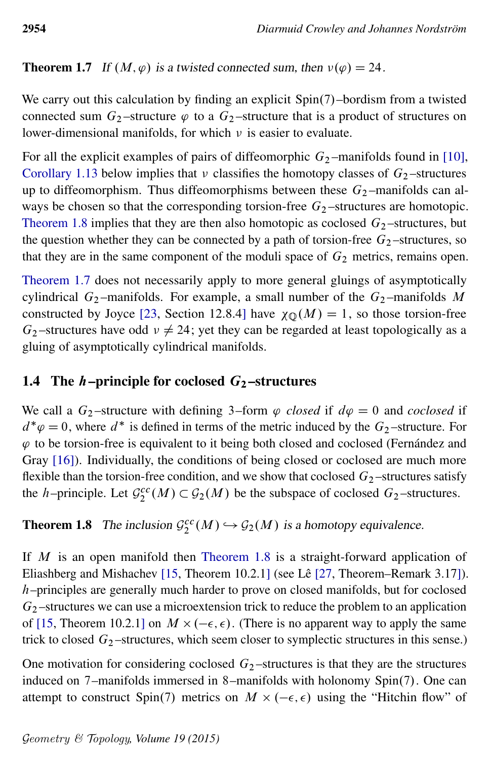**Theorem 1.7** *If $(M, \varphi)$ is a twisted connected sum, then $\nu(\varphi) = 24$.*

We carry out this calculation by finding an explicit Spin(7)–bordism from a twisted connected sum $G_2$–structure $\varphi$ to a $G_2$–structure that is a product of structures on lower-dimensional manifolds, for which $\nu$ is easier to evaluate.

For all the explicit examples of pairs of diffeomorphic $G_2$–manifolds found in [10], Corollary 1.13 below implies that $\nu$ classifies the homotopy classes of $G_2$–structures up to diffeomorphism. Thus diffeomorphisms between these $G_2$–manifolds can always be chosen so that the corresponding torsion-free $G_2$–structures are homotopic. Theorem 1.8 implies that they are then also homotopic as coclosed $G_2$–structures, but the question whether they can be connected by a path of torsion-free $G_2$–structures, so that they are in the same component of the moduli space of $G_2$ metrics, remains open.

Theorem 1.7 does not necessarily apply to more general gluings of asymptotically cylindrical $G_2$–manifolds. For example, a small number of the $G_2$–manifolds $M$ constructed by Joyce [23, Section 12.8.4] have $\chi_{\mathbb{Q}}(M) = 1$, so those torsion-free $G_2$–structures have odd $\nu \neq 24$; yet they can be regarded at least topologically as a gluing of asymptotically cylindrical manifolds.

## 1.4 The $h$–principle for coclosed $G_2$–structures

We call a $G_2$–structure with defining 3–form $\varphi$ *closed* if $d\varphi = 0$ and *coclosed* if $d^*\varphi = 0$, where $d^*$ is defined in terms of the metric induced by the $G_2$–structure. For $\varphi$ to be torsion-free is equivalent to it being both closed and coclosed (Fernández and Gray [16]). Individually, the conditions of being closed or coclosed are much more flexible than the torsion-free condition, and we show that coclosed $G_2$–structures satisfy the $h$–principle. Let $\mathcal{G}_2^{cc}(M) \subset \mathcal{G}_2(M)$ be the subspace of coclosed $G_2$–structures.

**Theorem 1.8** *The inclusion $\mathcal{G}_2^{cc}(M) \hookrightarrow \mathcal{G}_2(M)$ is a homotopy equivalence.*

If $M$ is an open manifold then Theorem 1.8 is a straight-forward application of Eliashberg and Mishachev [15, Theorem 10.2.1] (see Lê [27, Theorem–Remark 3.17]). $h$–principles are generally much harder to prove on closed manifolds, but for coclosed $G_2$–structures we can use a microextension trick to reduce the problem to an application of [15, Theorem 10.2.1] on $M \times (-\epsilon, \epsilon)$. (There is no apparent way to apply the same trick to closed $G_2$–structures, which seem closer to symplectic structures in this sense.)

One motivation for considering coclosed $G_2$–structures is that they are the structures induced on 7–manifolds immersed in 8–manifolds with holonomy Spin(7). One can attempt to construct Spin(7) metrics on $M \times (-\epsilon, \epsilon)$ using the "Hitchin flow" of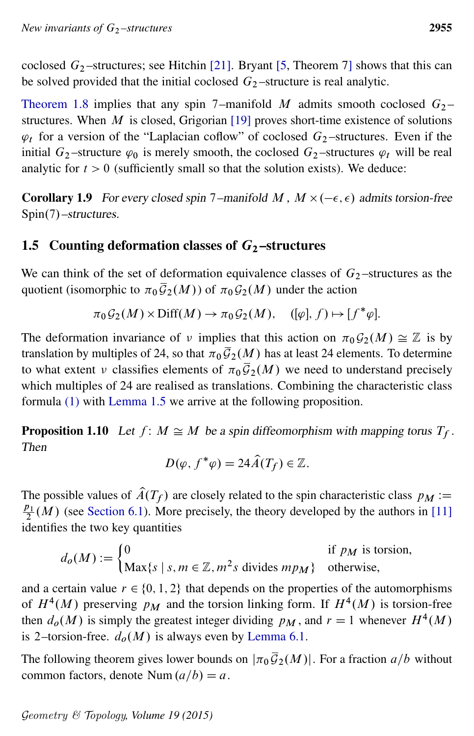coclosed $G_2$–structures; see Hitchin [21]. Bryant [5, Theorem 7] shows that this can be solved provided that the initial coclosed $G_2$–structure is real analytic.

Theorem 1.8 implies that any spin 7–manifold $M$ admits smooth coclosed $G_2$–structures. When $M$ is closed, Grigorian [19] proves short-time existence of solutions $\varphi_t$ for a version of the "Laplacian coflow" of coclosed $G_2$–structures. Even if the initial $G_2$–structure $\varphi_0$ is merely smooth, the coclosed $G_2$–structures $\varphi_t$ will be real analytic for $t > 0$ (sufficiently small so that the solution exists). We deduce:

**Corollary 1.9** *For every closed spin 7–manifold $M$, $M \times (-\epsilon, \epsilon)$ admits torsion-free* Spin(7)*–structures.*

## 1.5 Counting deformation classes of $G_2$–structures

We can think of the set of deformation equivalence classes of $G_2$–structures as the quotient (isomorphic to $\pi_0 \bar{\mathcal{G}}_2(M)$) of $\pi_0 \mathcal{G}_2(M)$ under the action

$$\pi_0 \mathcal{G}_2(M) \times \mathrm{Diff}(M) \to \pi_0 \mathcal{G}_2(M), \quad ([\varphi], f) \mapsto [f^*\varphi].$$

The deformation invariance of $\nu$ implies that this action on $\pi_0 \mathcal{G}_2(M) \cong \mathbb{Z}$ is by translation by multiples of 24, so that $\pi_0 \bar{\mathcal{G}}_2(M)$ has at least 24 elements. To determine to what extent $\nu$ classifies elements of $\pi_0 \bar{\mathcal{G}}_2(M)$ we need to understand precisely which multiples of 24 are realised as translations. Combining the characteristic class formula (1) with Lemma 1.5 we arrive at the following proposition.

**Proposition 1.10** *Let $f\colon M \cong M$ be a spin diffeomorphism with mapping torus $T_f$. Then*

$$D(\varphi, f^*\varphi) = 24\hat{A}(T_f) \in \mathbb{Z}.$$

The possible values of $\hat{A}(T_f)$ are closely related to the spin characteristic class $p_M := \frac{p_1}{2}(M)$ (see Section 6.1). More precisely, the theory developed by the authors in [11] identifies the two key quantities

$$d_o(M) := \begin{cases} 0 & \text{if } p_M \text{ is torsion,} \\ \mathrm{Max}\{s \mid s, m \in \mathbb{Z}, m^2 s \text{ divides } m p_M\} & \text{otherwise,} \end{cases}$$

and a certain value $r \in \{0, 1, 2\}$ that depends on the properties of the automorphisms of $H^4(M)$ preserving $p_M$ and the torsion linking form. If $H^4(M)$ is torsion-free then $d_o(M)$ is simply the greatest integer dividing $p_M$, and $r = 1$ whenever $H^4(M)$ is 2–torsion-free. $d_o(M)$ is always even by Lemma 6.1.

The following theorem gives lower bounds on $|\pi_0 \bar{\mathcal{G}}_2(M)|$. For a fraction $a/b$ without common factors, denote $\mathrm{Num}(a/b) = a$.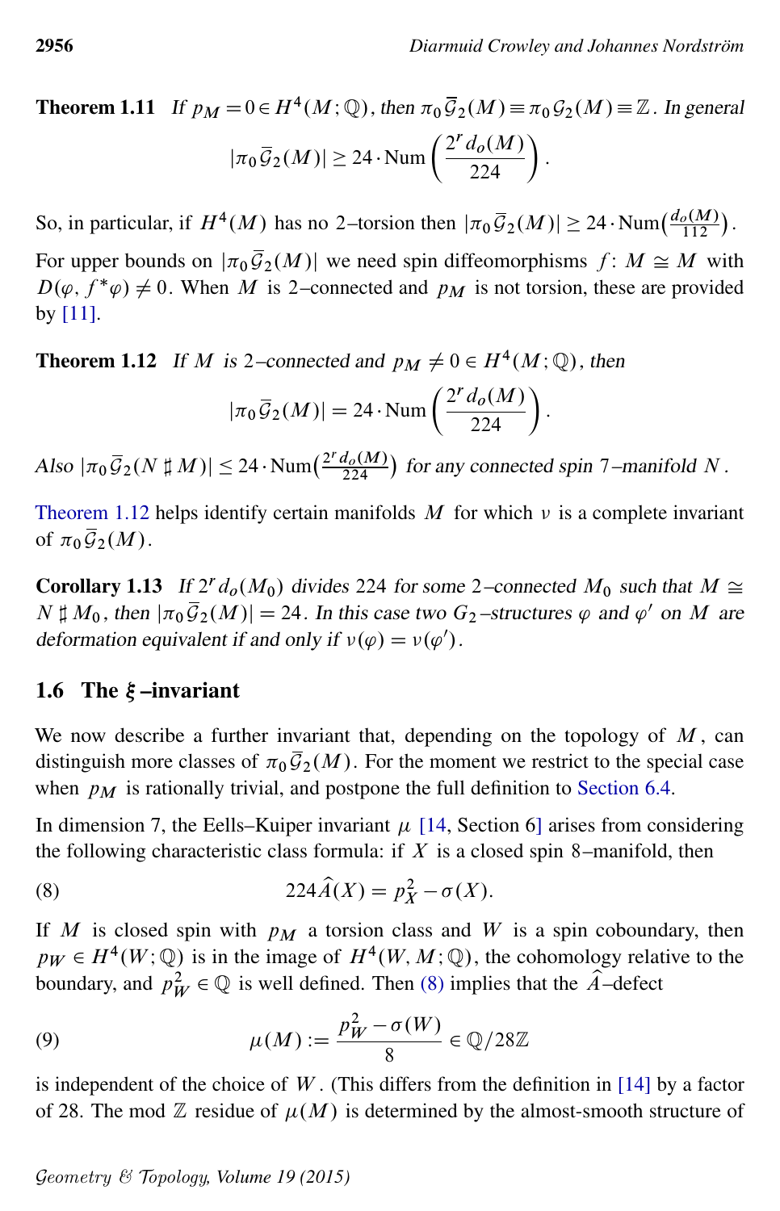**Theorem 1.11** *If $p_M = 0 \in H^4(M;\mathbb{Q})$, then $\pi_0\overline{\mathcal{G}}_2(M) \equiv \pi_0\mathcal{G}_2(M) \equiv \mathbb{Z}$. In general*

$$|\pi_0\overline{\mathcal{G}}_2(M)| \geq 24 \cdot \mathrm{Num}\left(\frac{2^r d_o(M)}{224}\right).$$

So, in particular, if $H^4(M)$ has no 2–torsion then $|\pi_0\overline{\mathcal{G}}_2(M)| \geq 24 \cdot \mathrm{Num}\left(\frac{d_o(M)}{112}\right)$.

For upper bounds on $|\pi_0\overline{\mathcal{G}}_2(M)|$ we need spin diffeomorphisms $f\colon M \cong M$ with $D(\varphi, f^*\varphi) \neq 0$. When $M$ is 2–connected and $p_M$ is not torsion, these are provided by [11].

**Theorem 1.12** *If $M$ is 2–connected and $p_M \neq 0 \in H^4(M;\mathbb{Q})$, then*

$$|\pi_0\overline{\mathcal{G}}_2(M)| = 24 \cdot \mathrm{Num}\left(\frac{2^r d_o(M)}{224}\right).$$

*Also $|\pi_0\overline{\mathcal{G}}_2(N \sharp M)| \leq 24 \cdot \mathrm{Num}\left(\frac{2^r d_o(M)}{224}\right)$ for any connected spin 7–manifold $N$.*

Theorem 1.12 helps identify certain manifolds $M$ for which $\nu$ is a complete invariant of $\pi_0\overline{\mathcal{G}}_2(M)$.

**Corollary 1.13** *If $2^r d_o(M_0)$ divides 224 for some 2–connected $M_0$ such that $M \cong N \sharp M_0$, then $|\pi_0\overline{\mathcal{G}}_2(M)| = 24$. In this case two $G_2$–structures $\varphi$ and $\varphi'$ on $M$ are deformation equivalent if and only if $\nu(\varphi) = \nu(\varphi')$.*

## 1.6 The $\xi$–invariant

We now describe a further invariant that, depending on the topology of $M$, can distinguish more classes of $\pi_0\overline{\mathcal{G}}_2(M)$. For the moment we restrict to the special case when $p_M$ is rationally trivial, and postpone the full definition to Section 6.4.

In dimension 7, the Eells–Kuiper invariant $\mu$ [14, Section 6] arises from considering the following characteristic class formula: if $X$ is a closed spin 8–manifold, then

$$224\hat{A}(X) = p_X^2 - \sigma(X). \tag{8}$$

If $M$ is closed spin with $p_M$ a torsion class and $W$ is a spin coboundary, then $p_W \in H^4(W;\mathbb{Q})$ is in the image of $H^4(W, M;\mathbb{Q})$, the cohomology relative to the boundary, and $p_W^2 \in \mathbb{Q}$ is well defined. Then (8) implies that the $\hat{A}$–defect

$$\mu(M) := \frac{p_W^2 - \sigma(W)}{8} \in \mathbb{Q}/28\mathbb{Z} \tag{9}$$

is independent of the choice of $W$. (This differs from the definition in [14] by a factor of 28. The mod $\mathbb{Z}$ residue of $\mu(M)$ is determined by the almost-smooth structure of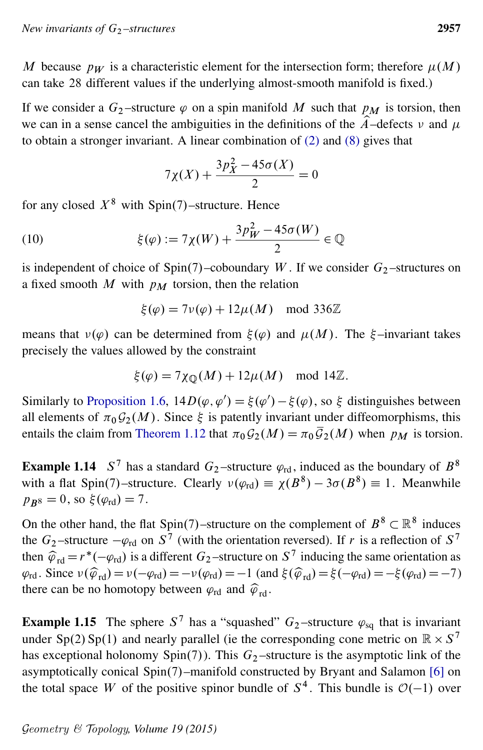$M$ because $p_W$ is a characteristic element for the intersection form; therefore $\mu(M)$ can take 28 different values if the underlying almost-smooth manifold is fixed.)

If we consider a $G_2$–structure $\varphi$ on a spin manifold $M$ such that $p_M$ is torsion, then we can in a sense cancel the ambiguities in the definitions of the $\widehat{A}$–defects $\nu$ and $\mu$ to obtain a stronger invariant. A linear combination of (2) and (8) gives that

$$7\chi(X) + \frac{3p_X^2 - 45\sigma(X)}{2} = 0$$

for any closed $X^8$ with Spin(7)–structure. Hence

$$\xi(\varphi) := 7\chi(W) + \frac{3p_W^2 - 45\sigma(W)}{2} \in \mathbb{Q} \tag{10}$$

is independent of choice of Spin(7)–coboundary $W$. If we consider $G_2$–structures on a fixed smooth $M$ with $p_M$ torsion, then the relation

$$\xi(\varphi) = 7\nu(\varphi) + 12\mu(M) \mod 336\mathbb{Z}$$

means that $\nu(\varphi)$ can be determined from $\xi(\varphi)$ and $\mu(M)$. The $\xi$–invariant takes precisely the values allowed by the constraint

$$\xi(\varphi) = 7\chi_{\mathbb{Q}}(M) + 12\mu(M) \mod 14\mathbb{Z}.$$

Similarly to Proposition 1.6, $14D(\varphi, \varphi') = \xi(\varphi') - \xi(\varphi)$, so $\xi$ distinguishes between all elements of $\pi_0\mathcal{G}_2(M)$. Since $\xi$ is patently invariant under diffeomorphisms, this entails the claim from Theorem 1.12 that $\pi_0\mathcal{G}_2(M) = \pi_0\overline{\mathcal{G}}_2(M)$ when $p_M$ is torsion.

**Example 1.14** $S^7$ has a standard $G_2$–structure $\varphi_{\mathrm{rd}}$, induced as the boundary of $B^8$ with a flat Spin(7)–structure. Clearly $\nu(\varphi_{\mathrm{rd}}) \equiv \chi(B^8) - 3\sigma(B^8) \equiv 1$. Meanwhile $p_{B^8} = 0$, so $\xi(\varphi_{\mathrm{rd}}) = 7$.

On the other hand, the flat Spin(7)–structure on the complement of $B^8 \subset \mathbb{R}^8$ induces the $G_2$–structure $-\varphi_{\mathrm{rd}}$ on $S^7$ (with the orientation reversed). If $r$ is a reflection of $S^7$ then $\widehat{\varphi}_{\mathrm{rd}} = r^*(-\varphi_{\mathrm{rd}})$ is a different $G_2$–structure on $S^7$ inducing the same orientation as $\varphi_{\mathrm{rd}}$. Since $\nu(\widehat{\varphi}_{\mathrm{rd}}) = \nu(-\varphi_{\mathrm{rd}}) = -\nu(\varphi_{\mathrm{rd}}) = -1$ (and $\xi(\widehat{\varphi}_{\mathrm{rd}}) = \xi(-\varphi_{\mathrm{rd}}) = -\xi(\varphi_{\mathrm{rd}}) = -7$) there can be no homotopy between $\varphi_{\mathrm{rd}}$ and $\widehat{\varphi}_{\mathrm{rd}}$.

**Example 1.15** The sphere $S^7$ has a "squashed" $G_2$–structure $\varphi_{\mathrm{sq}}$ that is invariant under Sp(2) Sp(1) and nearly parallel (ie the corresponding cone metric on $\mathbb{R} \times S^7$ has exceptional holonomy Spin(7)). This $G_2$–structure is the asymptotic link of the asymptotically conical Spin(7)–manifold constructed by Bryant and Salamon [6] on the total space $W$ of the positive spinor bundle of $S^4$. This bundle is $\mathcal{O}(-1)$ over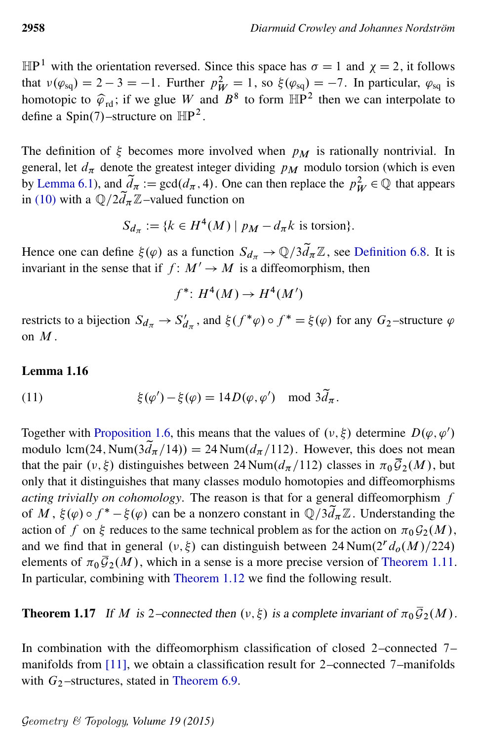$\mathbb{HP}^1$ with the orientation reversed. Since this space has $\sigma = 1$ and $\chi = 2$, it follows that $\nu(\varphi_{\mathrm{sq}}) = 2 - 3 = -1$. Further $p_W^2 = 1$, so $\xi(\varphi_{\mathrm{sq}}) = -7$. In particular, $\varphi_{\mathrm{sq}}$ is homotopic to $\widehat{\varphi}_{\mathrm{rd}}$; if we glue $W$ and $B^8$ to form $\mathbb{HP}^2$ then we can interpolate to define a Spin(7)–structure on $\mathbb{HP}^2$.

The definition of $\xi$ becomes more involved when $p_M$ is rationally nontrivial. In general, let $d_\pi$ denote the greatest integer dividing $p_M$ modulo torsion (which is even by Lemma 6.1), and $\widetilde{d}_\pi := \gcd(d_\pi, 4)$. One can then replace the $p_W^2 \in \mathbb{Q}$ that appears in (10) with a $\mathbb{Q}/2\widetilde{d}_\pi\mathbb{Z}$–valued function on

$$S_{d_\pi} := \{k \in H^4(M) \mid p_M - d_\pi k \text{ is torsion}\}.$$

Hence one can define $\xi(\varphi)$ as a function $S_{d_\pi} \to \mathbb{Q}/3\widetilde{d}_\pi\mathbb{Z}$, see Definition 6.8. It is invariant in the sense that if $f \colon M' \to M$ is a diffeomorphism, then

$$f^* \colon H^4(M) \to H^4(M')$$

restricts to a bijection $S_{d_\pi} \to S'_{d_\pi}$, and $\xi(f^*\varphi) \circ f^* = \xi(\varphi)$ for any $G_2$–structure $\varphi$ on $M$.

**Lemma 1.16**

$$\xi(\varphi') - \xi(\varphi) = 14 D(\varphi, \varphi') \mod 3\widetilde{d}_\pi. \tag{11}$$

Together with Proposition 1.6, this means that the values of $(\nu, \xi)$ determine $D(\varphi, \varphi')$ modulo $\operatorname{lcm}(24, \operatorname{Num}(3\widetilde{d}_\pi/14)) = 24\operatorname{Num}(d_\pi/112)$. However, this does not mean that the pair $(\nu, \xi)$ distinguishes between $24\operatorname{Num}(d_\pi/112)$ classes in $\pi_0\overline{\mathcal{G}}_2(M)$, but only that it distinguishes that many classes modulo homotopies and diffeomorphisms *acting trivially on cohomology*. The reason is that for a general diffeomorphism $f$ of $M$, $\xi(\varphi) \circ f^* - \xi(\varphi)$ can be a nonzero constant in $\mathbb{Q}/3\widetilde{d}_\pi\mathbb{Z}$. Understanding the action of $f$ on $\xi$ reduces to the same technical problem as for the action on $\pi_0\mathcal{G}_2(M)$, and we find that in general $(\nu, \xi)$ can distinguish between $24\operatorname{Num}(2^r d_o(M)/224)$ elements of $\pi_0\overline{\mathcal{G}}_2(M)$, which in a sense is a more precise version of Theorem 1.11. In particular, combining with Theorem 1.12 we find the following result.

**Theorem 1.17** *If $M$ is 2–connected then $(\nu, \xi)$ is a complete invariant of $\pi_0\overline{\mathcal{G}}_2(M)$.*

In combination with the diffeomorphism classification of closed 2–connected 7–manifolds from [11], we obtain a classification result for 2–connected 7–manifolds with $G_2$–structures, stated in Theorem 6.9.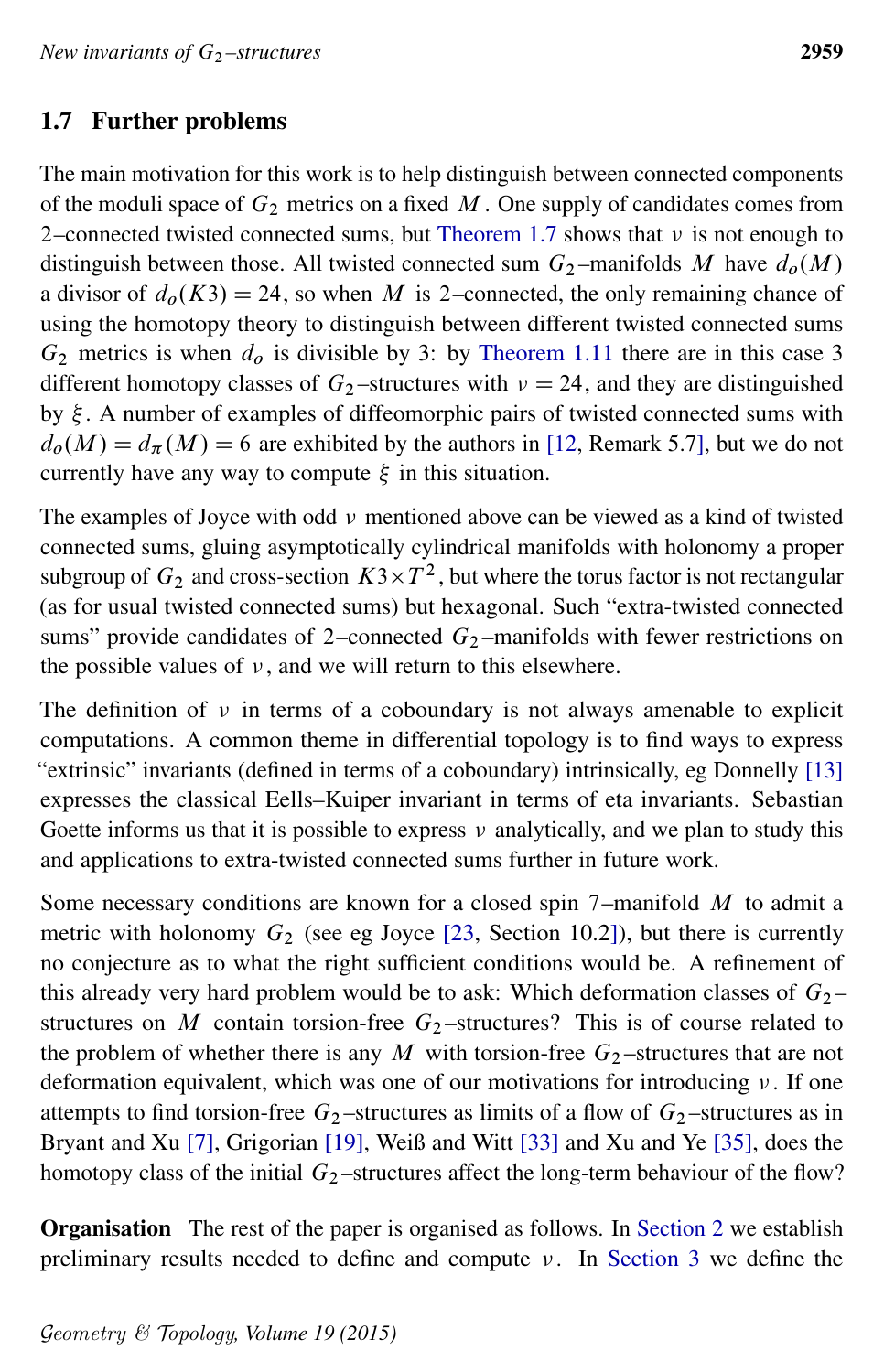## 1.7 Further problems

The main motivation for this work is to help distinguish between connected components of the moduli space of $G_2$ metrics on a fixed $M$. One supply of candidates comes from 2–connected twisted connected sums, but Theorem 1.7 shows that $\nu$ is not enough to distinguish between those. All twisted connected sum $G_2$–manifolds $M$ have $d_o(M)$ a divisor of $d_o(K3) = 24$, so when $M$ is 2–connected, the only remaining chance of using the homotopy theory to distinguish between different twisted connected sums $G_2$ metrics is when $d_o$ is divisible by 3: by Theorem 1.11 there are in this case 3 different homotopy classes of $G_2$–structures with $\nu = 24$, and they are distinguished by $\xi$. A number of examples of diffeomorphic pairs of twisted connected sums with $d_o(M) = d_\pi(M) = 6$ are exhibited by the authors in [12, Remark 5.7], but we do not currently have any way to compute $\xi$ in this situation.

The examples of Joyce with odd $\nu$ mentioned above can be viewed as a kind of twisted connected sums, gluing asymptotically cylindrical manifolds with holonomy a proper subgroup of $G_2$ and cross-section $K3 \times T^2$, but where the torus factor is not rectangular (as for usual twisted connected sums) but hexagonal. Such "extra-twisted connected sums" provide candidates of 2–connected $G_2$–manifolds with fewer restrictions on the possible values of $\nu$, and we will return to this elsewhere.

The definition of $\nu$ in terms of a coboundary is not always amenable to explicit computations. A common theme in differential topology is to find ways to express "extrinsic" invariants (defined in terms of a coboundary) intrinsically, eg Donnelly [13] expresses the classical Eells–Kuiper invariant in terms of eta invariants. Sebastian Goette informs us that it is possible to express $\nu$ analytically, and we plan to study this and applications to extra-twisted connected sums further in future work.

Some necessary conditions are known for a closed spin 7–manifold $M$ to admit a metric with holonomy $G_2$ (see eg Joyce [23, Section 10.2]), but there is currently no conjecture as to what the right sufficient conditions would be. A refinement of this already very hard problem would be to ask: Which deformation classes of $G_2$–structures on $M$ contain torsion-free $G_2$–structures? This is of course related to the problem of whether there is any $M$ with torsion-free $G_2$–structures that are not deformation equivalent, which was one of our motivations for introducing $\nu$. If one attempts to find torsion-free $G_2$–structures as limits of a flow of $G_2$–structures as in Bryant and Xu [7], Grigorian [19], Weiß and Witt [33] and Xu and Ye [35], does the homotopy class of the initial $G_2$–structures affect the long-term behaviour of the flow?

**Organisation** The rest of the paper is organised as follows. In Section 2 we establish preliminary results needed to define and compute $\nu$. In Section 3 we define the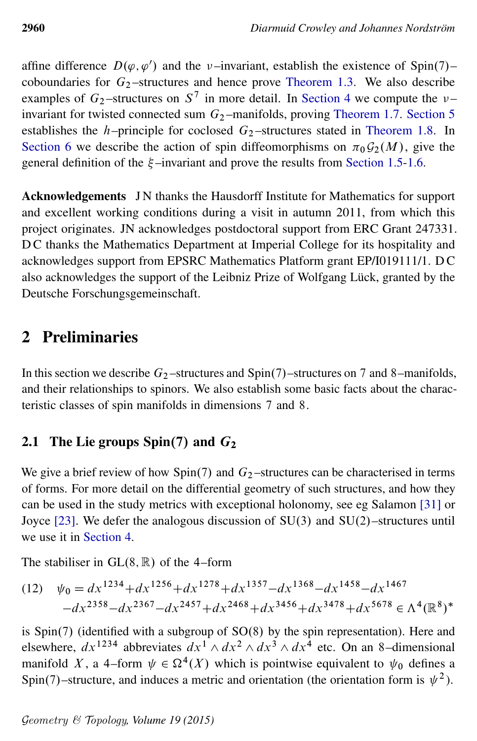affine difference $D(\varphi, \varphi')$ and the $\nu$–invariant, establish the existence of Spin(7)–coboundaries for $G_2$–structures and hence prove Theorem 1.3. We also describe examples of $G_2$–structures on $S^7$ in more detail. In Section 4 we compute the $\nu$–invariant for twisted connected sum $G_2$–manifolds, proving Theorem 1.7. Section 5 establishes the $h$–principle for coclosed $G_2$–structures stated in Theorem 1.8. In Section 6 we describe the action of spin diffeomorphisms on $\pi_0 \mathcal{G}_2(M)$, give the general definition of the $\xi$–invariant and prove the results from Section 1.5-1.6.

**Acknowledgements** J N thanks the Hausdorff Institute for Mathematics for support and excellent working conditions during a visit in autumn 2011, from which this project originates. JN acknowledges postdoctoral support from ERC Grant 247331. D C thanks the Mathematics Department at Imperial College for its hospitality and acknowledges support from EPSRC Mathematics Platform grant EP/I019111/1. D C also acknowledges the support of the Leibniz Prize of Wolfgang Lück, granted by the Deutsche Forschungsgemeinschaft.

## 2 Preliminaries

In this section we describe $G_2$–structures and Spin(7)–structures on 7 and 8–manifolds, and their relationships to spinors. We also establish some basic facts about the characteristic classes of spin manifolds in dimensions 7 and 8.

### 2.1 The Lie groups Spin(7) and $G_2$

We give a brief review of how Spin(7) and $G_2$–structures can be characterised in terms of forms. For more detail on the differential geometry of such structures, and how they can be used in the study metrics with exceptional holonomy, see eg Salamon [31] or Joyce [23]. We defer the analogous discussion of SU(3) and SU(2)–structures until we use it in Section 4.

The stabiliser in $\mathrm{GL}(8,\mathbb{R})$ of the 4–form

$$\begin{aligned}(12)\quad \psi_0 = {} & dx^{1234}+dx^{1256}+dx^{1278}+dx^{1357}-dx^{1368}-dx^{1458}-dx^{1467}\\ & -dx^{2358}-dx^{2367}-dx^{2457}+dx^{2468}+dx^{3456}+dx^{3478}+dx^{5678} \in \Lambda^4(\mathbb{R}^8)^*\end{aligned}$$

is Spin(7) (identified with a subgroup of SO(8) by the spin representation). Here and elsewhere, $dx^{1234}$ abbreviates $dx^1 \wedge dx^2 \wedge dx^3 \wedge dx^4$ etc. On an 8–dimensional manifold $X$, a 4–form $\psi \in \Omega^4(X)$ which is pointwise equivalent to $\psi_0$ defines a Spin(7)–structure, and induces a metric and orientation (the orientation form is $\psi^2$).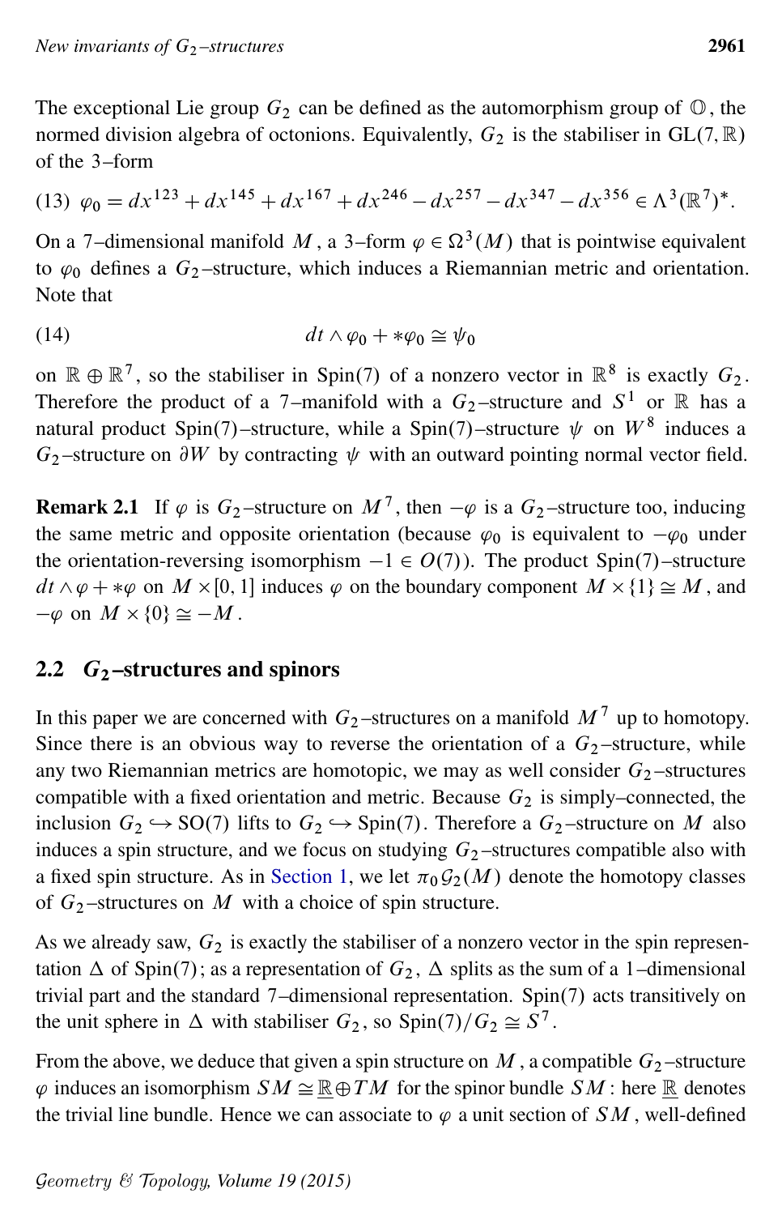The exceptional Lie group $G_2$ can be defined as the automorphism group of $\mathbb{O}$, the normed division algebra of octonions. Equivalently, $G_2$ is the stabiliser in $\mathrm{GL}(7,\mathbb{R})$ of the 3–form

$$\varphi_0 = dx^{123} + dx^{145} + dx^{167} + dx^{246} - dx^{257} - dx^{347} - dx^{356} \in \Lambda^3(\mathbb{R}^7)^*. \tag{13}$$

On a 7–dimensional manifold $M$, a 3–form $\varphi \in \Omega^3(M)$ that is pointwise equivalent to $\varphi_0$ defines a $G_2$–structure, which induces a Riemannian metric and orientation. Note that

$$dt \wedge \varphi_0 + *\varphi_0 \cong \psi_0 \tag{14}$$

on $\mathbb{R} \oplus \mathbb{R}^7$, so the stabiliser in $\mathrm{Spin}(7)$ of a nonzero vector in $\mathbb{R}^8$ is exactly $G_2$. Therefore the product of a 7–manifold with a $G_2$–structure and $S^1$ or $\mathbb{R}$ has a natural product $\mathrm{Spin}(7)$–structure, while a $\mathrm{Spin}(7)$–structure $\psi$ on $W^8$ induces a $G_2$–structure on $\partial W$ by contracting $\psi$ with an outward pointing normal vector field.

**Remark 2.1** If $\varphi$ is $G_2$–structure on $M^7$, then $-\varphi$ is a $G_2$–structure too, inducing the same metric and opposite orientation (because $\varphi_0$ is equivalent to $-\varphi_0$ under the orientation-reversing isomorphism $-1 \in O(7)$). The product $\mathrm{Spin}(7)$–structure $dt \wedge \varphi + *\varphi$ on $M \times [0,1]$ induces $\varphi$ on the boundary component $M \times \{1\} \cong M$, and $-\varphi$ on $M \times \{0\} \cong -M$.

## 2.2 $G_2$–structures and spinors

In this paper we are concerned with $G_2$–structures on a manifold $M^7$ up to homotopy. Since there is an obvious way to reverse the orientation of a $G_2$–structure, while any two Riemannian metrics are homotopic, we may as well consider $G_2$–structures compatible with a fixed orientation and metric. Because $G_2$ is simply–connected, the inclusion $G_2 \hookrightarrow \mathrm{SO}(7)$ lifts to $G_2 \hookrightarrow \mathrm{Spin}(7)$. Therefore a $G_2$–structure on $M$ also induces a spin structure, and we focus on studying $G_2$–structures compatible also with a fixed spin structure. As in Section 1, we let $\pi_0\mathcal{G}_2(M)$ denote the homotopy classes of $G_2$–structures on $M$ with a choice of spin structure.

As we already saw, $G_2$ is exactly the stabiliser of a nonzero vector in the spin representation $\Delta$ of $\mathrm{Spin}(7)$; as a representation of $G_2$, $\Delta$ splits as the sum of a 1–dimensional trivial part and the standard 7–dimensional representation. $\mathrm{Spin}(7)$ acts transitively on the unit sphere in $\Delta$ with stabiliser $G_2$, so $\mathrm{Spin}(7)/G_2 \cong S^7$.

From the above, we deduce that given a spin structure on $M$, a compatible $G_2$–structure $\varphi$ induces an isomorphism $SM \cong \underline{\mathbb{R}} \oplus TM$ for the spinor bundle $SM$: here $\underline{\mathbb{R}}$ denotes the trivial line bundle. Hence we can associate to $\varphi$ a unit section of $SM$, well-defined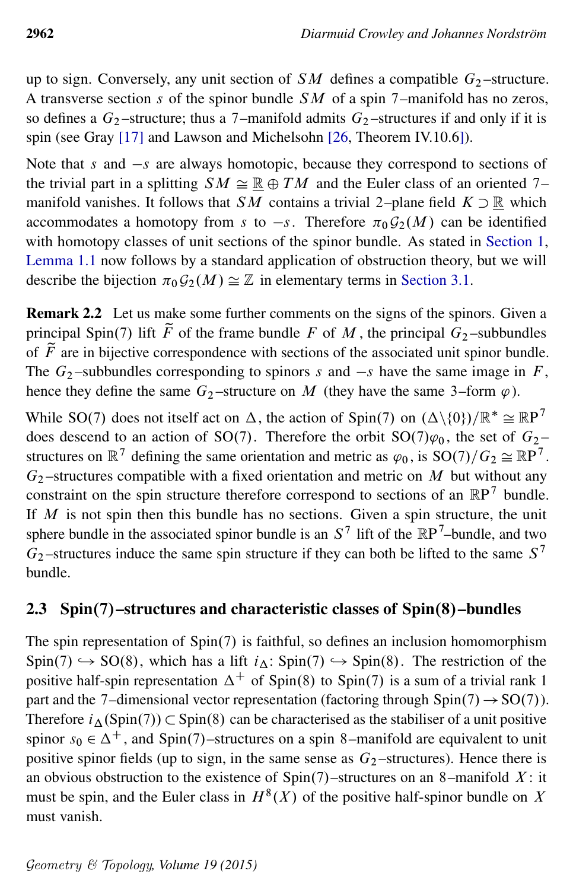up to sign. Conversely, any unit section of $SM$ defines a compatible $G_2$–structure. A transverse section $s$ of the spinor bundle $SM$ of a spin 7–manifold has no zeros, so defines a $G_2$–structure; thus a 7–manifold admits $G_2$–structures if and only if it is spin (see Gray [17] and Lawson and Michelsohn [26, Theorem IV.10.6]).

Note that $s$ and $-s$ are always homotopic, because they correspond to sections of the trivial part in a splitting $SM \cong \underline{\mathbb{R}} \oplus TM$ and the Euler class of an oriented 7–manifold vanishes. It follows that $SM$ contains a trivial 2–plane field $K \supset \underline{\mathbb{R}}$ which accommodates a homotopy from $s$ to $-s$. Therefore $\pi_0 \mathcal{G}_2(M)$ can be identified with homotopy classes of unit sections of the spinor bundle. As stated in Section 1, Lemma 1.1 now follows by a standard application of obstruction theory, but we will describe the bijection $\pi_0 \mathcal{G}_2(M) \cong \mathbb{Z}$ in elementary terms in Section 3.1.

**Remark 2.2** Let us make some further comments on the signs of the spinors. Given a principal Spin(7) lift $\widetilde{F}$ of the frame bundle $F$ of $M$, the principal $G_2$–subbundles of $\widetilde{F}$ are in bijective correspondence with sections of the associated unit spinor bundle. The $G_2$–subbundles corresponding to spinors $s$ and $-s$ have the same image in $F$, hence they define the same $G_2$–structure on $M$ (they have the same 3–form $\varphi$).

While SO(7) does not itself act on $\Delta$, the action of Spin(7) on $(\Delta\backslash\{0\})/\mathbb{R}^* \cong \mathbb{RP}^7$ does descend to an action of SO(7). Therefore the orbit $\mathrm{SO}(7)\varphi_0$, the set of $G_2$–structures on $\mathbb{R}^7$ defining the same orientation and metric as $\varphi_0$, is $\mathrm{SO}(7)/G_2 \cong \mathbb{RP}^7$. $G_2$–structures compatible with a fixed orientation and metric on $M$ but without any constraint on the spin structure therefore correspond to sections of an $\mathbb{RP}^7$ bundle. If $M$ is not spin then this bundle has no sections. Given a spin structure, the unit sphere bundle in the associated spinor bundle is an $S^7$ lift of the $\mathbb{RP}^7$–bundle, and two $G_2$–structures induce the same spin structure if they can both be lifted to the same $S^7$ bundle.

## 2.3 Spin(7)–structures and characteristic classes of Spin(8)–bundles

The spin representation of Spin(7) is faithful, so defines an inclusion homomorphism $\mathrm{Spin}(7) \hookrightarrow \mathrm{SO}(8)$, which has a lift $i_\Delta\colon \mathrm{Spin}(7) \hookrightarrow \mathrm{Spin}(8)$. The restriction of the positive half-spin representation $\Delta^+$ of Spin(8) to Spin(7) is a sum of a trivial rank 1 part and the 7–dimensional vector representation (factoring through $\mathrm{Spin}(7) \to \mathrm{SO}(7)$). Therefore $i_\Delta(\mathrm{Spin}(7)) \subset \mathrm{Spin}(8)$ can be characterised as the stabiliser of a unit positive spinor $s_0 \in \Delta^+$, and Spin(7)–structures on a spin 8–manifold are equivalent to unit positive spinor fields (up to sign, in the same sense as $G_2$–structures). Hence there is an obvious obstruction to the existence of Spin(7)–structures on an 8–manifold $X$: it must be spin, and the Euler class in $H^8(X)$ of the positive half-spinor bundle on $X$ must vanish.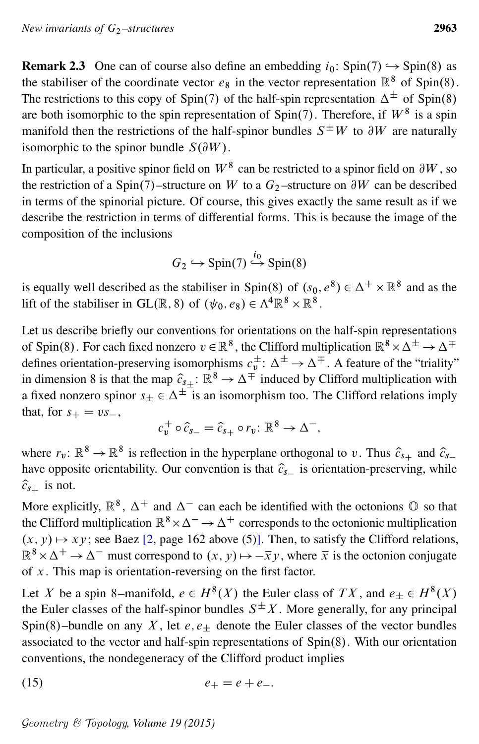**Remark 2.3** One can of course also define an embedding $i_0\colon \mathrm{Spin}(7) \hookrightarrow \mathrm{Spin}(8)$ as the stabiliser of the coordinate vector $e_8$ in the vector representation $\mathbb{R}^8$ of $\mathrm{Spin}(8)$. The restrictions to this copy of $\mathrm{Spin}(7)$ of the half-spin representation $\Delta^\pm$ of $\mathrm{Spin}(8)$ are both isomorphic to the spin representation of $\mathrm{Spin}(7)$. Therefore, if $W^8$ is a spin manifold then the restrictions of the half-spinor bundles $S^\pm W$ to $\partial W$ are naturally isomorphic to the spinor bundle $S(\partial W)$.

In particular, a positive spinor field on $W^8$ can be restricted to a spinor field on $\partial W$, so the restriction of a $\mathrm{Spin}(7)$–structure on $W$ to a $G_2$–structure on $\partial W$ can be described in terms of the spinorial picture. Of course, this gives exactly the same result as if we describe the restriction in terms of differential forms. This is because the image of the composition of the inclusions

$$G_2 \hookrightarrow \mathrm{Spin}(7) \overset{i_0}{\hookrightarrow} \mathrm{Spin}(8)$$

is equally well described as the stabiliser in $\mathrm{Spin}(8)$ of $(s_0, e^8) \in \Delta^+ \times \mathbb{R}^8$ and as the lift of the stabiliser in $\mathrm{GL}(\mathbb{R}, 8)$ of $(\psi_0, e_8) \in \Lambda^4\mathbb{R}^8 \times \mathbb{R}^8$.

Let us describe briefly our conventions for orientations on the half-spin representations of $\mathrm{Spin}(8)$. For each fixed nonzero $v \in \mathbb{R}^8$, the Clifford multiplication $\mathbb{R}^8 \times \Delta^\pm \to \Delta^\mp$ defines orientation-preserving isomorphisms $c_v^\pm\colon \Delta^\pm \to \Delta^\mp$. A feature of the "triality" in dimension 8 is that the map $\widehat{c}_{s_\pm}\colon \mathbb{R}^8 \to \Delta^\mp$ induced by Clifford multiplication with a fixed nonzero spinor $s_\pm \in \Delta^\pm$ is an isomorphism too. The Clifford relations imply that, for $s_+ = vs_-$,

$$c_v^+ \circ \widehat{c}_{s_-} = \widehat{c}_{s_+} \circ r_v\colon \mathbb{R}^8 \to \Delta^-,$$

where $r_v\colon \mathbb{R}^8 \to \mathbb{R}^8$ is reflection in the hyperplane orthogonal to $v$. Thus $\widehat{c}_{s_+}$ and $\widehat{c}_{s_-}$ have opposite orientability. Our convention is that $\widehat{c}_{s_-}$ is orientation-preserving, while $\widehat{c}_{s_+}$ is not.

More explicitly, $\mathbb{R}^8$, $\Delta^+$ and $\Delta^-$ can each be identified with the octonions $\mathbb{O}$ so that the Clifford multiplication $\mathbb{R}^8 \times \Delta^- \to \Delta^+$ corresponds to the octonionic multiplication $(x, y) \mapsto xy$; see Baez [2, page 162 above (5)]. Then, to satisfy the Clifford relations, $\mathbb{R}^8 \times \Delta^+ \to \Delta^-$ must correspond to $(x, y) \mapsto -\overline{x}y$, where $\overline{x}$ is the octonion conjugate of $x$. This map is orientation-reversing on the first factor.

Let $X$ be a spin 8–manifold, $e \in H^8(X)$ the Euler class of $TX$, and $e_\pm \in H^8(X)$ the Euler classes of the half-spinor bundles $S^\pm X$. More generally, for any principal $\mathrm{Spin}(8)$–bundle on any $X$, let $e, e_\pm$ denote the Euler classes of the vector bundles associated to the vector and half-spin representations of $\mathrm{Spin}(8)$. With our orientation conventions, the nondegeneracy of the Clifford product implies

$$e_+ = e + e_-. \tag{15}$$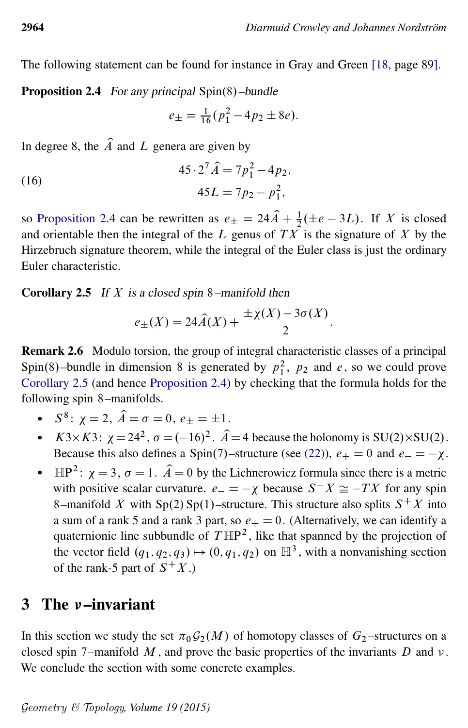The following statement can be found for instance in Gray and Green [18, page 89].

**Proposition 2.4** *For any principal* $\mathrm{Spin}(8)$*–bundle*

$$e_\pm = \tfrac{1}{16}(p_1^2 - 4p_2 \pm 8e).$$

In degree 8, the $\widehat{A}$ and $L$ genera are given by

$$\begin{aligned} 45 \cdot 2^7 \widehat{A} &= 7p_1^2 - 4p_2, \\ 45L &= 7p_2 - p_1^2, \end{aligned} \tag{16}$$

so Proposition 2.4 can be rewritten as $e_\pm = 24\widehat{A} + \frac{1}{2}(\pm e - 3L)$. If $X$ is closed and orientable then the integral of the $L$ genus of $TX$ is the signature of $X$ by the Hirzebruch signature theorem, while the integral of the Euler class is just the ordinary Euler characteristic.

**Corollary 2.5** *If* $X$ *is a closed spin* $8$*–manifold then*

$$e_\pm(X) = 24\widehat{A}(X) + \frac{\pm\chi(X) - 3\sigma(X)}{2}.$$

**Remark 2.6** Modulo torsion, the group of integral characteristic classes of a principal $\mathrm{Spin}(8)$–bundle in dimension 8 is generated by $p_1^2$, $p_2$ and $e$, so we could prove Corollary 2.5 (and hence Proposition 2.4) by checking that the formula holds for the following spin $8$–manifolds.

- $S^8$: $\chi = 2$, $\widehat{A} = \sigma = 0$, $e_\pm = \pm 1$.
- $K3 \times K3$: $\chi = 24^2$, $\sigma = (-16)^2$. $\widehat{A} = 4$ because the holonomy is $\mathrm{SU}(2)\times\mathrm{SU}(2)$. Because this also defines a $\mathrm{Spin}(7)$–structure (see (22)), $e_+ = 0$ and $e_- = -\chi$.
- $\mathbb{HP}^2$: $\chi = 3$, $\sigma = 1$. $\widehat{A} = 0$ by the Lichnerowicz formula since there is a metric with positive scalar curvature. $e_- = -\chi$ because $S^-X \cong -TX$ for any spin $8$–manifold $X$ with $\mathrm{Sp}(2)\,\mathrm{Sp}(1)$–structure. This structure also splits $S^+X$ into a sum of a rank 5 and a rank 3 part, so $e_+ = 0$. (Alternatively, we can identify a quaternionic line subbundle of $T\mathbb{HP}^2$, like that spanned by the projection of the vector field $(q_1, q_2, q_3) \mapsto (0, q_1, q_2)$ on $\mathbb{H}^3$, with a nonvanishing section of the rank-5 part of $S^+X$.)

## 3 The $\nu$–invariant

In this section we study the set $\pi_0\mathcal{G}_2(M)$ of homotopy classes of $G_2$–structures on a closed spin 7–manifold $M$, and prove the basic properties of the invariants $D$ and $\nu$. We conclude the section with some concrete examples.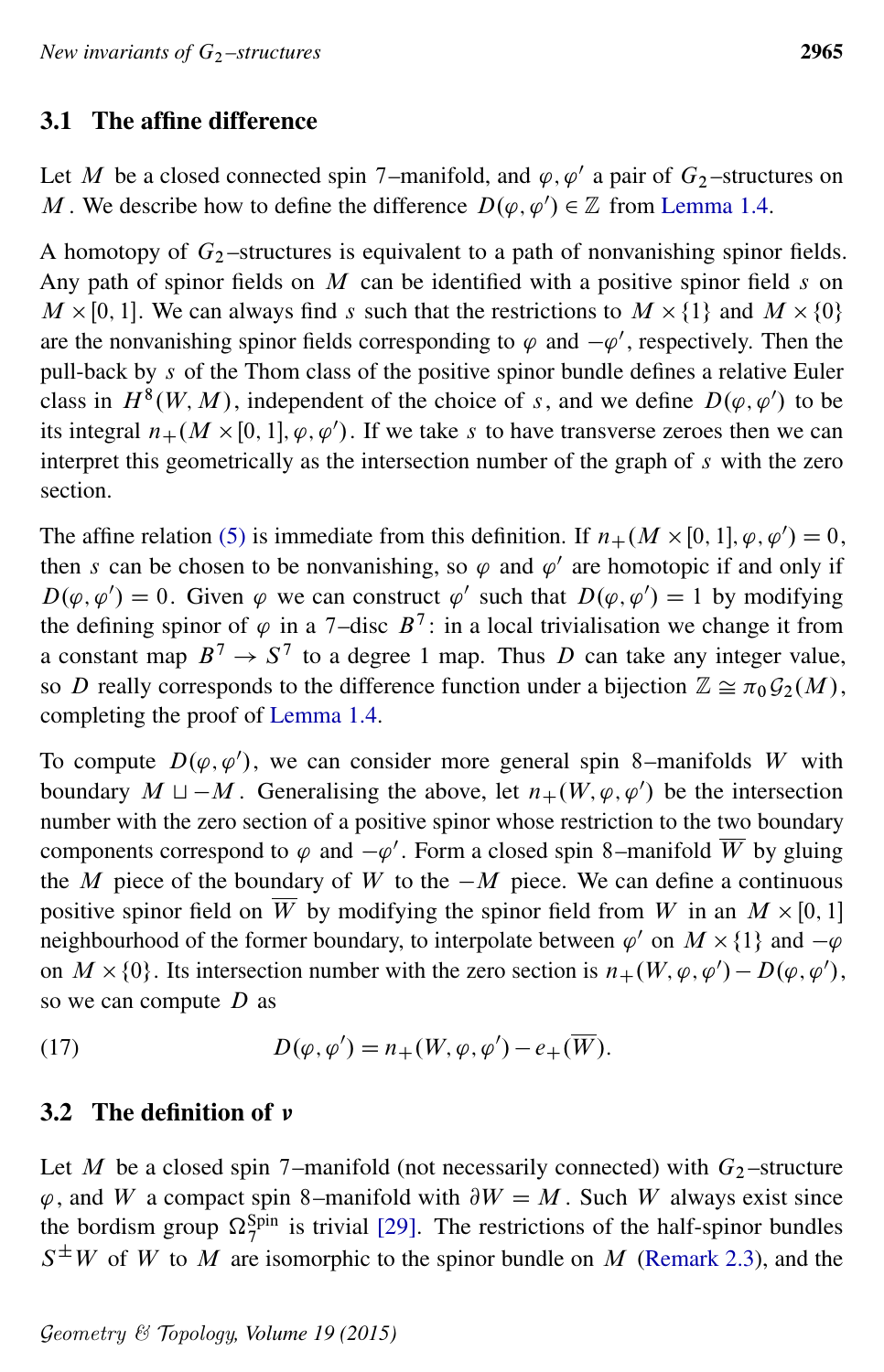### 3.1 The affine difference

Let $M$ be a closed connected spin 7–manifold, and $\varphi, \varphi'$ a pair of $G_2$–structures on $M$. We describe how to define the difference $D(\varphi, \varphi') \in \mathbb{Z}$ from Lemma 1.4.

A homotopy of $G_2$–structures is equivalent to a path of nonvanishing spinor fields. Any path of spinor fields on $M$ can be identified with a positive spinor field $s$ on $M \times [0,1]$. We can always find $s$ such that the restrictions to $M \times \{1\}$ and $M \times \{0\}$ are the nonvanishing spinor fields corresponding to $\varphi$ and $-\varphi'$, respectively. Then the pull-back by $s$ of the Thom class of the positive spinor bundle defines a relative Euler class in $H^8(W, M)$, independent of the choice of $s$, and we define $D(\varphi, \varphi')$ to be its integral $n_+(M \times [0,1], \varphi, \varphi')$. If we take $s$ to have transverse zeroes then we can interpret this geometrically as the intersection number of the graph of $s$ with the zero section.

The affine relation (5) is immediate from this definition. If $n_+(M \times [0,1], \varphi, \varphi') = 0$, then $s$ can be chosen to be nonvanishing, so $\varphi$ and $\varphi'$ are homotopic if and only if $D(\varphi, \varphi') = 0$. Given $\varphi$ we can construct $\varphi'$ such that $D(\varphi, \varphi') = 1$ by modifying the defining spinor of $\varphi$ in a 7–disc $B^7$: in a local trivialisation we change it from a constant map $B^7 \to S^7$ to a degree 1 map. Thus $D$ can take any integer value, so $D$ really corresponds to the difference function under a bijection $\mathbb{Z} \cong \pi_0 \mathcal{G}_2(M)$, completing the proof of Lemma 1.4.

To compute $D(\varphi, \varphi')$, we can consider more general spin 8–manifolds $W$ with boundary $M \sqcup -M$. Generalising the above, let $n_+(W, \varphi, \varphi')$ be the intersection number with the zero section of a positive spinor whose restriction to the two boundary components correspond to $\varphi$ and $-\varphi'$. Form a closed spin 8–manifold $\overline{W}$ by gluing the $M$ piece of the boundary of $W$ to the $-M$ piece. We can define a continuous positive spinor field on $\overline{W}$ by modifying the spinor field from $W$ in an $M \times [0,1]$ neighbourhood of the former boundary, to interpolate between $\varphi'$ on $M \times \{1\}$ and $-\varphi$ on $M \times \{0\}$. Its intersection number with the zero section is $n_+(W, \varphi, \varphi') - D(\varphi, \varphi')$, so we can compute $D$ as

$$D(\varphi, \varphi') = n_+(W, \varphi, \varphi') - e_+(\overline{W}). \tag{17}$$

### 3.2 The definition of $\nu$

Let $M$ be a closed spin 7–manifold (not necessarily connected) with $G_2$–structure $\varphi$, and $W$ a compact spin 8–manifold with $\partial W = M$. Such $W$ always exist since the bordism group $\Omega_7^{\mathrm{Spin}}$ is trivial [29]. The restrictions of the half-spinor bundles $S^{\pm}W$ of $W$ to $M$ are isomorphic to the spinor bundle on $M$ (Remark 2.3), and the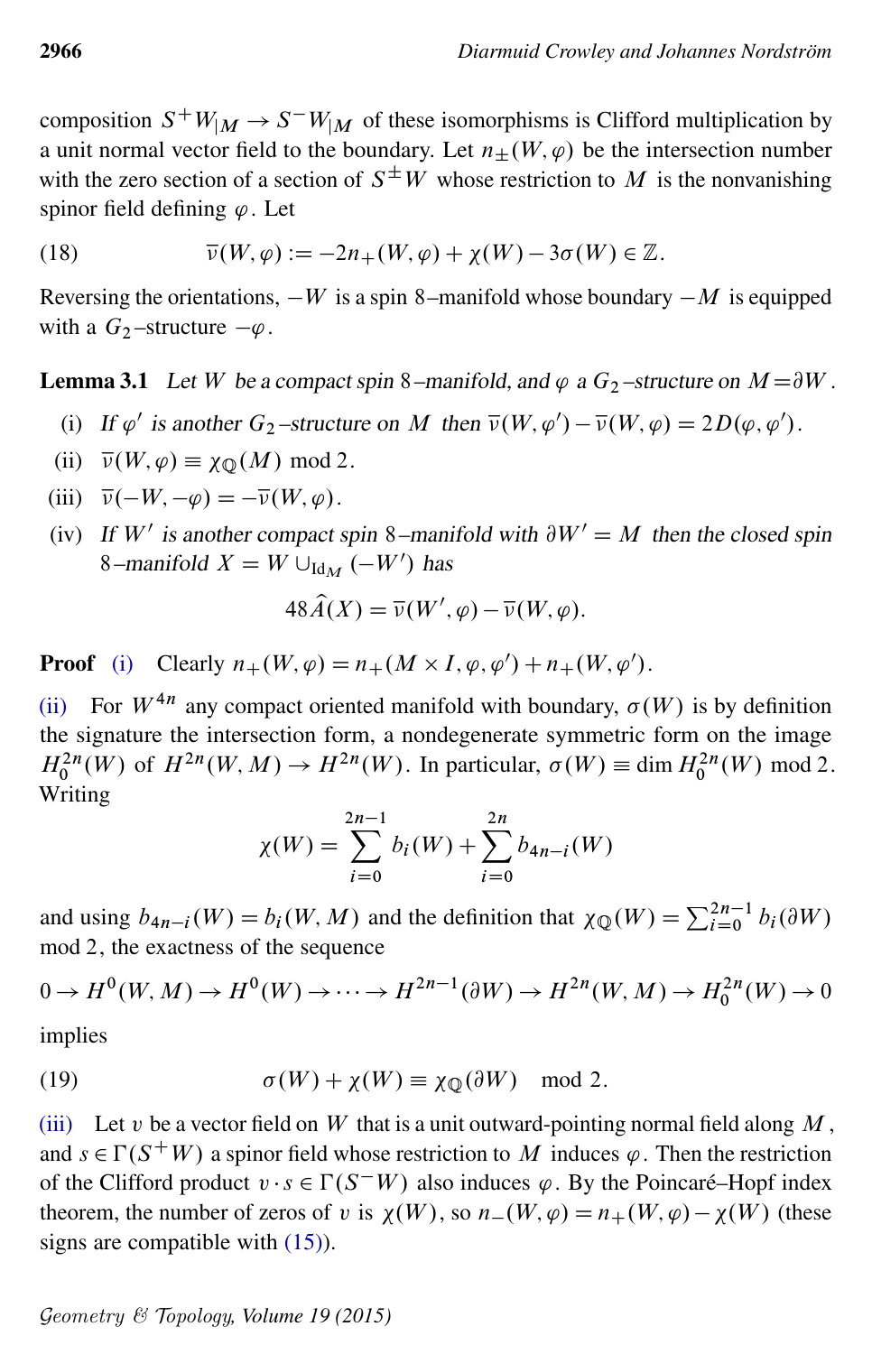composition $S^+W_{|M} \to S^-W_{|M}$ of these isomorphisms is Clifford multiplication by a unit normal vector field to the boundary. Let $n_\pm(W,\varphi)$ be the intersection number with the zero section of a section of $S^\pm W$ whose restriction to $M$ is the nonvanishing spinor field defining $\varphi$. Let

$$\bar{\nu}(W,\varphi) := -2n_+(W,\varphi) + \chi(W) - 3\sigma(W) \in \mathbb{Z}. \tag{18}$$

Reversing the orientations, $-W$ is a spin 8–manifold whose boundary $-M$ is equipped with a $G_2$–structure $-\varphi$.

**Lemma 3.1** *Let $W$ be a compact spin 8–manifold, and $\varphi$ a $G_2$–structure on $M = \partial W$.*

(i) *If $\varphi'$ is another $G_2$–structure on $M$ then $\bar{\nu}(W,\varphi') - \bar{\nu}(W,\varphi) = 2D(\varphi,\varphi')$.*

(ii) $\bar{\nu}(W,\varphi) \equiv \chi_{\mathbb{Q}}(M) \mod 2$.

(iii) $\bar{\nu}(-W,-\varphi) = -\bar{\nu}(W,\varphi)$.

(iv) *If $W'$ is another compact spin 8–manifold with $\partial W' = M$ then the closed spin 8–manifold $X = W \cup_{\mathrm{Id}_M} (-W')$ has*

$$48\hat{A}(X) = \bar{\nu}(W',\varphi) - \bar{\nu}(W,\varphi).$$

**Proof** (i) Clearly $n_+(W,\varphi) = n_+(M \times I, \varphi, \varphi') + n_+(W,\varphi')$.

(ii) For $W^{4n}$ any compact oriented manifold with boundary, $\sigma(W)$ is by definition the signature the intersection form, a nondegenerate symmetric form on the image $H_0^{2n}(W)$ of $H^{2n}(W,M) \to H^{2n}(W)$. In particular, $\sigma(W) \equiv \dim H_0^{2n}(W) \mod 2$. Writing

$$\chi(W) = \sum_{i=0}^{2n-1} b_i(W) + \sum_{i=0}^{2n} b_{4n-i}(W)$$

and using $b_{4n-i}(W) = b_i(W,M)$ and the definition that $\chi_{\mathbb{Q}}(W) = \sum_{i=0}^{2n-1} b_i(\partial W)$ mod 2, the exactness of the sequence

$$0 \to H^0(W,M) \to H^0(W) \to \cdots \to H^{2n-1}(\partial W) \to H^{2n}(W,M) \to H_0^{2n}(W) \to 0$$

implies

$$\sigma(W) + \chi(W) \equiv \chi_{\mathbb{Q}}(\partial W) \mod 2. \tag{19}$$

(iii) Let $v$ be a vector field on $W$ that is a unit outward-pointing normal field along $M$, and $s \in \Gamma(S^+W)$ a spinor field whose restriction to $M$ induces $\varphi$. Then the restriction of the Clifford product $v \cdot s \in \Gamma(S^-W)$ also induces $\varphi$. By the Poincaré–Hopf index theorem, the number of zeros of $v$ is $\chi(W)$, so $n_-(W,\varphi) = n_+(W,\varphi) - \chi(W)$ (these signs are compatible with (15)).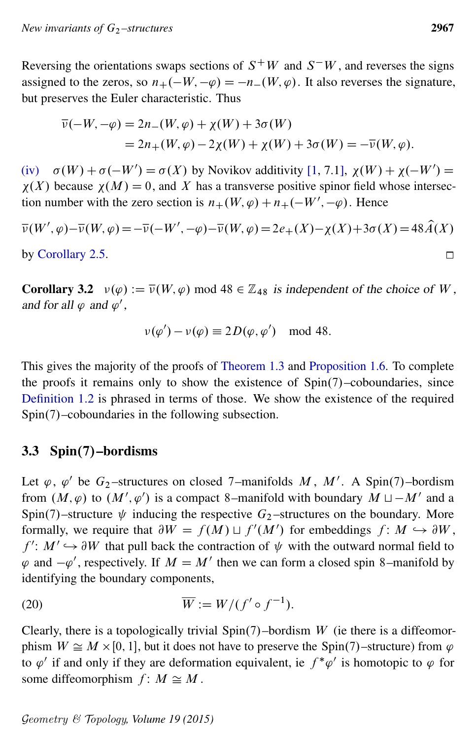Reversing the orientations swaps sections of $S^+W$ and $S^-W$, and reverses the signs assigned to the zeros, so $n_+(-W,-\varphi) = -n_-(W,\varphi)$. It also reverses the signature, but preserves the Euler characteristic. Thus

$$
\begin{aligned}
\bar{\nu}(-W,-\varphi) &= 2n_-(W,\varphi) + \chi(W) + 3\sigma(W) \\
&= 2n_+(W,\varphi) - 2\chi(W) + \chi(W) + 3\sigma(W) = -\bar{\nu}(W,\varphi).
\end{aligned}
$$

(iv) $\sigma(W) + \sigma(-W') = \sigma(X)$ by Novikov additivity [1, 7.1], $\chi(W) + \chi(-W') = \chi(X)$ because $\chi(M) = 0$, and $X$ has a transverse positive spinor field whose intersection number with the zero section is $n_+(W,\varphi) + n_+(-W',-\varphi)$. Hence

$$
\bar{\nu}(W',\varphi) - \bar{\nu}(W,\varphi) = -\bar{\nu}(-W',-\varphi) - \bar{\nu}(W,\varphi) = 2e_+(X) - \chi(X) + 3\sigma(X) = 48\hat{A}(X)
$$

by Corollary 2.5. □

**Corollary 3.2** *$\nu(\varphi) := \bar{\nu}(W,\varphi) \bmod 48 \in \mathbb{Z}_{48}$ is independent of the choice of $W$, and for all $\varphi$ and $\varphi'$,*

$$
\nu(\varphi') - \nu(\varphi) \equiv 2D(\varphi,\varphi') \mod 48.
$$

This gives the majority of the proofs of Theorem 1.3 and Proposition 1.6. To complete the proofs it remains only to show the existence of Spin(7)–coboundaries, since Definition 1.2 is phrased in terms of those. We show the existence of the required Spin(7)–coboundaries in the following subsection.

### 3.3 Spin(7)–bordisms

Let $\varphi$, $\varphi'$ be $G_2$–structures on closed 7–manifolds $M$, $M'$. A Spin(7)–bordism from $(M,\varphi)$ to $(M',\varphi')$ is a compact 8–manifold with boundary $M \sqcup -M'$ and a Spin(7)–structure $\psi$ inducing the respective $G_2$–structures on the boundary. More formally, we require that $\partial W = f(M) \sqcup f'(M')$ for embeddings $f\colon M \hookrightarrow \partial W$, $f'\colon M' \hookrightarrow \partial W$ that pull back the contraction of $\psi$ with the outward normal field to $\varphi$ and $-\varphi'$, respectively. If $M = M'$ then we can form a closed spin 8–manifold by identifying the boundary components,

$$
\overline{W} := W/(f' \circ f^{-1}). \tag{20}
$$

Clearly, there is a topologically trivial Spin(7)–bordism $W$ (ie there is a diffeomorphism $W \cong M \times [0,1]$, but it does not have to preserve the Spin(7)–structure) from $\varphi$ to $\varphi'$ if and only if they are deformation equivalent, ie $f^*\varphi'$ is homotopic to $\varphi$ for some diffeomorphism $f\colon M \cong M$.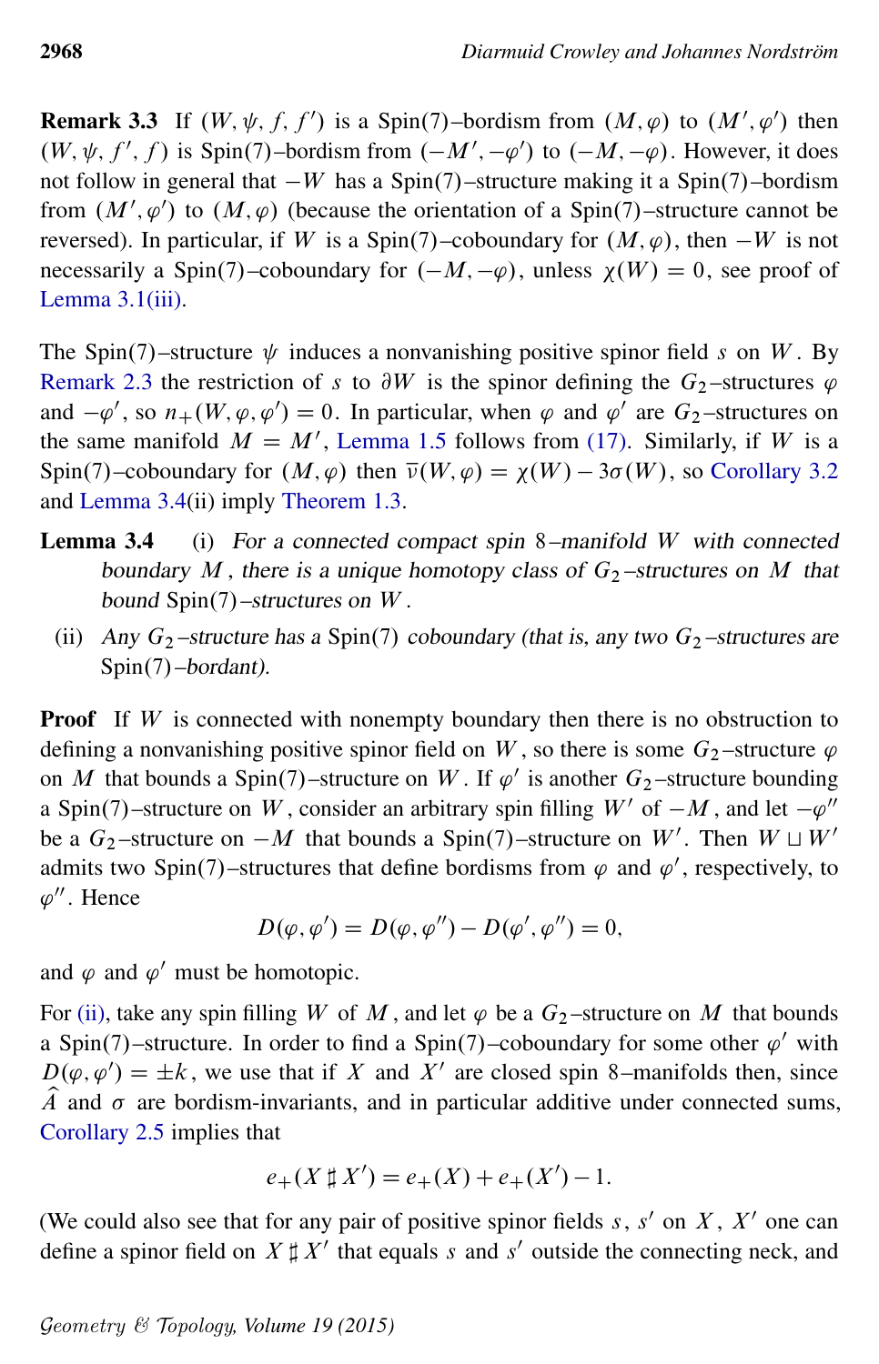**Remark 3.3** If $(W, \psi, f, f')$ is a Spin(7)–bordism from $(M, \varphi)$ to $(M', \varphi')$ then $(W, \psi, f', f)$ is Spin(7)–bordism from $(-M', -\varphi')$ to $(-M, -\varphi)$. However, it does not follow in general that $-W$ has a Spin(7)–structure making it a Spin(7)–bordism from $(M', \varphi')$ to $(M, \varphi)$ (because the orientation of a Spin(7)–structure cannot be reversed). In particular, if $W$ is a Spin(7)–coboundary for $(M, \varphi)$, then $-W$ is not necessarily a Spin(7)–coboundary for $(-M, -\varphi)$, unless $\chi(W) = 0$, see proof of Lemma 3.1(iii).

The Spin(7)–structure $\psi$ induces a nonvanishing positive spinor field $s$ on $W$. By Remark 2.3 the restriction of $s$ to $\partial W$ is the spinor defining the $G_2$–structures $\varphi$ and $-\varphi'$, so $n_+(W, \varphi, \varphi') = 0$. In particular, when $\varphi$ and $\varphi'$ are $G_2$–structures on the same manifold $M = M'$, Lemma 1.5 follows from (17). Similarly, if $W$ is a Spin(7)–coboundary for $(M, \varphi)$ then $\bar{\nu}(W, \varphi) = \chi(W) - 3\sigma(W)$, so Corollary 3.2 and Lemma 3.4(ii) imply Theorem 1.3.

**Lemma 3.4** (i) *For a connected compact spin 8–manifold $W$ with connected boundary $M$, there is a unique homotopy class of $G_2$–structures on $M$ that bound* Spin(7)*–structures on $W$.*

(ii) *Any $G_2$–structure has a* Spin(7) *coboundary (that is, any two $G_2$–structures are* Spin(7)*–bordant).*

**Proof** If $W$ is connected with nonempty boundary then there is no obstruction to defining a nonvanishing positive spinor field on $W$, so there is some $G_2$–structure $\varphi$ on $M$ that bounds a Spin(7)–structure on $W$. If $\varphi'$ is another $G_2$–structure bounding a Spin(7)–structure on $W$, consider an arbitrary spin filling $W'$ of $-M$, and let $-\varphi''$ be a $G_2$–structure on $-M$ that bounds a Spin(7)–structure on $W'$. Then $W \sqcup W'$ admits two Spin(7)–structures that define bordisms from $\varphi$ and $\varphi'$, respectively, to $\varphi''$. Hence

$$D(\varphi, \varphi') = D(\varphi, \varphi'') - D(\varphi', \varphi'') = 0,$$

and $\varphi$ and $\varphi'$ must be homotopic.

For (ii), take any spin filling $W$ of $M$, and let $\varphi$ be a $G_2$–structure on $M$ that bounds a Spin(7)–structure. In order to find a Spin(7)–coboundary for some other $\varphi'$ with $D(\varphi, \varphi') = \pm k$, we use that if $X$ and $X'$ are closed spin 8–manifolds then, since $\widehat{A}$ and $\sigma$ are bordism-invariants, and in particular additive under connected sums, Corollary 2.5 implies that

$$e_+(X \,\sharp\, X') = e_+(X) + e_+(X') - 1.$$

(We could also see that for any pair of positive spinor fields $s$, $s'$ on $X$, $X'$ one can define a spinor field on $X \,\sharp\, X'$ that equals $s$ and $s'$ outside the connecting neck, and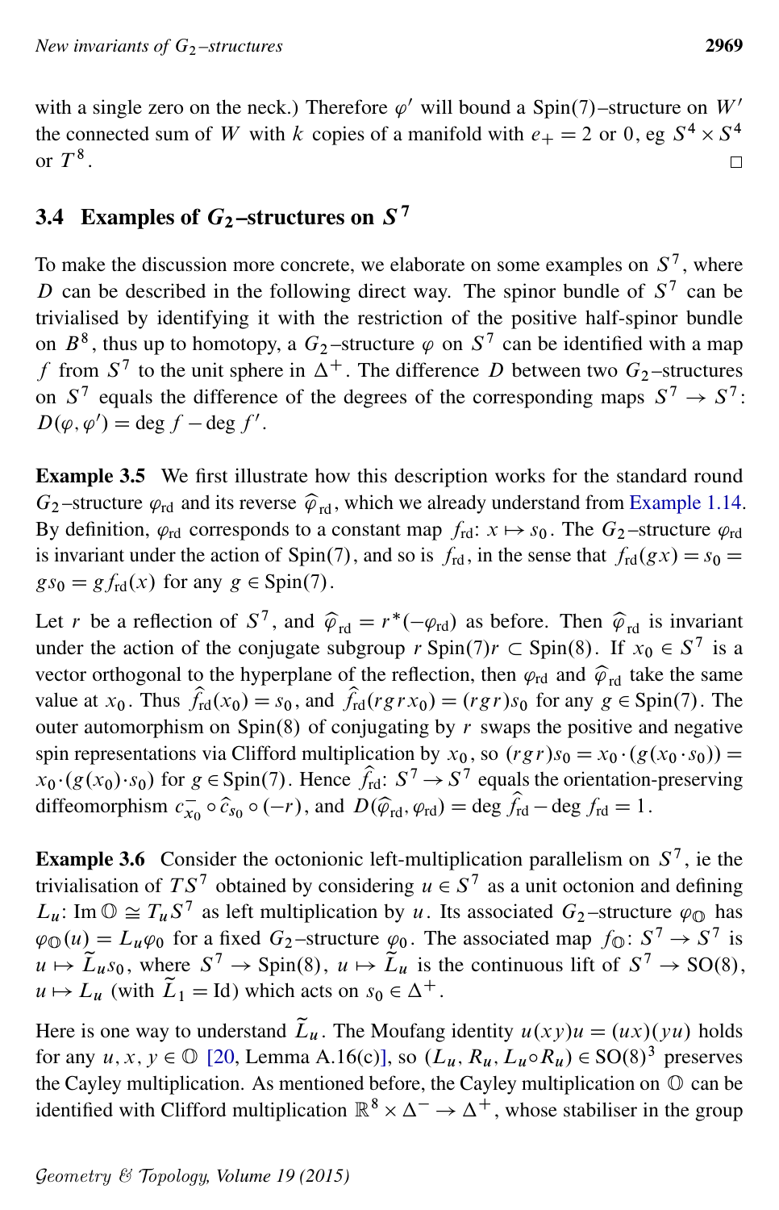with a single zero on the neck.) Therefore $\varphi'$ will bound a $\mathrm{Spin}(7)$–structure on $W'$ the connected sum of $W$ with $k$ copies of a manifold with $e_+ = 2$ or $0$, eg $S^4 \times S^4$ or $T^8$. □

### 3.4 Examples of $G_2$–structures on $S^7$

To make the discussion more concrete, we elaborate on some examples on $S^7$, where $D$ can be described in the following direct way. The spinor bundle of $S^7$ can be trivialised by identifying it with the restriction of the positive half-spinor bundle on $B^8$, thus up to homotopy, a $G_2$–structure $\varphi$ on $S^7$ can be identified with a map $f$ from $S^7$ to the unit sphere in $\Delta^+$. The difference $D$ between two $G_2$–structures on $S^7$ equals the difference of the degrees of the corresponding maps $S^7 \to S^7$: $D(\varphi, \varphi') = \deg f - \deg f'$.

**Example 3.5** We first illustrate how this description works for the standard round $G_2$–structure $\varphi_{\mathrm{rd}}$ and its reverse $\widehat{\varphi}_{\mathrm{rd}}$, which we already understand from Example 1.14. By definition, $\varphi_{\mathrm{rd}}$ corresponds to a constant map $f_{\mathrm{rd}}\colon x \mapsto s_0$. The $G_2$–structure $\varphi_{\mathrm{rd}}$ is invariant under the action of $\mathrm{Spin}(7)$, and so is $f_{\mathrm{rd}}$, in the sense that $f_{\mathrm{rd}}(gx) = s_0 = gs_0 = gf_{\mathrm{rd}}(x)$ for any $g \in \mathrm{Spin}(7)$.

Let $r$ be a reflection of $S^7$, and $\widehat{\varphi}_{\mathrm{rd}} = r^*(-\varphi_{\mathrm{rd}})$ as before. Then $\widehat{\varphi}_{\mathrm{rd}}$ is invariant under the action of the conjugate subgroup $r\,\mathrm{Spin}(7)r \subset \mathrm{Spin}(8)$. If $x_0 \in S^7$ is a vector orthogonal to the hyperplane of the reflection, then $\varphi_{\mathrm{rd}}$ and $\widehat{\varphi}_{\mathrm{rd}}$ take the same value at $x_0$. Thus $\widehat{f}_{\mathrm{rd}}(x_0) = s_0$, and $\widehat{f}_{\mathrm{rd}}(rgrx_0) = (rgr)s_0$ for any $g \in \mathrm{Spin}(7)$. The outer automorphism on $\mathrm{Spin}(8)$ of conjugating by $r$ swaps the positive and negative spin representations via Clifford multiplication by $x_0$, so $(rgr)s_0 = x_0 \cdot (g(x_0 \cdot s_0)) = x_0 \cdot (g(x_0) \cdot s_0)$ for $g \in \mathrm{Spin}(7)$. Hence $\widehat{f}_{\mathrm{rd}}\colon S^7 \to S^7$ equals the orientation-preserving diffeomorphism $c^-_{x_0} \circ \hat{c}_{s_0} \circ (-r)$, and $D(\widehat{\varphi}_{\mathrm{rd}}, \varphi_{\mathrm{rd}}) = \deg \widehat{f}_{\mathrm{rd}} - \deg f_{\mathrm{rd}} = 1$.

**Example 3.6** Consider the octonionic left-multiplication parallelism on $S^7$, ie the trivialisation of $TS^7$ obtained by considering $u \in S^7$ as a unit octonion and defining $L_u\colon \mathrm{Im}\,\mathbb{O} \cong T_uS^7$ as left multiplication by $u$. Its associated $G_2$–structure $\varphi_{\mathbb{O}}$ has $\varphi_{\mathbb{O}}(u) = L_u\varphi_0$ for a fixed $G_2$–structure $\varphi_0$. The associated map $f_{\mathbb{O}}\colon S^7 \to S^7$ is $u \mapsto \widetilde{L}_u s_0$, where $S^7 \to \mathrm{Spin}(8)$, $u \mapsto \widetilde{L}_u$ is the continuous lift of $S^7 \to \mathrm{SO}(8)$, $u \mapsto L_u$ (with $\widetilde{L}_1 = \mathrm{Id}$) which acts on $s_0 \in \Delta^+$.

Here is one way to understand $\widetilde{L}_u$. The Moufang identity $u(xy)u = (ux)(yu)$ holds for any $u, x, y \in \mathbb{O}$ [20, Lemma A.16(c)], so $(L_u, R_u, L_u \circ R_u) \in \mathrm{SO}(8)^3$ preserves the Cayley multiplication. As mentioned before, the Cayley multiplication on $\mathbb{O}$ can be identified with Clifford multiplication $\mathbb{R}^8 \times \Delta^- \to \Delta^+$, whose stabiliser in the group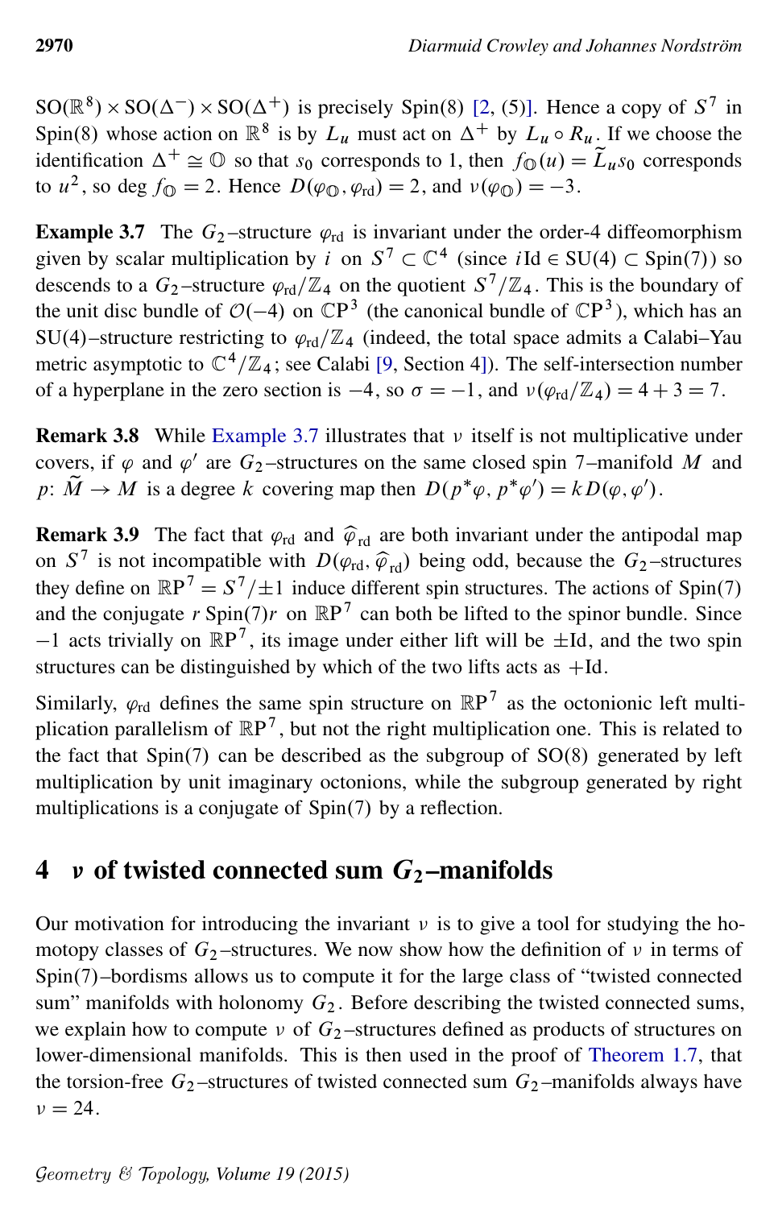$\mathrm{SO}(\mathbb{R}^8) \times \mathrm{SO}(\Delta^-) \times \mathrm{SO}(\Delta^+)$ is precisely $\mathrm{Spin}(8)$ [2, (5)]. Hence a copy of $S^7$ in $\mathrm{Spin}(8)$ whose action on $\mathbb{R}^8$ is by $L_u$ must act on $\Delta^+$ by $L_u \circ R_u$. If we choose the identification $\Delta^+ \cong \mathbb{O}$ so that $s_0$ corresponds to 1, then $f_{\mathbb{O}}(u) = \widetilde{L}_u s_0$ corresponds to $u^2$, so $\deg f_{\mathbb{O}} = 2$. Hence $D(\varphi_{\mathbb{O}}, \varphi_{\mathrm{rd}}) = 2$, and $\nu(\varphi_{\mathbb{O}}) = -3$.

**Example 3.7** The $G_2$–structure $\varphi_{\mathrm{rd}}$ is invariant under the order-4 diffeomorphism given by scalar multiplication by $i$ on $S^7 \subset \mathbb{C}^4$ (since $i\mathrm{Id} \in \mathrm{SU}(4) \subset \mathrm{Spin}(7)$) so descends to a $G_2$–structure $\varphi_{\mathrm{rd}}/\mathbb{Z}_4$ on the quotient $S^7/\mathbb{Z}_4$. This is the boundary of the unit disc bundle of $\mathcal{O}(-4)$ on $\mathbb{CP}^3$ (the canonical bundle of $\mathbb{CP}^3$), which has an $\mathrm{SU}(4)$–structure restricting to $\varphi_{\mathrm{rd}}/\mathbb{Z}_4$ (indeed, the total space admits a Calabi–Yau metric asymptotic to $\mathbb{C}^4/\mathbb{Z}_4$; see Calabi [9, Section 4]). The self-intersection number of a hyperplane in the zero section is $-4$, so $\sigma = -1$, and $\nu(\varphi_{\mathrm{rd}}/\mathbb{Z}_4) = 4 + 3 = 7$.

**Remark 3.8** While Example 3.7 illustrates that $\nu$ itself is not multiplicative under covers, if $\varphi$ and $\varphi'$ are $G_2$–structures on the same closed spin 7–manifold $M$ and $p\colon \widetilde{M} \to M$ is a degree $k$ covering map then $D(p^*\varphi, p^*\varphi') = k D(\varphi, \varphi')$.

**Remark 3.9** The fact that $\varphi_{\mathrm{rd}}$ and $\widehat{\varphi}_{\mathrm{rd}}$ are both invariant under the antipodal map on $S^7$ is not incompatible with $D(\varphi_{\mathrm{rd}}, \widehat{\varphi}_{\mathrm{rd}})$ being odd, because the $G_2$–structures they define on $\mathbb{RP}^7 = S^7/\pm 1$ induce different spin structures. The actions of $\mathrm{Spin}(7)$ and the conjugate $r\,\mathrm{Spin}(7)r$ on $\mathbb{RP}^7$ can both be lifted to the spinor bundle. Since $-1$ acts trivially on $\mathbb{RP}^7$, its image under either lift will be $\pm\mathrm{Id}$, and the two spin structures can be distinguished by which of the two lifts acts as $+\mathrm{Id}$.

Similarly, $\varphi_{\mathrm{rd}}$ defines the same spin structure on $\mathbb{RP}^7$ as the octonionic left multiplication parallelism of $\mathbb{RP}^7$, but not the right multiplication one. This is related to the fact that $\mathrm{Spin}(7)$ can be described as the subgroup of $\mathrm{SO}(8)$ generated by left multiplication by unit imaginary octonions, while the subgroup generated by right multiplications is a conjugate of $\mathrm{Spin}(7)$ by a reflection.

## 4 $\nu$ of twisted connected sum $G_2$–manifolds

Our motivation for introducing the invariant $\nu$ is to give a tool for studying the homotopy classes of $G_2$–structures. We now show how the definition of $\nu$ in terms of $\mathrm{Spin}(7)$–bordisms allows us to compute it for the large class of "twisted connected sum" manifolds with holonomy $G_2$. Before describing the twisted connected sums, we explain how to compute $\nu$ of $G_2$–structures defined as products of structures on lower-dimensional manifolds. This is then used in the proof of Theorem 1.7, that the torsion-free $G_2$–structures of twisted connected sum $G_2$–manifolds always have $\nu = 24$.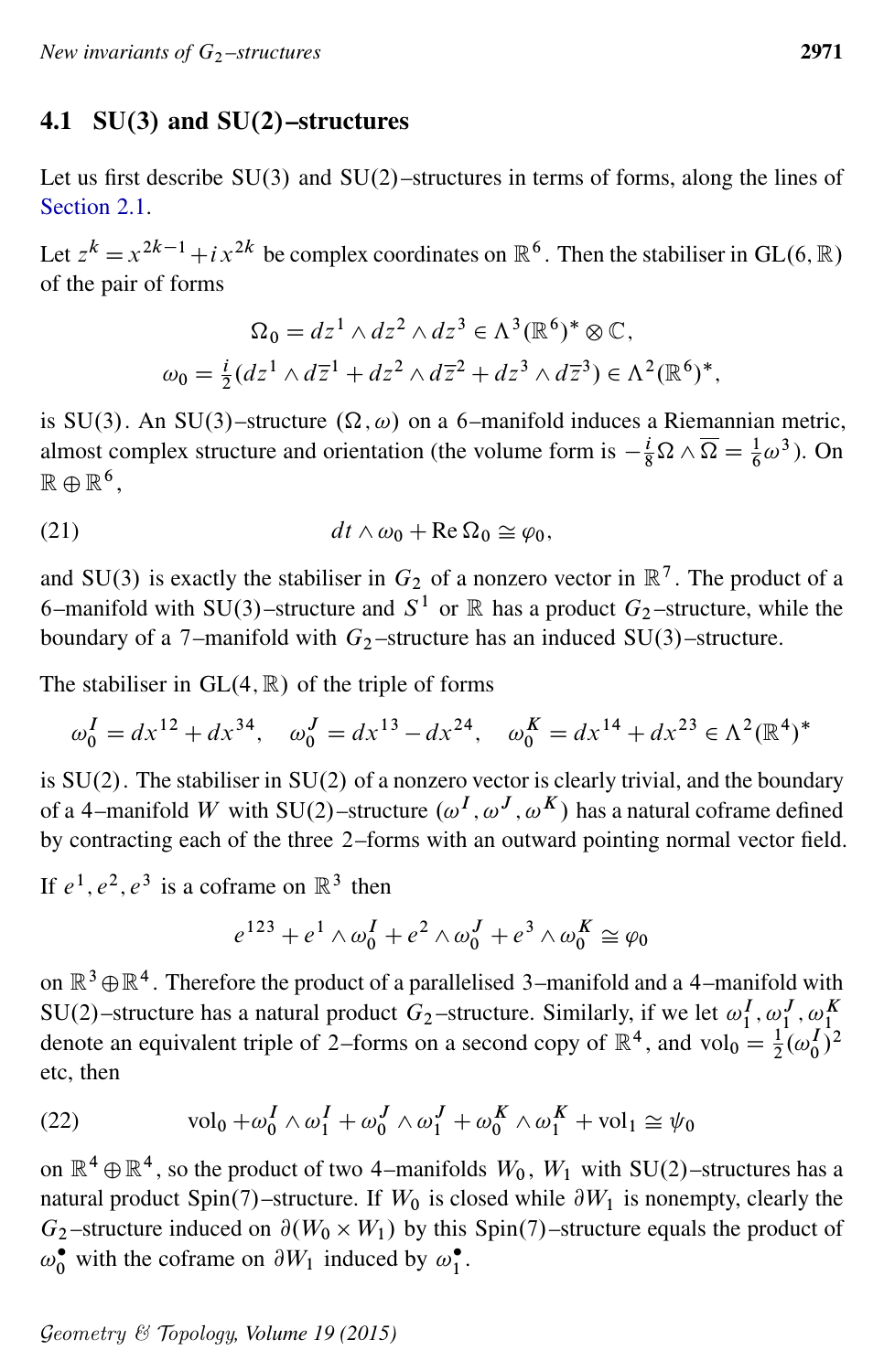## 4.1 SU(3) and SU(2)–structures

Let us first describe SU(3) and SU(2)–structures in terms of forms, along the lines of Section 2.1.

Let $z^k = x^{2k-1} + i x^{2k}$ be complex coordinates on $\mathbb{R}^6$. Then the stabiliser in $\mathrm{GL}(6,\mathbb{R})$ of the pair of forms

$$\Omega_0 = dz^1 \wedge dz^2 \wedge dz^3 \in \Lambda^3(\mathbb{R}^6)^* \otimes \mathbb{C},$$
$$\omega_0 = \tfrac{i}{2}(dz^1 \wedge d\bar{z}^1 + dz^2 \wedge d\bar{z}^2 + dz^3 \wedge d\bar{z}^3) \in \Lambda^2(\mathbb{R}^6)^*,$$

is $\mathrm{SU}(3)$. An SU(3)–structure $(\Omega, \omega)$ on a 6–manifold induces a Riemannian metric, almost complex structure and orientation (the volume form is $-\frac{i}{8}\Omega \wedge \overline{\Omega} = \frac{1}{6}\omega^3$). On $\mathbb{R} \oplus \mathbb{R}^6$,

$$dt \wedge \omega_0 + \operatorname{Re}\Omega_0 \cong \varphi_0, \tag{21}$$

and SU(3) is exactly the stabiliser in $G_2$ of a nonzero vector in $\mathbb{R}^7$. The product of a 6–manifold with SU(3)–structure and $S^1$ or $\mathbb{R}$ has a product $G_2$–structure, while the boundary of a 7–manifold with $G_2$–structure has an induced SU(3)–structure.

The stabiliser in $\mathrm{GL}(4,\mathbb{R})$ of the triple of forms

$$\omega_0^I = dx^{12} + dx^{34}, \quad \omega_0^J = dx^{13} - dx^{24}, \quad \omega_0^K = dx^{14} + dx^{23} \in \Lambda^2(\mathbb{R}^4)^*$$

is $\mathrm{SU}(2)$. The stabiliser in SU(2) of a nonzero vector is clearly trivial, and the boundary of a 4–manifold $W$ with SU(2)–structure $(\omega^I, \omega^J, \omega^K)$ has a natural coframe defined by contracting each of the three 2–forms with an outward pointing normal vector field.

If $e^1, e^2, e^3$ is a coframe on $\mathbb{R}^3$ then

$$e^{123} + e^1 \wedge \omega_0^I + e^2 \wedge \omega_0^J + e^3 \wedge \omega_0^K \cong \varphi_0$$

on $\mathbb{R}^3 \oplus \mathbb{R}^4$. Therefore the product of a parallelised 3–manifold and a 4–manifold with SU(2)–structure has a natural product $G_2$–structure. Similarly, if we let $\omega_1^I, \omega_1^J, \omega_1^K$ denote an equivalent triple of 2–forms on a second copy of $\mathbb{R}^4$, and $\mathrm{vol}_0 = \frac{1}{2}(\omega_0^I)^2$ etc, then

$$\mathrm{vol}_0 + \omega_0^I \wedge \omega_1^I + \omega_0^J \wedge \omega_1^J + \omega_0^K \wedge \omega_1^K + \mathrm{vol}_1 \cong \psi_0 \tag{22}$$

on $\mathbb{R}^4 \oplus \mathbb{R}^4$, so the product of two 4–manifolds $W_0$, $W_1$ with SU(2)–structures has a natural product Spin(7)–structure. If $W_0$ is closed while $\partial W_1$ is nonempty, clearly the $G_2$–structure induced on $\partial(W_0 \times W_1)$ by this Spin(7)–structure equals the product of $\omega_0^\bullet$ with the coframe on $\partial W_1$ induced by $\omega_1^\bullet$.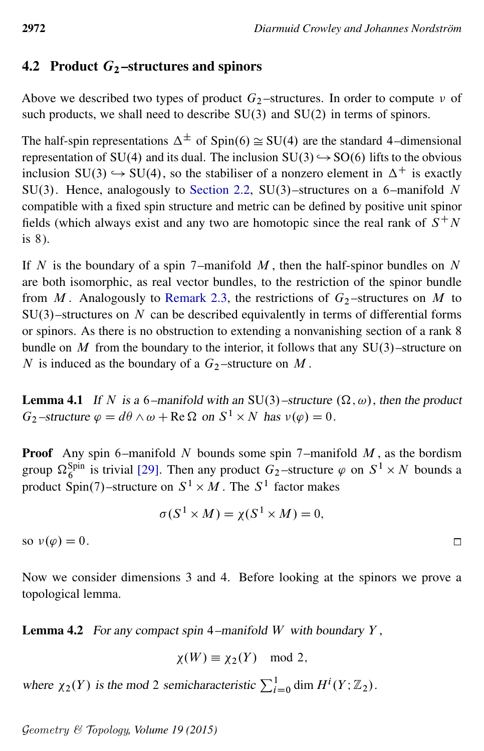## 4.2 Product $G_2$–structures and spinors

Above we described two types of product $G_2$–structures. In order to compute $\nu$ of such products, we shall need to describe $\mathrm{SU}(3)$ and $\mathrm{SU}(2)$ in terms of spinors.

The half-spin representations $\Delta^\pm$ of $\mathrm{Spin}(6) \cong \mathrm{SU}(4)$ are the standard 4–dimensional representation of $\mathrm{SU}(4)$ and its dual. The inclusion $\mathrm{SU}(3) \hookrightarrow \mathrm{SO}(6)$ lifts to the obvious inclusion $\mathrm{SU}(3) \hookrightarrow \mathrm{SU}(4)$, so the stabiliser of a nonzero element in $\Delta^+$ is exactly $\mathrm{SU}(3)$. Hence, analogously to Section 2.2, $\mathrm{SU}(3)$–structures on a 6–manifold $N$ compatible with a fixed spin structure and metric can be defined by positive unit spinor fields (which always exist and any two are homotopic since the real rank of $S^+N$ is 8).

If $N$ is the boundary of a spin 7–manifold $M$, then the half-spinor bundles on $N$ are both isomorphic, as real vector bundles, to the restriction of the spinor bundle from $M$. Analogously to Remark 2.3, the restrictions of $G_2$–structures on $M$ to $\mathrm{SU}(3)$–structures on $N$ can be described equivalently in terms of differential forms or spinors. As there is no obstruction to extending a nonvanishing section of a rank 8 bundle on $M$ from the boundary to the interior, it follows that any $\mathrm{SU}(3)$–structure on $N$ is induced as the boundary of a $G_2$–structure on $M$.

**Lemma 4.1** *If $N$ is a 6–manifold with an $\mathrm{SU}(3)$–structure $(\Omega, \omega)$, then the product $G_2$–structure $\varphi = d\theta \wedge \omega + \mathrm{Re}\,\Omega$ on $S^1 \times N$ has $\nu(\varphi) = 0$.*

**Proof** Any spin 6–manifold $N$ bounds some spin 7–manifold $M$, as the bordism group $\Omega_6^{\mathrm{Spin}}$ is trivial [29]. Then any product $G_2$–structure $\varphi$ on $S^1 \times N$ bounds a product $\mathrm{Spin}(7)$–structure on $S^1 \times M$. The $S^1$ factor makes

$$\sigma(S^1 \times M) = \chi(S^1 \times M) = 0,$$

so $\nu(\varphi) = 0$. □

Now we consider dimensions 3 and 4. Before looking at the spinors we prove a topological lemma.

**Lemma 4.2** *For any compact spin 4–manifold $W$ with boundary $Y$,*

$$\chi(W) \equiv \chi_2(Y) \mod 2,$$

*where $\chi_2(Y)$ is the mod 2 semicharacteristic $\sum_{i=0}^{1} \dim H^i(Y; \mathbb{Z}_2)$.*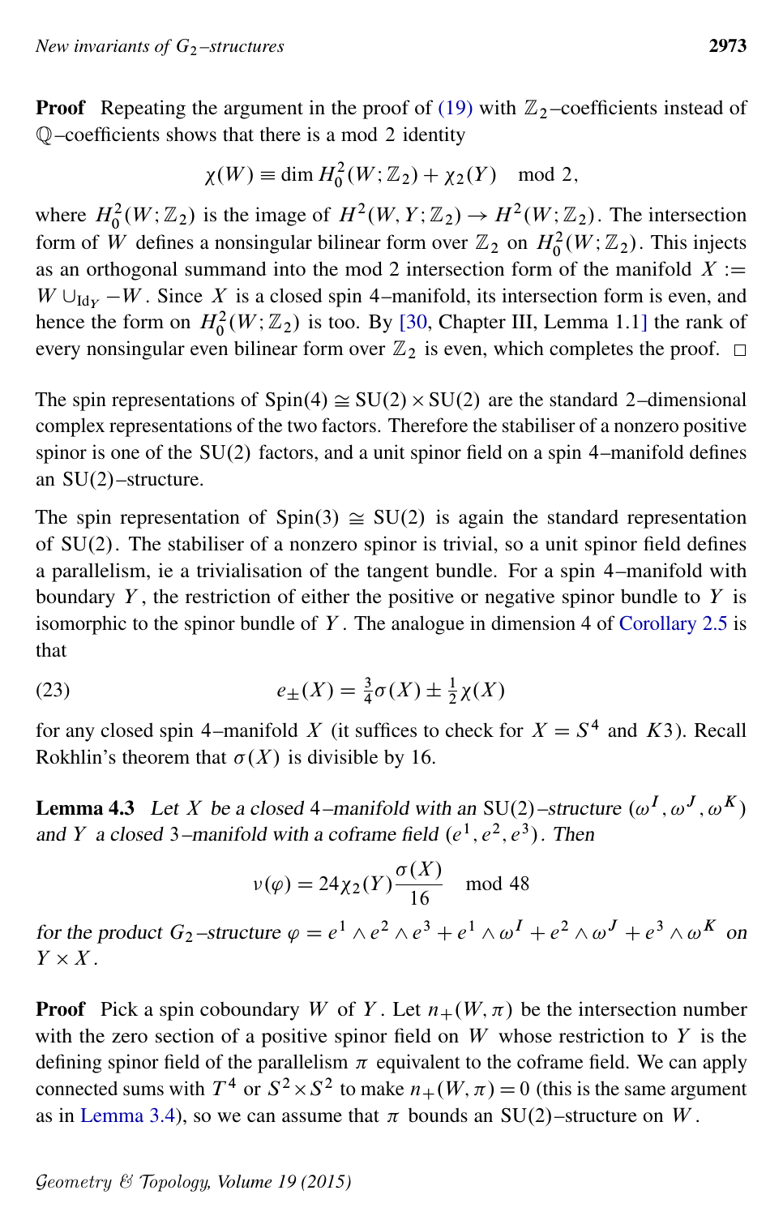**Proof** Repeating the argument in the proof of (19) with $\mathbb{Z}_2$–coefficients instead of $\mathbb{Q}$–coefficients shows that there is a mod 2 identity

$$\chi(W) \equiv \dim H^2_0(W;\mathbb{Z}_2) + \chi_2(Y) \mod 2,$$

where $H^2_0(W;\mathbb{Z}_2)$ is the image of $H^2(W,Y;\mathbb{Z}_2) \to H^2(W;\mathbb{Z}_2)$. The intersection form of $W$ defines a nonsingular bilinear form over $\mathbb{Z}_2$ on $H^2_0(W;\mathbb{Z}_2)$. This injects as an orthogonal summand into the mod 2 intersection form of the manifold $X := W \cup_{\mathrm{Id}_Y} -W$. Since $X$ is a closed spin 4–manifold, its intersection form is even, and hence the form on $H^2_0(W;\mathbb{Z}_2)$ is too. By [30, Chapter III, Lemma 1.1] the rank of every nonsingular even bilinear form over $\mathbb{Z}_2$ is even, which completes the proof. □

The spin representations of $\mathrm{Spin}(4) \cong \mathrm{SU}(2) \times \mathrm{SU}(2)$ are the standard 2–dimensional complex representations of the two factors. Therefore the stabiliser of a nonzero positive spinor is one of the $\mathrm{SU}(2)$ factors, and a unit spinor field on a spin 4–manifold defines an $\mathrm{SU}(2)$–structure.

The spin representation of $\mathrm{Spin}(3) \cong \mathrm{SU}(2)$ is again the standard representation of $\mathrm{SU}(2)$. The stabiliser of a nonzero spinor is trivial, so a unit spinor field defines a parallelism, ie a trivialisation of the tangent bundle. For a spin 4–manifold with boundary $Y$, the restriction of either the positive or negative spinor bundle to $Y$ is isomorphic to the spinor bundle of $Y$. The analogue in dimension 4 of Corollary 2.5 is that

$$e_\pm(X) = \tfrac{3}{4}\sigma(X) \pm \tfrac{1}{2}\chi(X) \tag{23}$$

for any closed spin 4–manifold $X$ (it suffices to check for $X = S^4$ and $K3$). Recall Rokhlin's theorem that $\sigma(X)$ is divisible by 16.

**Lemma 4.3** *Let $X$ be a closed 4–manifold with an $\mathrm{SU}(2)$–structure $(\omega^I, \omega^J, \omega^K)$ and $Y$ a closed 3–manifold with a coframe field $(e^1, e^2, e^3)$. Then*

$$\nu(\varphi) = 24\chi_2(Y)\frac{\sigma(X)}{16} \mod 48$$

*for the product $G_2$–structure $\varphi = e^1 \wedge e^2 \wedge e^3 + e^1 \wedge \omega^I + e^2 \wedge \omega^J + e^3 \wedge \omega^K$ on $Y \times X$.*

**Proof** Pick a spin coboundary $W$ of $Y$. Let $n_+(W,\pi)$ be the intersection number with the zero section of a positive spinor field on $W$ whose restriction to $Y$ is the defining spinor field of the parallelism $\pi$ equivalent to the coframe field. We can apply connected sums with $T^4$ or $S^2 \times S^2$ to make $n_+(W,\pi) = 0$ (this is the same argument as in Lemma 3.4), so we can assume that $\pi$ bounds an $\mathrm{SU}(2)$–structure on $W$.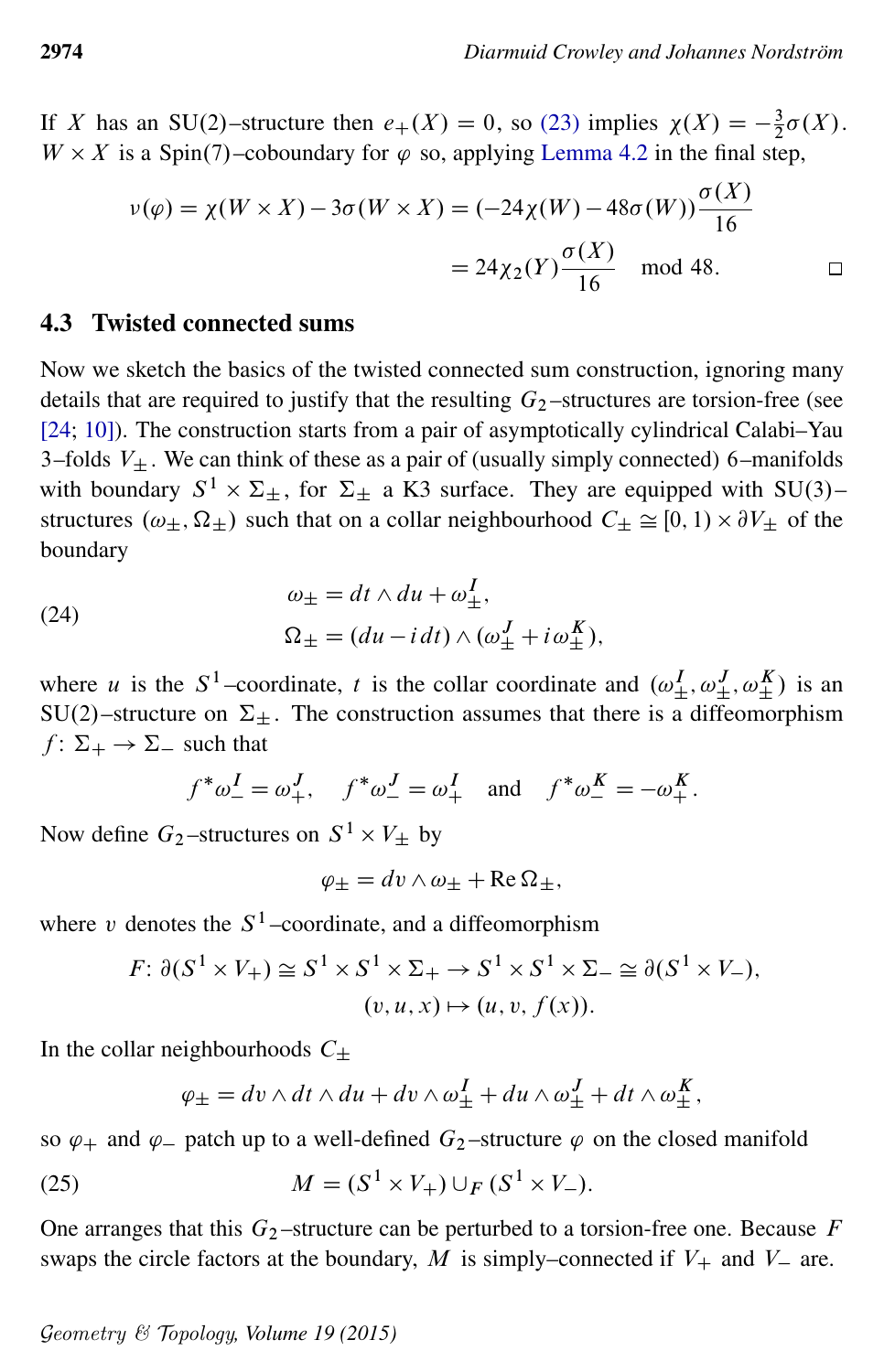If $X$ has an SU(2)–structure then $e_+(X) = 0$, so (23) implies $\chi(X) = -\frac{3}{2}\sigma(X)$. $W \times X$ is a Spin(7)–coboundary for $\varphi$ so, applying Lemma 4.2 in the final step,

$$\begin{aligned}\nu(\varphi) = \chi(W \times X) - 3\sigma(W \times X) &= (-24\chi(W) - 48\sigma(W))\frac{\sigma(X)}{16} \\ &= 24\chi_2(Y)\frac{\sigma(X)}{16} \mod 48.\end{aligned}$$

□

## 4.3 Twisted connected sums

Now we sketch the basics of the twisted connected sum construction, ignoring many details that are required to justify that the resulting $G_2$–structures are torsion-free (see [24; 10]). The construction starts from a pair of asymptotically cylindrical Calabi–Yau 3–folds $V_\pm$. We can think of these as a pair of (usually simply connected) 6–manifolds with boundary $S^1 \times \Sigma_\pm$, for $\Sigma_\pm$ a K3 surface. They are equipped with SU(3)–structures $(\omega_\pm, \Omega_\pm)$ such that on a collar neighbourhood $C_\pm \cong [0,1) \times \partial V_\pm$ of the boundary

$$\begin{aligned}\omega_\pm &= dt \wedge du + \omega_\pm^I, \\ \Omega_\pm &= (du - i\,dt) \wedge (\omega_\pm^J + i\omega_\pm^K),\end{aligned} \tag{24}$$

where $u$ is the $S^1$–coordinate, $t$ is the collar coordinate and $(\omega_\pm^I, \omega_\pm^J, \omega_\pm^K)$ is an SU(2)–structure on $\Sigma_\pm$. The construction assumes that there is a diffeomorphism $f\colon \Sigma_+ \to \Sigma_-$ such that

$$f^*\omega_-^I = \omega_+^J, \quad f^*\omega_-^J = \omega_+^I \quad \text{and} \quad f^*\omega_-^K = -\omega_+^K.$$

Now define $G_2$–structures on $S^1 \times V_\pm$ by

$$\varphi_\pm = dv \wedge \omega_\pm + \operatorname{Re}\Omega_\pm,$$

where $v$ denotes the $S^1$–coordinate, and a diffeomorphism

$$\begin{aligned}F\colon \partial(S^1 \times V_+) \cong S^1 \times S^1 \times \Sigma_+ &\to S^1 \times S^1 \times \Sigma_- \cong \partial(S^1 \times V_-), \\ (v, u, x) &\mapsto (u, v, f(x)).\end{aligned}$$

In the collar neighbourhoods $C_\pm$

$$\varphi_\pm = dv \wedge dt \wedge du + dv \wedge \omega_\pm^I + du \wedge \omega_\pm^J + dt \wedge \omega_\pm^K,$$

so $\varphi_+$ and $\varphi_-$ patch up to a well-defined $G_2$–structure $\varphi$ on the closed manifold

$$M = (S^1 \times V_+) \cup_F (S^1 \times V_-). \tag{25}$$

One arranges that this $G_2$–structure can be perturbed to a torsion-free one. Because $F$ swaps the circle factors at the boundary, $M$ is simply–connected if $V_+$ and $V_-$ are.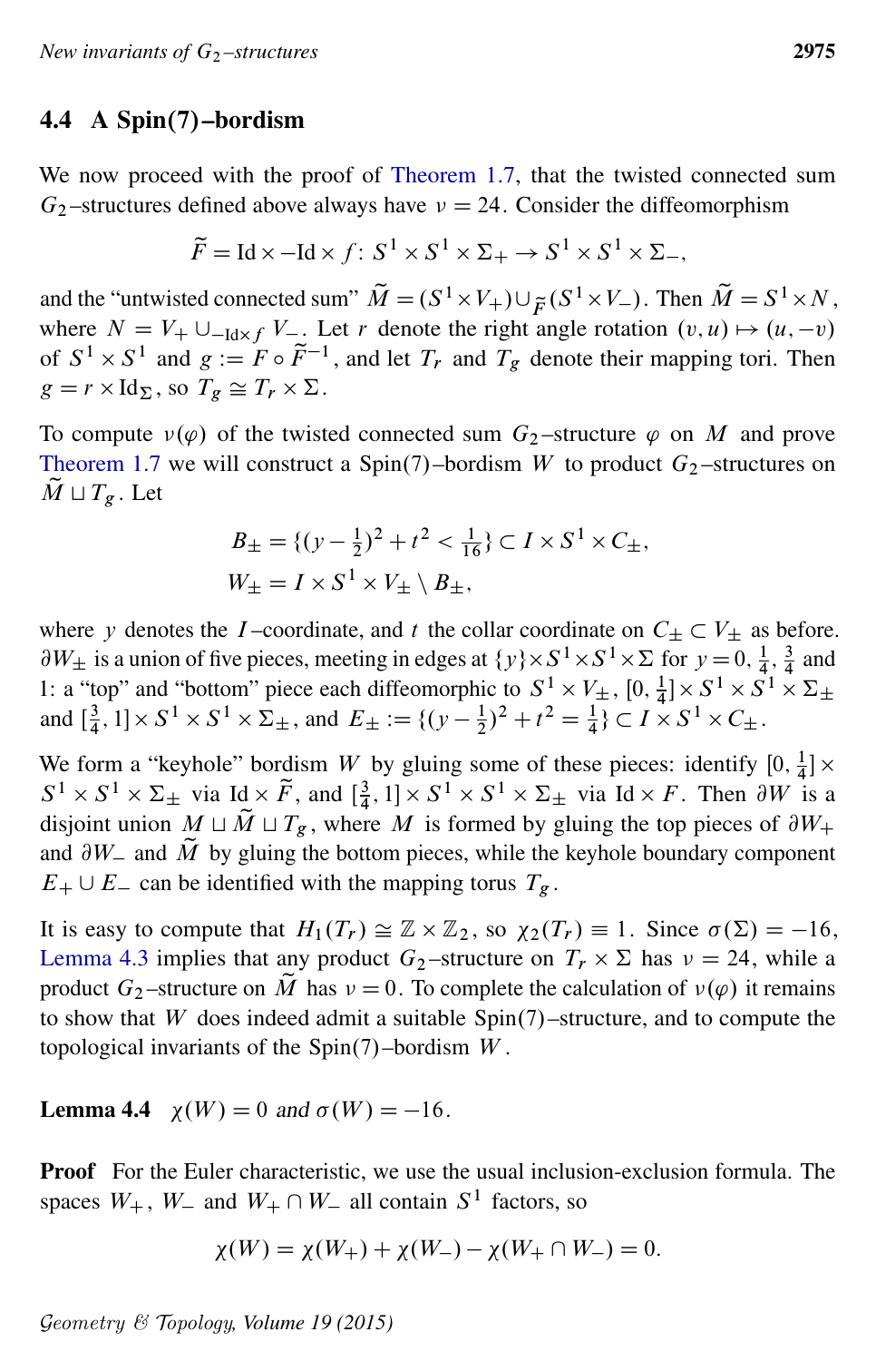### 4.4 A Spin(7)–bordism

We now proceed with the proof of Theorem 1.7, that the twisted connected sum $G_2$–structures defined above always have $\nu = 24$. Consider the diffeomorphism

$$\widetilde{F} = \mathrm{Id} \times -\mathrm{Id} \times f \colon S^1 \times S^1 \times \Sigma_+ \to S^1 \times S^1 \times \Sigma_-,$$

and the "untwisted connected sum" $\widetilde{M} = (S^1 \times V_+) \cup_{\widetilde{F}} (S^1 \times V_-)$. Then $\widetilde{M} = S^1 \times N$, where $N = V_+ \cup_{-\mathrm{Id} \times f} V_-$. Let $r$ denote the right angle rotation $(v, u) \mapsto (u, -v)$ of $S^1 \times S^1$ and $g := F \circ \widetilde{F}^{-1}$, and let $T_r$ and $T_g$ denote their mapping tori. Then $g = r \times \mathrm{Id}_\Sigma$, so $T_g \cong T_r \times \Sigma$.

To compute $\nu(\varphi)$ of the twisted connected sum $G_2$–structure $\varphi$ on $M$ and prove Theorem 1.7 we will construct a Spin(7)–bordism $W$ to product $G_2$–structures on $\widetilde{M} \sqcup T_g$. Let

$$\begin{aligned} B_\pm &= \{(y - \tfrac{1}{2})^2 + t^2 < \tfrac{1}{16}\} \subset I \times S^1 \times C_\pm, \\ W_\pm &= I \times S^1 \times V_\pm \setminus B_\pm, \end{aligned}$$

where $y$ denotes the $I$–coordinate, and $t$ the collar coordinate on $C_\pm \subset V_\pm$ as before. $\partial W_\pm$ is a union of five pieces, meeting in edges at $\{y\} \times S^1 \times S^1 \times \Sigma$ for $y = 0, \frac{1}{4}, \frac{3}{4}$ and $1$: a "top" and "bottom" piece each diffeomorphic to $S^1 \times V_\pm$, $[0, \frac{1}{4}] \times S^1 \times S^1 \times \Sigma_\pm$ and $[\frac{3}{4}, 1] \times S^1 \times S^1 \times \Sigma_\pm$, and $E_\pm := \{(y - \frac{1}{2})^2 + t^2 = \frac{1}{4}\} \subset I \times S^1 \times C_\pm$.

We form a "keyhole" bordism $W$ by gluing some of these pieces: identify $[0, \frac{1}{4}] \times S^1 \times S^1 \times \Sigma_\pm$ via $\mathrm{Id} \times \widetilde{F}$, and $[\frac{3}{4}, 1] \times S^1 \times S^1 \times \Sigma_\pm$ via $\mathrm{Id} \times F$. Then $\partial W$ is a disjoint union $M \sqcup \widetilde{M} \sqcup T_g$, where $M$ is formed by gluing the top pieces of $\partial W_+$ and $\partial W_-$ and $\widetilde{M}$ by gluing the bottom pieces, while the keyhole boundary component $E_+ \cup E_-$ can be identified with the mapping torus $T_g$.

It is easy to compute that $H_1(T_r) \cong \mathbb{Z} \times \mathbb{Z}_2$, so $\chi_2(T_r) \equiv 1$. Since $\sigma(\Sigma) = -16$, Lemma 4.3 implies that any product $G_2$–structure on $T_r \times \Sigma$ has $\nu = 24$, while a product $G_2$–structure on $\widetilde{M}$ has $\nu = 0$. To complete the calculation of $\nu(\varphi)$ it remains to show that $W$ does indeed admit a suitable Spin(7)–structure, and to compute the topological invariants of the Spin(7)–bordism $W$.

**Lemma 4.4** *$\chi(W) = 0$ and $\sigma(W) = -16$.*

**Proof** For the Euler characteristic, we use the usual inclusion-exclusion formula. The spaces $W_+$, $W_-$ and $W_+ \cap W_-$ all contain $S^1$ factors, so

$$\chi(W) = \chi(W_+) + \chi(W_-) - \chi(W_+ \cap W_-) = 0.$$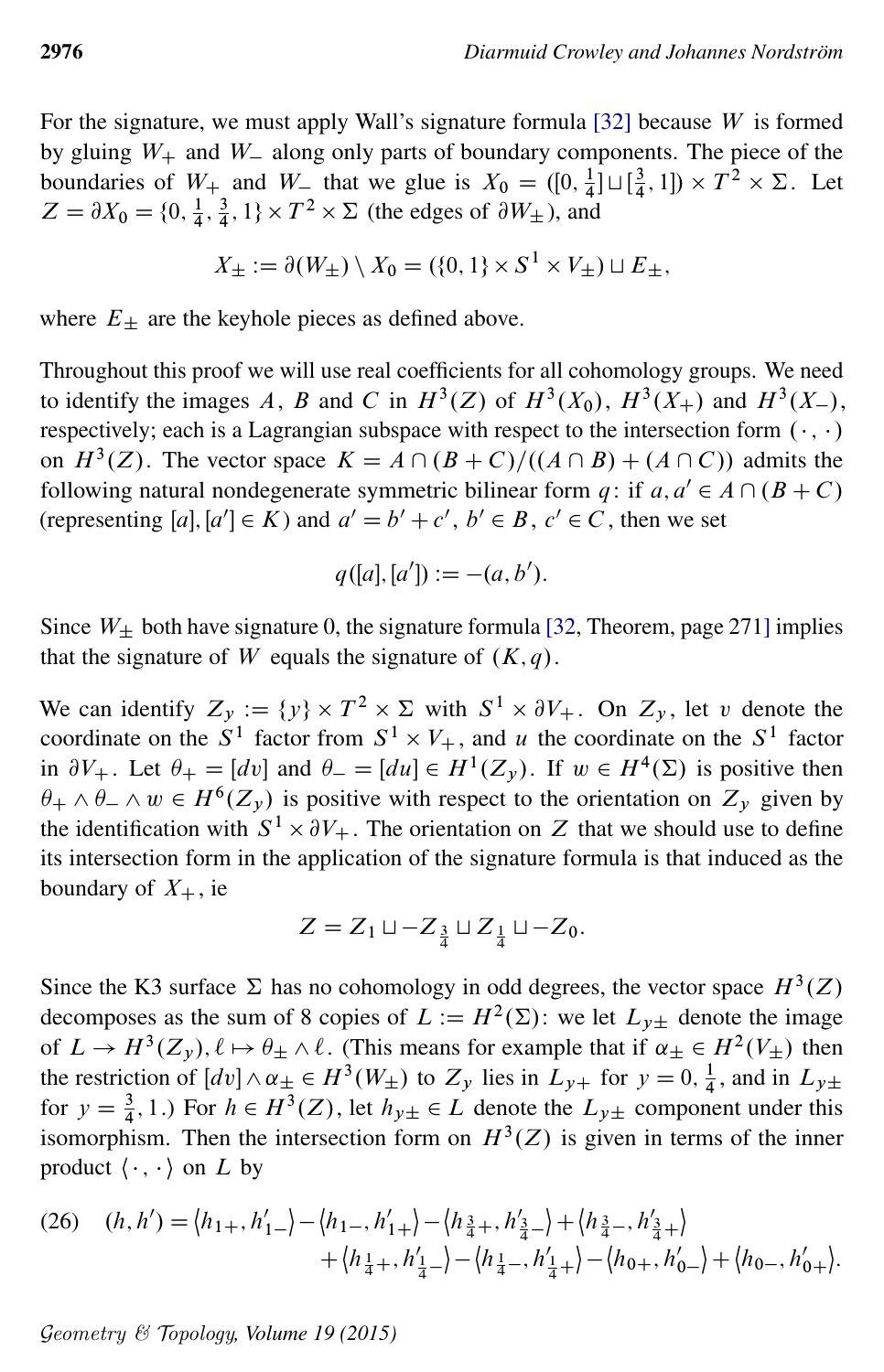For the signature, we must apply Wall's signature formula [32] because $W$ is formed by gluing $W_+$ and $W_-$ along only parts of boundary components. The piece of the boundaries of $W_+$ and $W_-$ that we glue is $X_0 = ([0, \frac{1}{4}] \sqcup [\frac{3}{4}, 1]) \times T^2 \times \Sigma$. Let $Z = \partial X_0 = \{0, \frac{1}{4}, \frac{3}{4}, 1\} \times T^2 \times \Sigma$ (the edges of $\partial W_\pm$), and

$$X_\pm := \partial(W_\pm) \setminus X_0 = (\{0, 1\} \times S^1 \times V_\pm) \sqcup E_\pm,$$

where $E_\pm$ are the keyhole pieces as defined above.

Throughout this proof we will use real coefficients for all cohomology groups. We need to identify the images $A$, $B$ and $C$ in $H^3(Z)$ of $H^3(X_0)$, $H^3(X_+)$ and $H^3(X_-)$, respectively; each is a Lagrangian subspace with respect to the intersection form $(\cdot, \cdot)$ on $H^3(Z)$. The vector space $K = A \cap (B + C)/((A \cap B) + (A \cap C))$ admits the following natural nondegenerate symmetric bilinear form $q$: if $a, a' \in A \cap (B + C)$ (representing $[a], [a'] \in K$) and $a' = b' + c'$, $b' \in B$, $c' \in C$, then we set

$$q([a], [a']) := -(a, b').$$

Since $W_\pm$ both have signature 0, the signature formula [32, Theorem, page 271] implies that the signature of $W$ equals the signature of $(K, q)$.

We can identify $Z_y := \{y\} \times T^2 \times \Sigma$ with $S^1 \times \partial V_+$. On $Z_y$, let $v$ denote the coordinate on the $S^1$ factor from $S^1 \times V_+$, and $u$ the coordinate on the $S^1$ factor in $\partial V_+$. Let $\theta_+ = [dv]$ and $\theta_- = [du] \in H^1(Z_y)$. If $w \in H^4(\Sigma)$ is positive then $\theta_+ \wedge \theta_- \wedge w \in H^6(Z_y)$ is positive with respect to the orientation on $Z_y$ given by the identification with $S^1 \times \partial V_+$. The orientation on $Z$ that we should use to define its intersection form in the application of the signature formula is that induced as the boundary of $X_+$, ie

$$Z = Z_1 \sqcup -Z_{\frac{3}{4}} \sqcup Z_{\frac{1}{4}} \sqcup -Z_0.$$

Since the K3 surface $\Sigma$ has no cohomology in odd degrees, the vector space $H^3(Z)$ decomposes as the sum of 8 copies of $L := H^2(\Sigma)$: we let $L_{y\pm}$ denote the image of $L \to H^3(Z_y)$, $\ell \mapsto \theta_\pm \wedge \ell$. (This means for example that if $\alpha_\pm \in H^2(V_\pm)$ then the restriction of $[dv] \wedge \alpha_\pm \in H^3(W_\pm)$ to $Z_y$ lies in $L_{y+}$ for $y = 0, \frac{1}{4}$, and in $L_{y\pm}$ for $y = \frac{3}{4}, 1$.) For $h \in H^3(Z)$, let $h_{y\pm} \in L$ denote the $L_{y\pm}$ component under this isomorphism. Then the intersection form on $H^3(Z)$ is given in terms of the inner product $\langle \cdot, \cdot \rangle$ on $L$ by

$$(26) \quad (h, h') = \langle h_{1+}, h'_{1-} \rangle - \langle h_{1-}, h'_{1+} \rangle - \langle h_{\frac{3}{4}+}, h'_{\frac{3}{4}-} \rangle + \langle h_{\frac{3}{4}-}, h'_{\frac{3}{4}+} \rangle + \langle h_{\frac{1}{4}+}, h'_{\frac{1}{4}-} \rangle - \langle h_{\frac{1}{4}-}, h'_{\frac{1}{4}+} \rangle - \langle h_{0+}, h'_{0-} \rangle + \langle h_{0-}, h'_{0+} \rangle.$$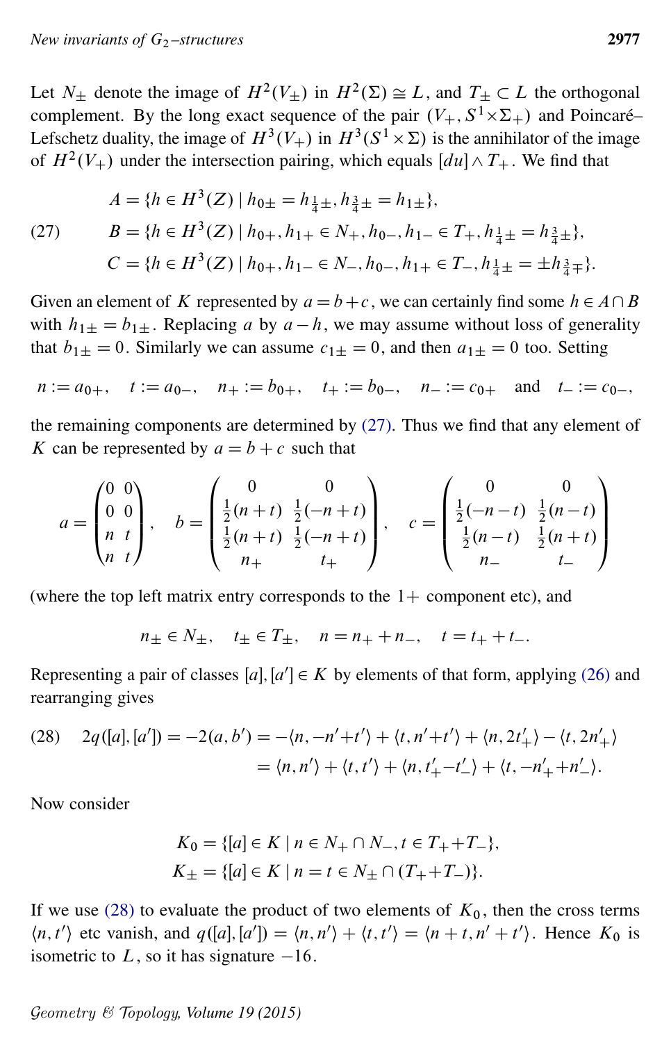Let $N_\pm$ denote the image of $H^2(V_\pm)$ in $H^2(\Sigma) \cong L$, and $T_\pm \subset L$ the orthogonal complement. By the long exact sequence of the pair $(V_+, S^1 \times \Sigma_+)$ and Poincaré–Lefschetz duality, the image of $H^3(V_+)$ in $H^3(S^1 \times \Sigma)$ is the annihilator of the image of $H^2(V_+)$ under the intersection pairing, which equals $[du] \wedge T_+$. We find that

$$
\begin{aligned}
A &= \{h \in H^3(Z) \mid h_{0\pm} = h_{\frac14 \pm}, h_{\frac34 \pm} = h_{1\pm}\}, \\
B &= \{h \in H^3(Z) \mid h_{0+}, h_{1+} \in N_+, h_{0-}, h_{1-} \in T_+, h_{\frac14 \pm} = h_{\frac34 \pm}\}, \qquad (27)\\
C &= \{h \in H^3(Z) \mid h_{0+}, h_{1-} \in N_-, h_{0-}, h_{1+} \in T_-, h_{\frac14 \pm} = \pm h_{\frac34 \mp}\}.
\end{aligned}
$$

Given an element of $K$ represented by $a = b + c$, we can certainly find some $h \in A \cap B$ with $h_{1\pm} = b_{1\pm}$. Replacing $a$ by $a - h$, we may assume without loss of generality that $b_{1\pm} = 0$. Similarly we can assume $c_{1\pm} = 0$, and then $a_{1\pm} = 0$ too. Setting

$$
n := a_{0+}, \quad t := a_{0-}, \quad n_+ := b_{0+}, \quad t_+ := b_{0-}, \quad n_- := c_{0+} \quad \text{and} \quad t_- := c_{0-},
$$

the remaining components are determined by (27). Thus we find that any element of $K$ can be represented by $a = b + c$ such that

$$
a = \begin{pmatrix} 0 & 0 \\ 0 & 0 \\ n & t \\ n & t \end{pmatrix}, \quad
b = \begin{pmatrix} 0 & 0 \\ \frac12(n+t) & \frac12(-n+t) \\ \frac12(n+t) & \frac12(-n+t) \\ n_+ & t_+ \end{pmatrix}, \quad
c = \begin{pmatrix} 0 & 0 \\ \frac12(-n-t) & \frac12(n-t) \\ \frac12(n-t) & \frac12(n+t) \\ n_- & t_- \end{pmatrix}
$$

(where the top left matrix entry corresponds to the $1+$ component etc), and

$$
n_\pm \in N_\pm, \quad t_\pm \in T_\pm, \quad n = n_+ + n_-, \quad t = t_+ + t_-.
$$

Representing a pair of classes $[a], [a'] \in K$ by elements of that form, applying (26) and rearranging gives

$$
\begin{aligned}
2q([a],[a']) = -2(a, b') &= -\langle n, -n' + t' \rangle + \langle t, n' + t' \rangle + \langle n, 2t'_+ \rangle - \langle t, 2n'_+ \rangle \qquad (28)\\
&= \langle n, n' \rangle + \langle t, t' \rangle + \langle n, t'_+ - t'_- \rangle + \langle t, -n'_+ + n'_- \rangle.
\end{aligned}
$$

Now consider

$$
\begin{aligned}
K_0 &= \{[a] \in K \mid n \in N_+ \cap N_-, t \in T_+ + T_-\}, \\
K_\pm &= \{[a] \in K \mid n = t \in N_\pm \cap (T_+ + T_-)\}.
\end{aligned}
$$

If we use (28) to evaluate the product of two elements of $K_0$, then the cross terms $\langle n, t' \rangle$ etc vanish, and $q([a],[a']) = \langle n, n' \rangle + \langle t, t' \rangle = \langle n + t, n' + t' \rangle$. Hence $K_0$ is isometric to $L$, so it has signature $-16$.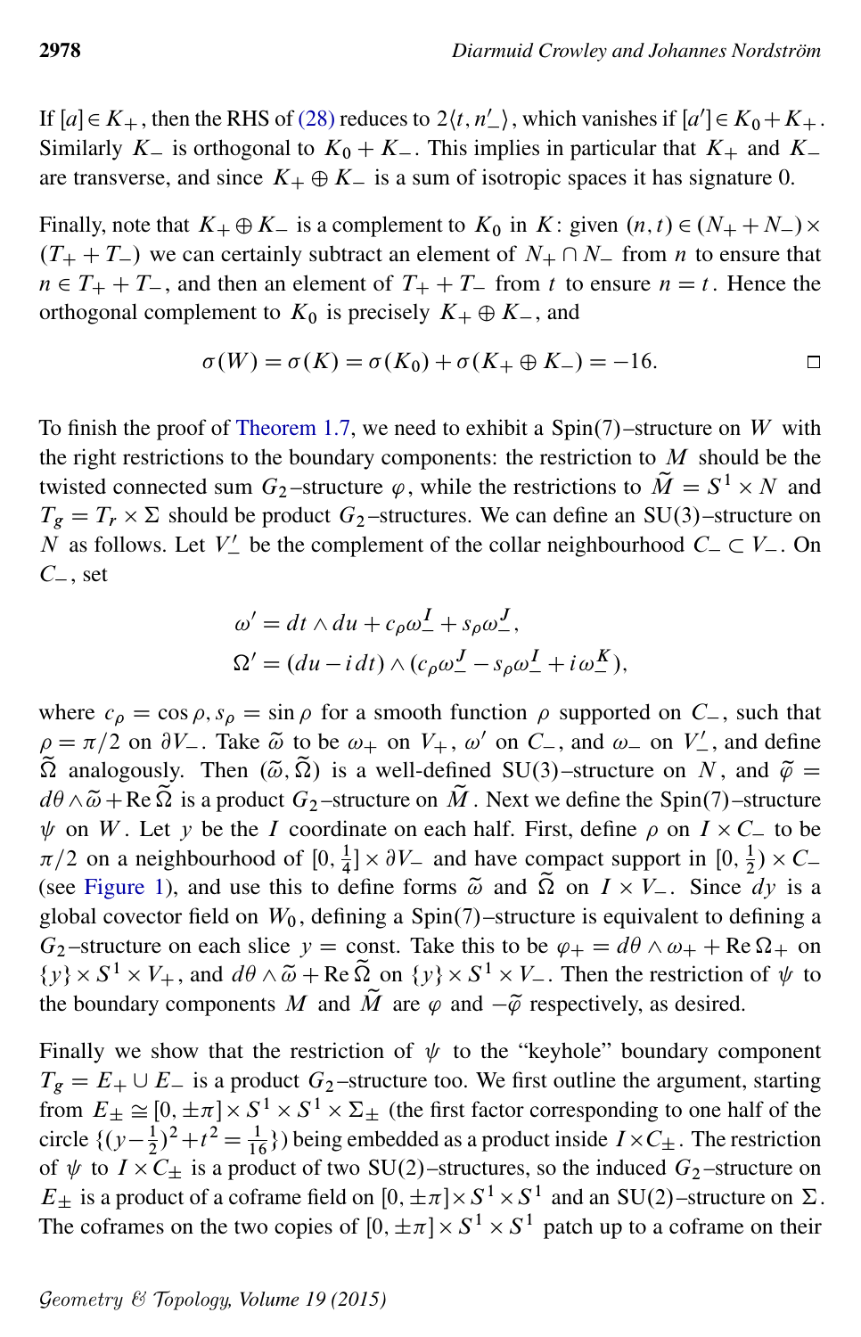If $[a] \in K_+$, then the RHS of (28) reduces to $2\langle t, n'_-\rangle$, which vanishes if $[a'] \in K_0 + K_+$. Similarly $K_-$ is orthogonal to $K_0 + K_-$. This implies in particular that $K_+$ and $K_-$ are transverse, and since $K_+ \oplus K_-$ is a sum of isotropic spaces it has signature 0.

Finally, note that $K_+ \oplus K_-$ is a complement to $K_0$ in $K$: given $(n,t) \in (N_+ + N_-) \times (T_+ + T_-)$ we can certainly subtract an element of $N_+ \cap N_-$ from $n$ to ensure that $n \in T_+ + T_-$, and then an element of $T_+ + T_-$ from $t$ to ensure $n = t$. Hence the orthogonal complement to $K_0$ is precisely $K_+ \oplus K_-$, and

$$\sigma(W) = \sigma(K) = \sigma(K_0) + \sigma(K_+ \oplus K_-) = -16. \qquad \square$$

To finish the proof of Theorem 1.7, we need to exhibit a $\mathrm{Spin}(7)$–structure on $W$ with the right restrictions to the boundary components: the restriction to $M$ should be the twisted connected sum $G_2$–structure $\varphi$, while the restrictions to $\widetilde{M} = S^1 \times N$ and $T_g = T_r \times \Sigma$ should be product $G_2$–structures. We can define an $\mathrm{SU}(3)$–structure on $N$ as follows. Let $V'_-$ be the complement of the collar neighbourhood $C_- \subset V_-$. On $C_-$, set

$$\omega' = dt \wedge du + c_\rho \omega_-^I + s_\rho \omega_-^J,$$
$$\Omega' = (du - i\,dt) \wedge (c_\rho \omega_-^J - s_\rho \omega_-^I + i\omega_-^K),$$

where $c_\rho = \cos\rho, s_\rho = \sin\rho$ for a smooth function $\rho$ supported on $C_-$, such that $\rho = \pi/2$ on $\partial V_-$. Take $\widetilde{\omega}$ to be $\omega_+$ on $V_+$, $\omega'$ on $C_-$, and $\omega_-$ on $V'_-$, and define $\widetilde{\Omega}$ analogously. Then $(\widetilde{\omega}, \widetilde{\Omega})$ is a well-defined $\mathrm{SU}(3)$–structure on $N$, and $\widetilde{\varphi} = d\theta \wedge \widetilde{\omega} + \operatorname{Re}\widetilde{\Omega}$ is a product $G_2$–structure on $\widetilde{M}$. Next we define the $\mathrm{Spin}(7)$–structure $\psi$ on $W$. Let $y$ be the $I$ coordinate on each half. First, define $\rho$ on $I \times C_-$ to be $\pi/2$ on a neighbourhood of $[0, \frac{1}{4}] \times \partial V_-$ and have compact support in $[0, \frac{1}{2}) \times C_-$ (see Figure 1), and use this to define forms $\widetilde{\omega}$ and $\widetilde{\Omega}$ on $I \times V_-$. Since $dy$ is a global covector field on $W_0$, defining a $\mathrm{Spin}(7)$–structure is equivalent to defining a $G_2$–structure on each slice $y = \text{const}$. Take this to be $\varphi_+ = d\theta \wedge \omega_+ + \operatorname{Re}\Omega_+$ on $\{y\} \times S^1 \times V_+$, and $d\theta \wedge \widetilde{\omega} + \operatorname{Re}\widetilde{\Omega}$ on $\{y\} \times S^1 \times V_-$. Then the restriction of $\psi$ to the boundary components $M$ and $\widetilde{M}$ are $\varphi$ and $-\widetilde{\varphi}$ respectively, as desired.

Finally we show that the restriction of $\psi$ to the "keyhole" boundary component $T_g = E_+ \cup E_-$ is a product $G_2$–structure too. We first outline the argument, starting from $E_\pm \cong [0, \pm\pi] \times S^1 \times S^1 \times \Sigma_\pm$ (the first factor corresponding to one half of the circle $\{(y-\frac{1}{2})^2 + t^2 = \frac{1}{16}\}$) being embedded as a product inside $I \times C_\pm$. The restriction of $\psi$ to $I \times C_\pm$ is a product of two $\mathrm{SU}(2)$–structures, so the induced $G_2$–structure on $E_\pm$ is a product of a coframe field on $[0, \pm\pi] \times S^1 \times S^1$ and an $\mathrm{SU}(2)$–structure on $\Sigma$. The coframes on the two copies of $[0, \pm\pi] \times S^1 \times S^1$ patch up to a coframe on their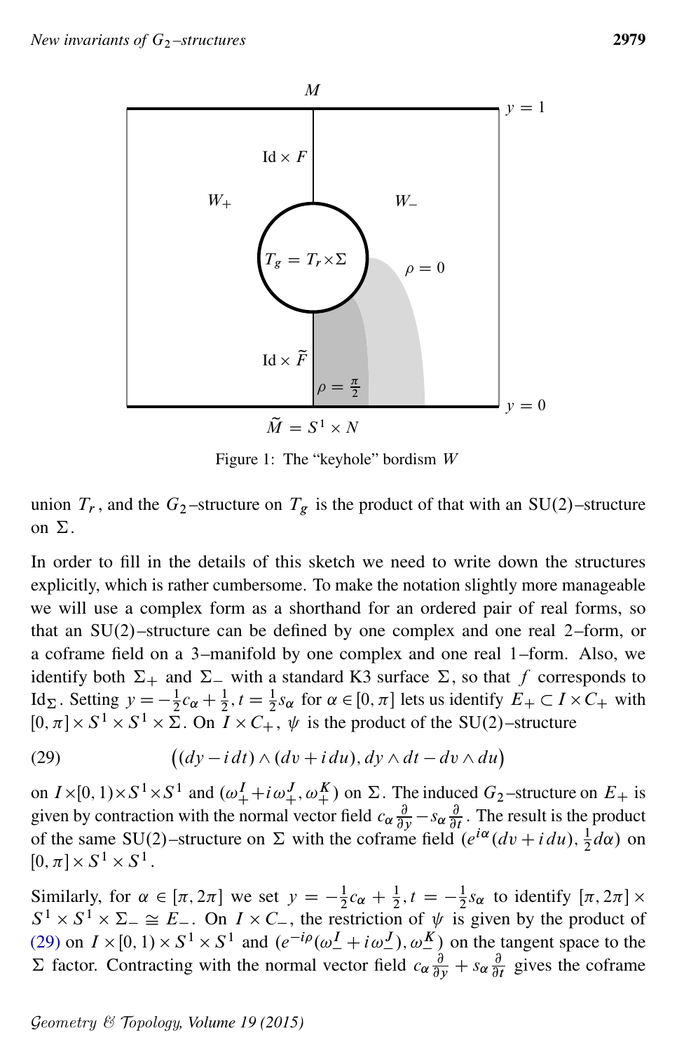Figure 1: The "keyhole" bordism $W$

union $T_r$, and the $G_2$–structure on $T_g$ is the product of that with an SU(2)–structure on $\Sigma$.

In order to fill in the details of this sketch we need to write down the structures explicitly, which is rather cumbersome. To make the notation slightly more manageable we will use a complex form as a shorthand for an ordered pair of real forms, so that an SU(2)–structure can be defined by one complex and one real 2–form, or a coframe field on a 3–manifold by one complex and one real 1–form. Also, we identify both $\Sigma_+$ and $\Sigma_-$ with a standard K3 surface $\Sigma$, so that $f$ corresponds to $\mathrm{Id}_\Sigma$. Setting $y = -\frac{1}{2}c_\alpha + \frac{1}{2}, t = \frac{1}{2}s_\alpha$ for $\alpha \in [0,\pi]$ lets us identify $E_+ \subset I \times C_+$ with $[0,\pi] \times S^1 \times S^1 \times \Sigma$. On $I \times C_+$, $\psi$ is the product of the SU(2)–structure

$$\big((dy - i\,dt) \wedge (dv + i\,du), dy \wedge dt - dv \wedge du\big) \tag{29}$$

on $I \times [0,1) \times S^1 \times S^1$ and $(\omega_+^I + i\omega_+^J, \omega_+^K)$ on $\Sigma$. The induced $G_2$–structure on $E_+$ is given by contraction with the normal vector field $c_\alpha \frac{\partial}{\partial y} - s_\alpha \frac{\partial}{\partial t}$. The result is the product of the same SU(2)–structure on $\Sigma$ with the coframe field $(e^{i\alpha}(dv + i\,du), \frac{1}{2}d\alpha)$ on $[0,\pi] \times S^1 \times S^1$.

Similarly, for $\alpha \in [\pi, 2\pi]$ we set $y = -\frac{1}{2}c_\alpha + \frac{1}{2}, t = -\frac{1}{2}s_\alpha$ to identify $[\pi, 2\pi] \times S^1 \times S^1 \times \Sigma_- \cong E_-$. On $I \times C_-$, the restriction of $\psi$ is given by the product of (29) on $I \times [0,1) \times S^1 \times S^1$ and $(e^{-i\rho}(\omega_-^I + i\omega_-^J), \omega_-^K)$ on the tangent space to the $\Sigma$ factor. Contracting with the normal vector field $c_\alpha \frac{\partial}{\partial y} + s_\alpha \frac{\partial}{\partial t}$ gives the coframe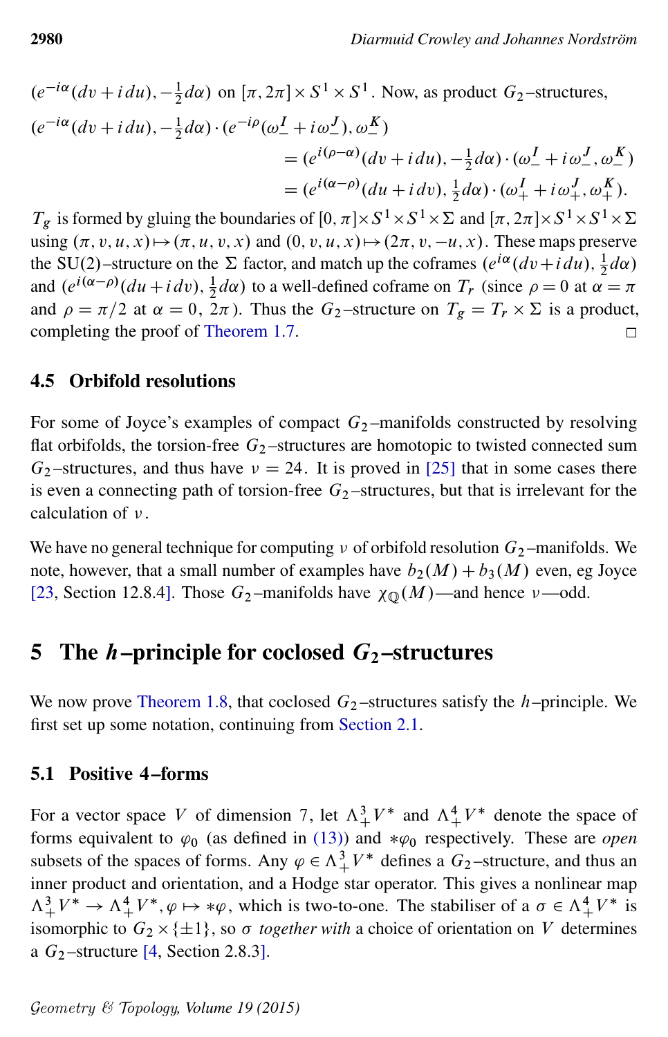$(e^{-i\alpha}(dv + i\,du), -\frac{1}{2}d\alpha)$ on $[\pi, 2\pi] \times S^1 \times S^1$. Now, as product $G_2$–structures,

$$
\begin{aligned}
(e^{-i\alpha}(dv + i\,du), -\tfrac{1}{2}d\alpha) \cdot (e^{-i\rho}(\omega_-^I + i\omega_-^J), \omega_-^K) \\
&= (e^{i(\rho-\alpha)}(dv + i\,du), -\tfrac{1}{2}d\alpha) \cdot (\omega_-^I + i\omega_-^J, \omega_-^K) \\
&= (e^{i(\alpha-\rho)}(du + i\,dv), \tfrac{1}{2}d\alpha) \cdot (\omega_+^I + i\omega_+^J, \omega_+^K).
\end{aligned}
$$

$T_g$ is formed by gluing the boundaries of $[0, \pi] \times S^1 \times S^1 \times \Sigma$ and $[\pi, 2\pi] \times S^1 \times S^1 \times \Sigma$ using $(\pi, v, u, x) \mapsto (\pi, u, v, x)$ and $(0, v, u, x) \mapsto (2\pi, v, -u, x)$. These maps preserve the SU(2)–structure on the $\Sigma$ factor, and match up the coframes $(e^{i\alpha}(dv + i\,du), \frac{1}{2}d\alpha)$ and $(e^{i(\alpha-\rho)}(du + i\,dv), \frac{1}{2}d\alpha)$ to a well-defined coframe on $T_r$ (since $\rho = 0$ at $\alpha = \pi$ and $\rho = \pi/2$ at $\alpha = 0, 2\pi$). Thus the $G_2$–structure on $T_g = T_r \times \Sigma$ is a product, completing the proof of Theorem 1.7. □

### 4.5 Orbifold resolutions

For some of Joyce's examples of compact $G_2$–manifolds constructed by resolving flat orbifolds, the torsion-free $G_2$–structures are homotopic to twisted connected sum $G_2$–structures, and thus have $\nu = 24$. It is proved in [25] that in some cases there is even a connecting path of torsion-free $G_2$–structures, but that is irrelevant for the calculation of $\nu$.

We have no general technique for computing $\nu$ of orbifold resolution $G_2$–manifolds. We note, however, that a small number of examples have $b_2(M) + b_3(M)$ even, eg Joyce [23, Section 12.8.4]. Those $G_2$–manifolds have $\chi_{\mathbb{Q}}(M)$—and hence $\nu$—odd.

## 5 The $h$–principle for coclosed $G_2$–structures

We now prove Theorem 1.8, that coclosed $G_2$–structures satisfy the $h$–principle. We first set up some notation, continuing from Section 2.1.

### 5.1 Positive 4–forms

For a vector space $V$ of dimension 7, let $\Lambda^3_+ V^*$ and $\Lambda^4_+ V^*$ denote the space of forms equivalent to $\varphi_0$ (as defined in (13)) and $*\varphi_0$ respectively. These are *open* subsets of the spaces of forms. Any $\varphi \in \Lambda^3_+ V^*$ defines a $G_2$–structure, and thus an inner product and orientation, and a Hodge star operator. This gives a nonlinear map $\Lambda^3_+ V^* \to \Lambda^4_+ V^*, \varphi \mapsto *\varphi$, which is two-to-one. The stabiliser of a $\sigma \in \Lambda^4_+ V^*$ is isomorphic to $G_2 \times \{\pm 1\}$, so $\sigma$ *together with* a choice of orientation on $V$ determines a $G_2$–structure [4, Section 2.8.3].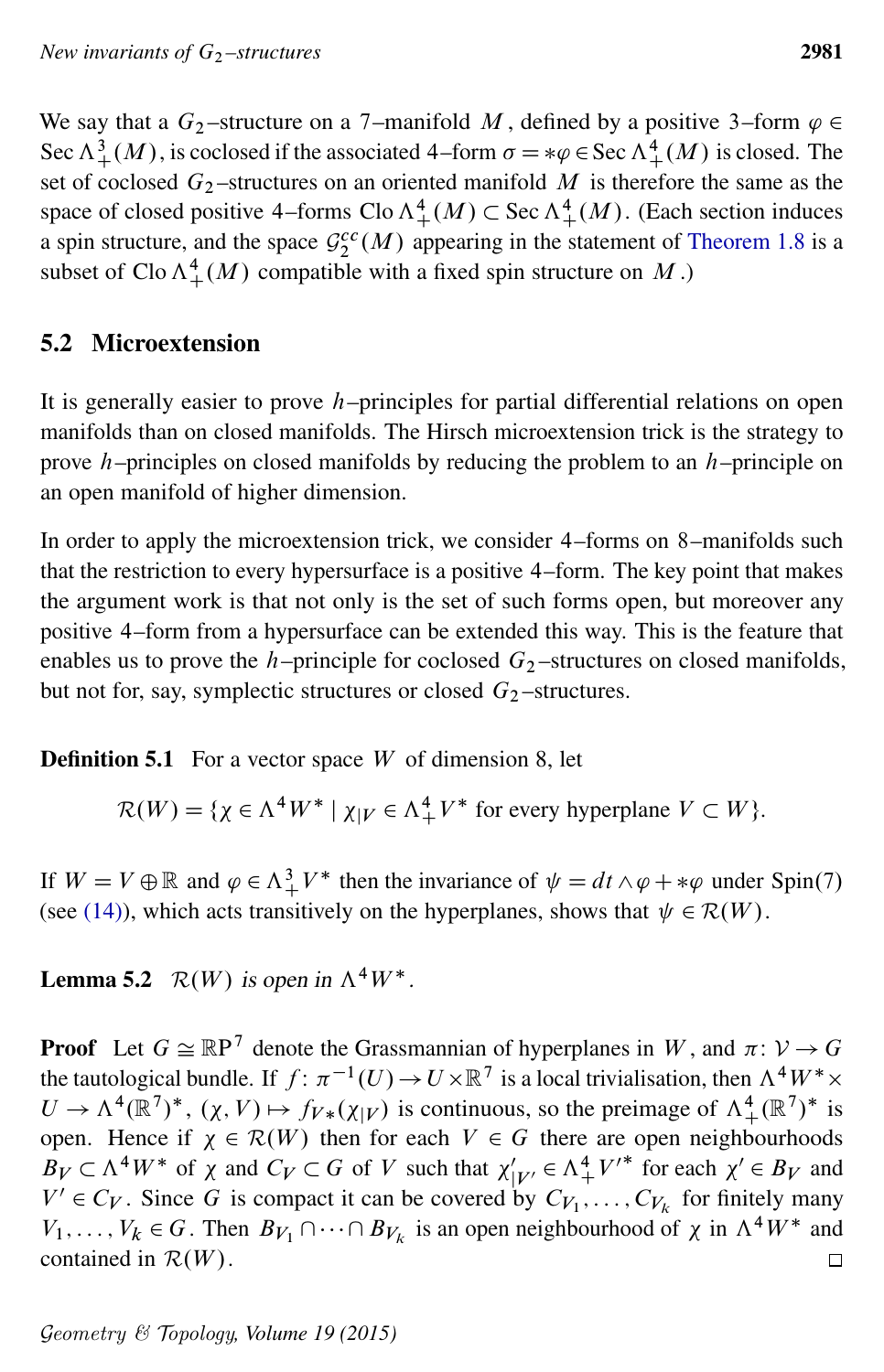We say that a $G_2$–structure on a 7–manifold $M$, defined by a positive 3–form $\varphi \in \operatorname{Sec} \Lambda^3_+(M)$, is coclosed if the associated 4–form $\sigma = *\varphi \in \operatorname{Sec} \Lambda^4_+(M)$ is closed. The set of coclosed $G_2$–structures on an oriented manifold $M$ is therefore the same as the space of closed positive 4–forms $\operatorname{Clo} \Lambda^4_+(M) \subset \operatorname{Sec} \Lambda^4_+(M)$. (Each section induces a spin structure, and the space $\mathcal{G}_2^{cc}(M)$ appearing in the statement of Theorem 1.8 is a subset of $\operatorname{Clo} \Lambda^4_+(M)$ compatible with a fixed spin structure on $M$.)

## 5.2 Microextension

It is generally easier to prove $h$–principles for partial differential relations on open manifolds than on closed manifolds. The Hirsch microextension trick is the strategy to prove $h$–principles on closed manifolds by reducing the problem to an $h$–principle on an open manifold of higher dimension.

In order to apply the microextension trick, we consider 4–forms on 8–manifolds such that the restriction to every hypersurface is a positive 4–form. The key point that makes the argument work is that not only is the set of such forms open, but moreover any positive 4–form from a hypersurface can be extended this way. This is the feature that enables us to prove the $h$–principle for coclosed $G_2$–structures on closed manifolds, but not for, say, symplectic structures or closed $G_2$–structures.

**Definition 5.1** For a vector space $W$ of dimension 8, let

$$\mathcal{R}(W) = \{\chi \in \Lambda^4 W^* \mid \chi_{|V} \in \Lambda^4_+ V^* \text{ for every hyperplane } V \subset W\}.$$

If $W = V \oplus \mathbb{R}$ and $\varphi \in \Lambda^3_+ V^*$ then the invariance of $\psi = dt \wedge \varphi + *\varphi$ under Spin(7) (see (14)), which acts transitively on the hyperplanes, shows that $\psi \in \mathcal{R}(W)$.

**Lemma 5.2** *$\mathcal{R}(W)$ is open in $\Lambda^4 W^*$.*

**Proof** Let $G \cong \mathbb{RP}^7$ denote the Grassmannian of hyperplanes in $W$, and $\pi\colon \mathcal{V} \to G$ the tautological bundle. If $f\colon \pi^{-1}(U) \to U \times \mathbb{R}^7$ is a local trivialisation, then $\Lambda^4 W^* \times U \to \Lambda^4(\mathbb{R}^7)^*$, $(\chi, V) \mapsto f_{V*}(\chi_{|V})$ is continuous, so the preimage of $\Lambda^4_+(\mathbb{R}^7)^*$ is open. Hence if $\chi \in \mathcal{R}(W)$ then for each $V \in G$ there are open neighbourhoods $B_V \subset \Lambda^4 W^*$ of $\chi$ and $C_V \subset G$ of $V$ such that $\chi'_{|V'} \in \Lambda^4_+ V'^*$ for each $\chi' \in B_V$ and $V' \in C_V$. Since $G$ is compact it can be covered by $C_{V_1}, \dots, C_{V_k}$ for finitely many $V_1, \dots, V_k \in G$. Then $B_{V_1} \cap \dots \cap B_{V_k}$ is an open neighbourhood of $\chi$ in $\Lambda^4 W^*$ and contained in $\mathcal{R}(W)$. $\square$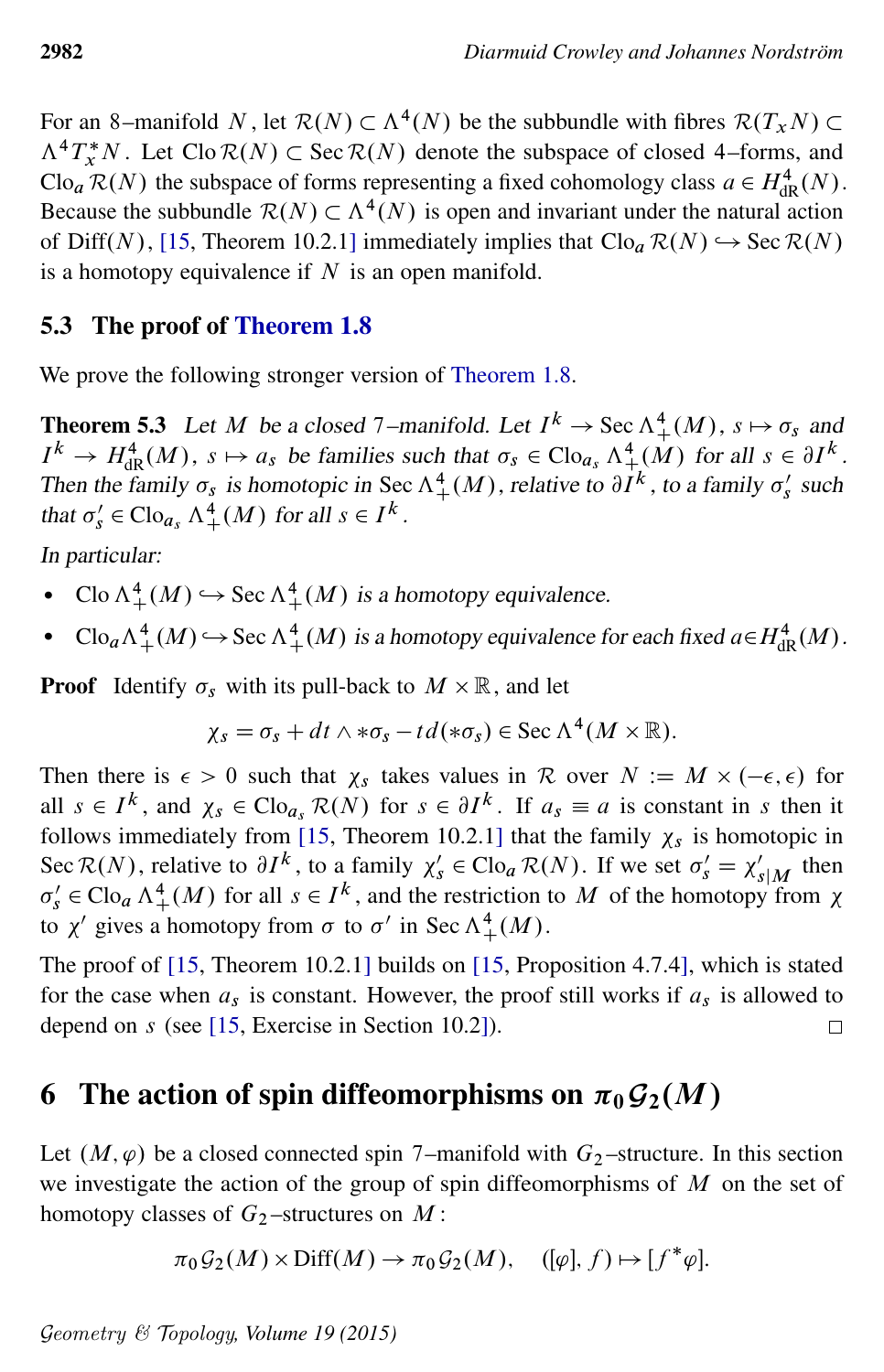For an 8–manifold $N$, let $\mathcal{R}(N) \subset \Lambda^4(N)$ be the subbundle with fibres $\mathcal{R}(T_xN) \subset \Lambda^4 T_x^* N$. Let $\mathrm{Clo}\,\mathcal{R}(N) \subset \mathrm{Sec}\,\mathcal{R}(N)$ denote the subspace of closed 4–forms, and $\mathrm{Clo}_a\,\mathcal{R}(N)$ the subspace of forms representing a fixed cohomology class $a \in H^4_{\mathrm{dR}}(N)$. Because the subbundle $\mathcal{R}(N) \subset \Lambda^4(N)$ is open and invariant under the natural action of $\mathrm{Diff}(N)$, [15, Theorem 10.2.1] immediately implies that $\mathrm{Clo}_a\,\mathcal{R}(N) \hookrightarrow \mathrm{Sec}\,\mathcal{R}(N)$ is a homotopy equivalence if $N$ is an open manifold.

## 5.3 The proof of Theorem 1.8

We prove the following stronger version of Theorem 1.8.

**Theorem 5.3** *Let $M$ be a closed 7–manifold. Let $I^k \to \mathrm{Sec}\,\Lambda^4_+(M)$, $s \mapsto \sigma_s$ and $I^k \to H^4_{\mathrm{dR}}(M)$, $s \mapsto a_s$ be families such that $\sigma_s \in \mathrm{Clo}_{a_s}\,\Lambda^4_+(M)$ for all $s \in \partial I^k$. Then the family $\sigma_s$ is homotopic in $\mathrm{Sec}\,\Lambda^4_+(M)$, relative to $\partial I^k$, to a family $\sigma'_s$ such that $\sigma'_s \in \mathrm{Clo}_{a_s}\,\Lambda^4_+(M)$ for all $s \in I^k$.*

*In particular:*

- $\mathrm{Clo}\,\Lambda^4_+(M) \hookrightarrow \mathrm{Sec}\,\Lambda^4_+(M)$ *is a homotopy equivalence.*
- $\mathrm{Clo}_a\Lambda^4_+(M) \hookrightarrow \mathrm{Sec}\,\Lambda^4_+(M)$ *is a homotopy equivalence for each fixed $a \in H^4_{\mathrm{dR}}(M)$.*

**Proof** Identify $\sigma_s$ with its pull-back to $M \times \mathbb{R}$, and let

$$\chi_s = \sigma_s + dt \wedge {*\sigma_s} - t\,d({*\sigma_s}) \in \mathrm{Sec}\,\Lambda^4(M \times \mathbb{R}).$$

Then there is $\epsilon > 0$ such that $\chi_s$ takes values in $\mathcal{R}$ over $N := M \times (-\epsilon, \epsilon)$ for all $s \in I^k$, and $\chi_s \in \mathrm{Clo}_{a_s}\,\mathcal{R}(N)$ for $s \in \partial I^k$. If $a_s \equiv a$ is constant in $s$ then it follows immediately from [15, Theorem 10.2.1] that the family $\chi_s$ is homotopic in $\mathrm{Sec}\,\mathcal{R}(N)$, relative to $\partial I^k$, to a family $\chi'_s \in \mathrm{Clo}_a\,\mathcal{R}(N)$. If we set $\sigma'_s = \chi'_{s|M}$ then $\sigma'_s \in \mathrm{Clo}_a\,\Lambda^4_+(M)$ for all $s \in I^k$, and the restriction to $M$ of the homotopy from $\chi$ to $\chi'$ gives a homotopy from $\sigma$ to $\sigma'$ in $\mathrm{Sec}\,\Lambda^4_+(M)$.

The proof of [15, Theorem 10.2.1] builds on [15, Proposition 4.7.4], which is stated for the case when $a_s$ is constant. However, the proof still works if $a_s$ is allowed to depend on $s$ (see [15, Exercise in Section 10.2]). □

# 6 The action of spin diffeomorphisms on $\pi_0\mathcal{G}_2(M)$

Let $(M, \varphi)$ be a closed connected spin 7–manifold with $G_2$–structure. In this section we investigate the action of the group of spin diffeomorphisms of $M$ on the set of homotopy classes of $G_2$–structures on $M$:

$$\pi_0\mathcal{G}_2(M) \times \mathrm{Diff}(M) \to \pi_0\mathcal{G}_2(M), \quad ([\varphi], f) \mapsto [f^*\varphi].$$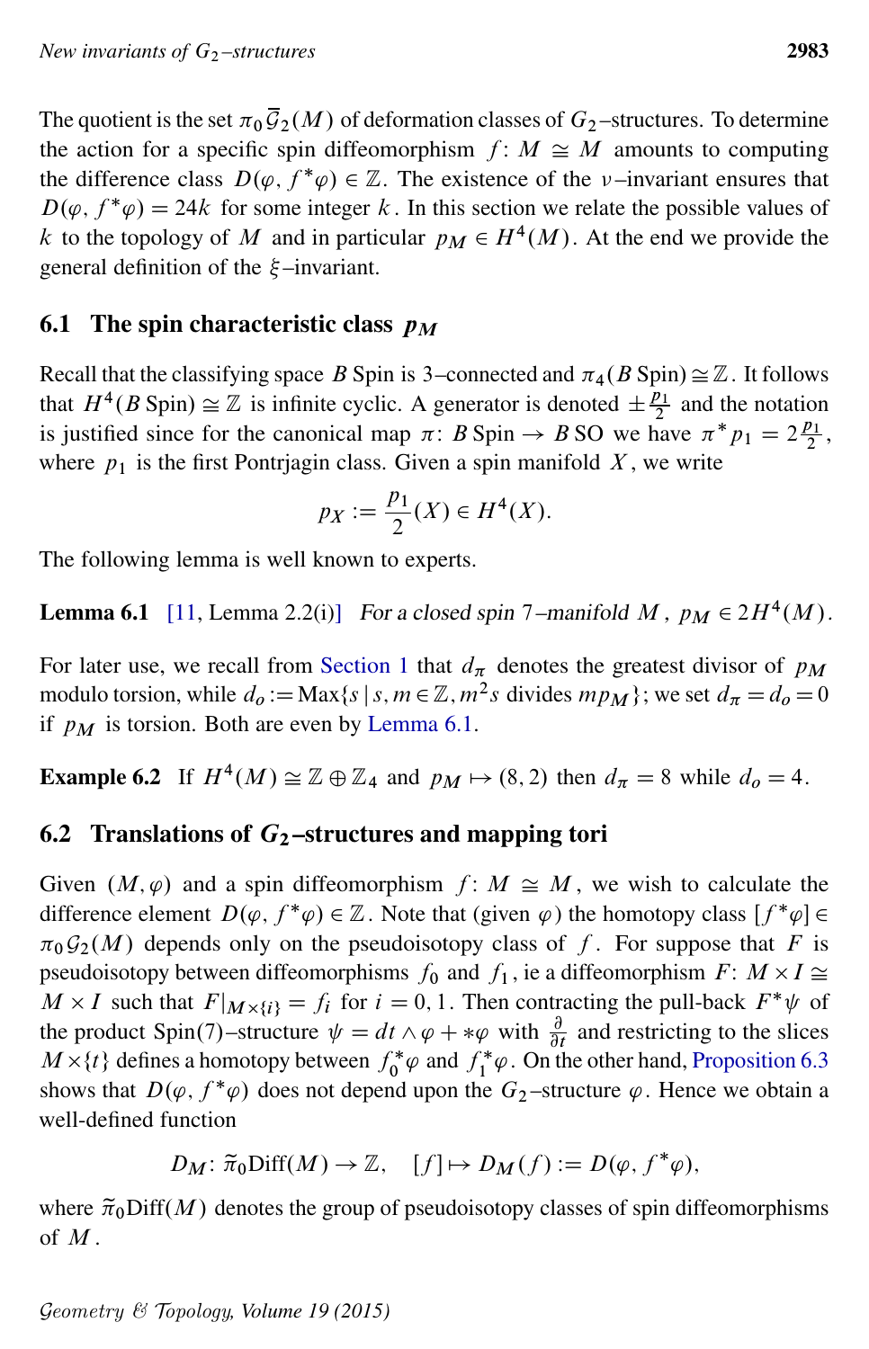The quotient is the set $\pi_0 \overline{\mathcal{G}}_2(M)$ of deformation classes of $G_2$–structures. To determine the action for a specific spin diffeomorphism $f\colon M \cong M$ amounts to computing the difference class $D(\varphi, f^*\varphi) \in \mathbb{Z}$. The existence of the $\nu$–invariant ensures that $D(\varphi, f^*\varphi) = 24k$ for some integer $k$. In this section we relate the possible values of $k$ to the topology of $M$ and in particular $p_M \in H^4(M)$. At the end we provide the general definition of the $\xi$–invariant.

## 6.1 The spin characteristic class $p_M$

Recall that the classifying space $B\,\mathrm{Spin}$ is 3–connected and $\pi_4(B\,\mathrm{Spin}) \cong \mathbb{Z}$. It follows that $H^4(B\,\mathrm{Spin}) \cong \mathbb{Z}$ is infinite cyclic. A generator is denoted $\pm\frac{p_1}{2}$ and the notation is justified since for the canonical map $\pi\colon B\,\mathrm{Spin} \to B\,\mathrm{SO}$ we have $\pi^* p_1 = 2\frac{p_1}{2}$, where $p_1$ is the first Pontrjagin class. Given a spin manifold $X$, we write

$$p_X := \frac{p_1}{2}(X) \in H^4(X).$$

The following lemma is well known to experts.

**Lemma 6.1** [11, Lemma 2.2(i)] *For a closed spin 7–manifold $M$, $p_M \in 2H^4(M)$.*

For later use, we recall from Section 1 that $d_\pi$ denotes the greatest divisor of $p_M$ modulo torsion, while $d_o := \mathrm{Max}\{s \mid s, m \in \mathbb{Z}, m^2 s \text{ divides } m p_M\}$; we set $d_\pi = d_o = 0$ if $p_M$ is torsion. Both are even by Lemma 6.1.

**Example 6.2** If $H^4(M) \cong \mathbb{Z} \oplus \mathbb{Z}_4$ and $p_M \mapsto (8, 2)$ then $d_\pi = 8$ while $d_o = 4$.

## 6.2 Translations of $G_2$–structures and mapping tori

Given $(M, \varphi)$ and a spin diffeomorphism $f\colon M \cong M$, we wish to calculate the difference element $D(\varphi, f^*\varphi) \in \mathbb{Z}$. Note that (given $\varphi$) the homotopy class $[f^*\varphi] \in \pi_0 \mathcal{G}_2(M)$ depends only on the pseudoisotopy class of $f$. For suppose that $F$ is pseudoisotopy between diffeomorphisms $f_0$ and $f_1$, ie a diffeomorphism $F\colon M \times I \cong M \times I$ such that $F|_{M \times \{i\}} = f_i$ for $i = 0, 1$. Then contracting the pull-back $F^*\psi$ of the product Spin(7)–structure $\psi = dt \wedge \varphi + *\varphi$ with $\frac{\partial}{\partial t}$ and restricting to the slices $M \times \{t\}$ defines a homotopy between $f_0^*\varphi$ and $f_1^*\varphi$. On the other hand, Proposition 6.3 shows that $D(\varphi, f^*\varphi)$ does not depend upon the $G_2$–structure $\varphi$. Hence we obtain a well-defined function

$$D_M\colon \widetilde{\pi}_0 \mathrm{Diff}(M) \to \mathbb{Z}, \quad [f] \mapsto D_M(f) := D(\varphi, f^*\varphi),$$

where $\widetilde{\pi}_0 \mathrm{Diff}(M)$ denotes the group of pseudoisotopy classes of spin diffeomorphisms of $M$.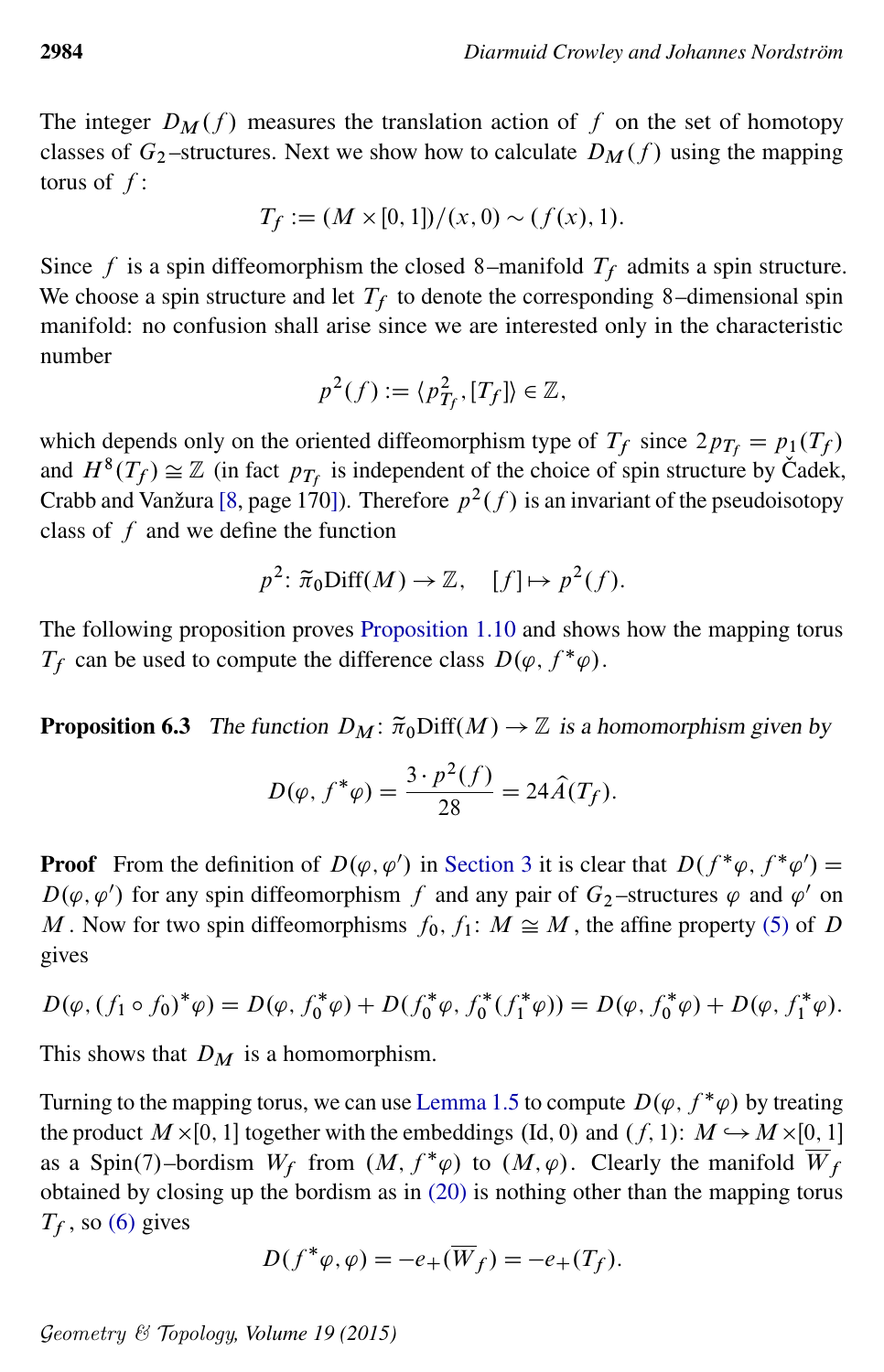The integer $D_M(f)$ measures the translation action of $f$ on the set of homotopy classes of $G_2$–structures. Next we show how to calculate $D_M(f)$ using the mapping torus of $f$:

$$T_f := (M \times [0,1])/(x,0) \sim (f(x),1).$$

Since $f$ is a spin diffeomorphism the closed 8–manifold $T_f$ admits a spin structure. We choose a spin structure and let $T_f$ to denote the corresponding 8–dimensional spin manifold: no confusion shall arise since we are interested only in the characteristic number

$$p^2(f) := \langle p_{T_f}^2, [T_f] \rangle \in \mathbb{Z},$$

which depends only on the oriented diffeomorphism type of $T_f$ since $2p_{T_f} = p_1(T_f)$ and $H^8(T_f) \cong \mathbb{Z}$ (in fact $p_{T_f}$ is independent of the choice of spin structure by Čadek, Crabb and Vanžura [8, page 170]). Therefore $p^2(f)$ is an invariant of the pseudoisotopy class of $f$ and we define the function

$$p^2\colon \tilde{\pi}_0 \mathrm{Diff}(M) \to \mathbb{Z}, \quad [f] \mapsto p^2(f).$$

The following proposition proves Proposition 1.10 and shows how the mapping torus $T_f$ can be used to compute the difference class $D(\varphi, f^*\varphi)$.

**Proposition 6.3** *The function $D_M\colon \tilde{\pi}_0 \mathrm{Diff}(M) \to \mathbb{Z}$ is a homomorphism given by*

$$D(\varphi, f^*\varphi) = \frac{3 \cdot p^2(f)}{28} = 24\hat{A}(T_f).$$

**Proof** From the definition of $D(\varphi, \varphi')$ in Section 3 it is clear that $D(f^*\varphi, f^*\varphi') = D(\varphi, \varphi')$ for any spin diffeomorphism $f$ and any pair of $G_2$–structures $\varphi$ and $\varphi'$ on $M$. Now for two spin diffeomorphisms $f_0, f_1\colon M \cong M$, the affine property (5) of $D$ gives

$$D(\varphi, (f_1 \circ f_0)^*\varphi) = D(\varphi, f_0^*\varphi) + D(f_0^*\varphi, f_0^*(f_1^*\varphi)) = D(\varphi, f_0^*\varphi) + D(\varphi, f_1^*\varphi).$$

This shows that $D_M$ is a homomorphism.

Turning to the mapping torus, we can use Lemma 1.5 to compute $D(\varphi, f^*\varphi)$ by treating the product $M \times [0,1]$ together with the embeddings $(\mathrm{Id}, 0)$ and $(f, 1)\colon M \hookrightarrow M \times [0,1]$ as a Spin(7)–bordism $W_f$ from $(M, f^*\varphi)$ to $(M, \varphi)$. Clearly the manifold $\overline{W}_f$ obtained by closing up the bordism as in (20) is nothing other than the mapping torus $T_f$, so (6) gives

$$D(f^*\varphi, \varphi) = -e_+(\overline{W}_f) = -e_+(T_f).$$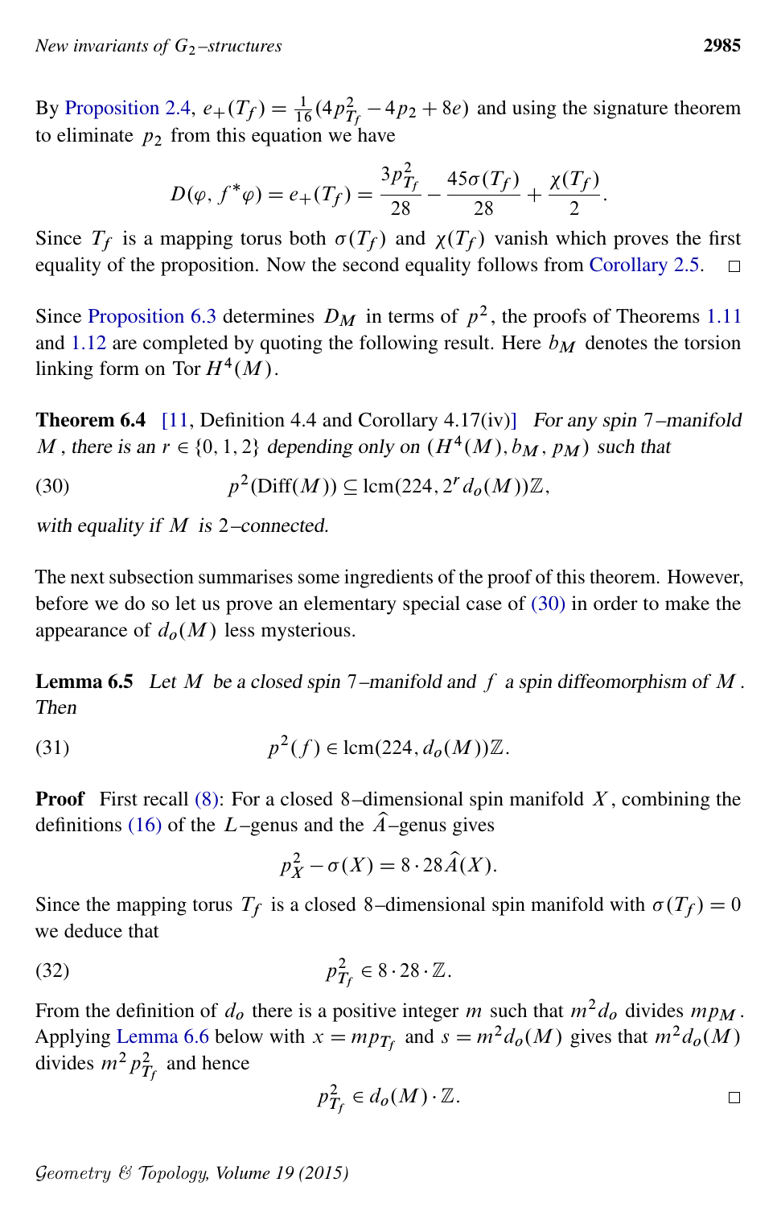By Proposition 2.4, $e_+(T_f) = \frac{1}{16}(4p_{T_f}^2 - 4p_2 + 8e)$ and using the signature theorem to eliminate $p_2$ from this equation we have

$$D(\varphi, f^*\varphi) = e_+(T_f) = \frac{3p_{T_f}^2}{28} - \frac{45\sigma(T_f)}{28} + \frac{\chi(T_f)}{2}.$$

Since $T_f$ is a mapping torus both $\sigma(T_f)$ and $\chi(T_f)$ vanish which proves the first equality of the proposition. Now the second equality follows from Corollary 2.5. □

Since Proposition 6.3 determines $D_M$ in terms of $p^2$, the proofs of Theorems 1.11 and 1.12 are completed by quoting the following result. Here $b_M$ denotes the torsion linking form on $\mathrm{Tor}\, H^4(M)$.

**Theorem 6.4** [11, Definition 4.4 and Corollary 4.17(iv)] *For any spin 7–manifold $M$, there is an $r \in \{0, 1, 2\}$ depending only on $(H^4(M), b_M, p_M)$ such that*

$$p^2(\mathrm{Diff}(M)) \subseteq \mathrm{lcm}(224, 2^r d_o(M))\mathbb{Z}, \tag{30}$$

*with equality if $M$ is 2–connected.*

The next subsection summarises some ingredients of the proof of this theorem. However, before we do so let us prove an elementary special case of (30) in order to make the appearance of $d_o(M)$ less mysterious.

**Lemma 6.5** *Let $M$ be a closed spin 7–manifold and $f$ a spin diffeomorphism of $M$. Then*

$$p^2(f) \in \mathrm{lcm}(224, d_o(M))\mathbb{Z}. \tag{31}$$

**Proof** First recall (8): For a closed 8–dimensional spin manifold $X$, combining the definitions (16) of the $L$–genus and the $\hat{A}$–genus gives

$$p_X^2 - \sigma(X) = 8 \cdot 28 \hat{A}(X).$$

Since the mapping torus $T_f$ is a closed 8–dimensional spin manifold with $\sigma(T_f) = 0$ we deduce that

$$p_{T_f}^2 \in 8 \cdot 28 \cdot \mathbb{Z}. \tag{32}$$

From the definition of $d_o$ there is a positive integer $m$ such that $m^2 d_o$ divides $mp_M$. Applying Lemma 6.6 below with $x = mp_{T_f}$ and $s = m^2 d_o(M)$ gives that $m^2 d_o(M)$ divides $m^2 p_{T_f}^2$ and hence

$$p_{T_f}^2 \in d_o(M) \cdot \mathbb{Z}.$$

□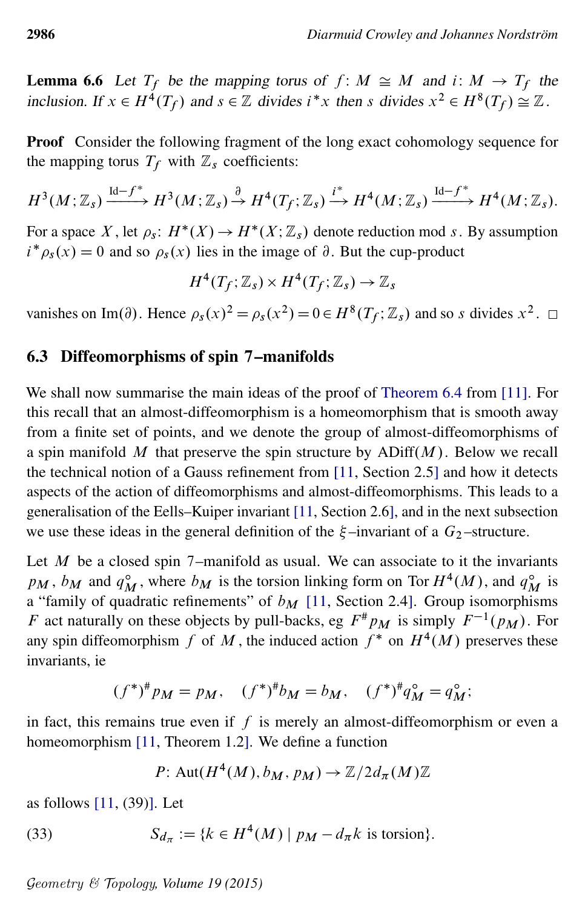**Lemma 6.6** *Let $T_f$ be the mapping torus of $f\colon M \cong M$ and $i\colon M \to T_f$ the inclusion. If $x \in H^4(T_f)$ and $s \in \mathbb{Z}$ divides $i^*x$ then $s$ divides $x^2 \in H^8(T_f) \cong \mathbb{Z}$.*

**Proof** Consider the following fragment of the long exact cohomology sequence for the mapping torus $T_f$ with $\mathbb{Z}_s$ coefficients:

$$H^3(M;\mathbb{Z}_s) \xrightarrow{\mathrm{Id}-f^*} H^3(M;\mathbb{Z}_s) \xrightarrow{\partial} H^4(T_f;\mathbb{Z}_s) \xrightarrow{i^*} H^4(M;\mathbb{Z}_s) \xrightarrow{\mathrm{Id}-f^*} H^4(M;\mathbb{Z}_s).$$

For a space $X$, let $\rho_s\colon H^*(X) \to H^*(X;\mathbb{Z}_s)$ denote reduction mod $s$. By assumption $i^*\rho_s(x) = 0$ and so $\rho_s(x)$ lies in the image of $\partial$. But the cup-product

$$H^4(T_f;\mathbb{Z}_s) \times H^4(T_f;\mathbb{Z}_s) \to \mathbb{Z}_s$$

vanishes on $\mathrm{Im}(\partial)$. Hence $\rho_s(x)^2 = \rho_s(x^2) = 0 \in H^8(T_f;\mathbb{Z}_s)$ and so $s$ divides $x^2$. □

## 6.3 Diffeomorphisms of spin 7–manifolds

We shall now summarise the main ideas of the proof of Theorem 6.4 from [11]. For this recall that an almost-diffeomorphism is a homeomorphism that is smooth away from a finite set of points, and we denote the group of almost-diffeomorphisms of a spin manifold $M$ that preserve the spin structure by $\mathrm{ADiff}(M)$. Below we recall the technical notion of a Gauss refinement from [11, Section 2.5] and how it detects aspects of the action of diffeomorphisms and almost-diffeomorphisms. This leads to a generalisation of the Eells–Kuiper invariant [11, Section 2.6], and in the next subsection we use these ideas in the general definition of the $\xi$–invariant of a $G_2$–structure.

Let $M$ be a closed spin 7–manifold as usual. We can associate to it the invariants $p_M$, $b_M$ and $q^\circ_M$, where $b_M$ is the torsion linking form on $\mathrm{Tor}\, H^4(M)$, and $q^\circ_M$ is a "family of quadratic refinements" of $b_M$ [11, Section 2.4]. Group isomorphisms $F$ act naturally on these objects by pull-backs, eg $F^\# p_M$ is simply $F^{-1}(p_M)$. For any spin diffeomorphism $f$ of $M$, the induced action $f^*$ on $H^4(M)$ preserves these invariants, ie

$$(f^*)^\# p_M = p_M, \quad (f^*)^\# b_M = b_M, \quad (f^*)^\# q^\circ_M = q^\circ_M;$$

in fact, this remains true even if $f$ is merely an almost-diffeomorphism or even a homeomorphism [11, Theorem 1.2]. We define a function

$$P\colon \mathrm{Aut}(H^4(M), b_M, p_M) \to \mathbb{Z}/2d_\pi(M)\mathbb{Z}$$

as follows [11, (39)]. Let

$$S_{d_\pi} := \{k \in H^4(M) \mid p_M - d_\pi k \text{ is torsion}\}. \tag{33}$$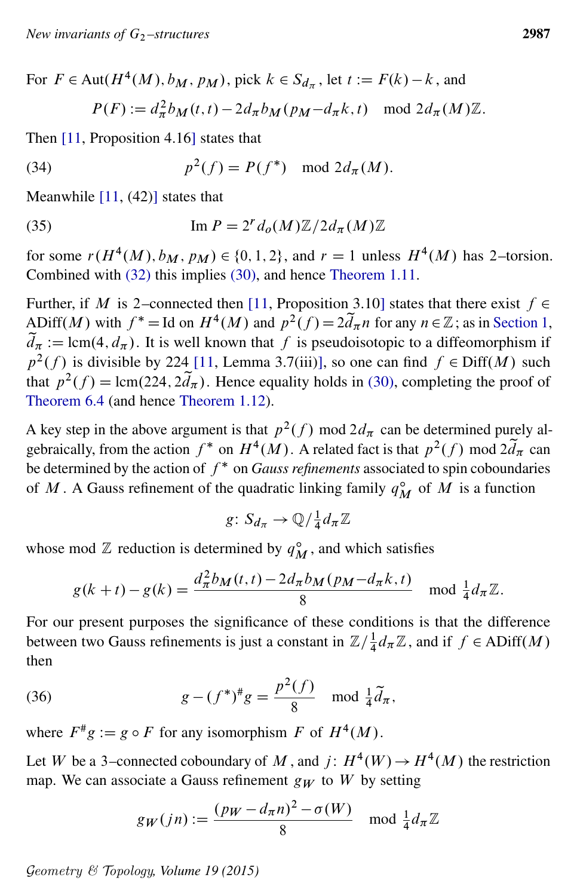For $F \in \mathrm{Aut}(H^4(M), b_M, p_M)$, pick $k \in S_{d_\pi}$, let $t := F(k) - k$, and

$$P(F) := d_\pi^2 b_M(t,t) - 2d_\pi b_M(p_M - d_\pi k, t) \mod 2d_\pi(M)\mathbb{Z}.$$

Then [11, Proposition 4.16] states that

$$p^2(f) = P(f^*) \mod 2d_\pi(M). \tag{34}$$

Meanwhile [11, (42)] states that

$$\mathrm{Im}\, P = 2^r d_o(M)\mathbb{Z}/2d_\pi(M)\mathbb{Z} \tag{35}$$

for some $r(H^4(M), b_M, p_M) \in \{0,1,2\}$, and $r = 1$ unless $H^4(M)$ has 2–torsion. Combined with (32) this implies (30), and hence Theorem 1.11.

Further, if $M$ is 2–connected then [11, Proposition 3.10] states that there exist $f \in \mathrm{ADiff}(M)$ with $f^* = \mathrm{Id}$ on $H^4(M)$ and $p^2(f) = 2\tilde{d}_\pi n$ for any $n \in \mathbb{Z}$; as in Section 1, $\tilde{d}_\pi := \mathrm{lcm}(4, d_\pi)$. It is well known that $f$ is pseudoisotopic to a diffeomorphism if $p^2(f)$ is divisible by 224 [11, Lemma 3.7(iii)], so one can find $f \in \mathrm{Diff}(M)$ such that $p^2(f) = \mathrm{lcm}(224, 2\tilde{d}_\pi)$. Hence equality holds in (30), completing the proof of Theorem 6.4 (and hence Theorem 1.12).

A key step in the above argument is that $p^2(f) \mod 2d_\pi$ can be determined purely algebraically, from the action $f^*$ on $H^4(M)$. A related fact is that $p^2(f) \mod 2\tilde{d}_\pi$ can be determined by the action of $f^*$ on *Gauss refinements* associated to spin coboundaries of $M$. A Gauss refinement of the quadratic linking family $q_M^\circ$ of $M$ is a function

$$g\colon S_{d_\pi} \to \mathbb{Q}/\tfrac{1}{4}d_\pi\mathbb{Z}$$

whose mod $\mathbb{Z}$ reduction is determined by $q_M^\circ$, and which satisfies

$$g(k+t) - g(k) = \frac{d_\pi^2 b_M(t,t) - 2d_\pi b_M(p_M - d_\pi k, t)}{8} \mod \tfrac{1}{4}d_\pi\mathbb{Z}.$$

For our present purposes the significance of these conditions is that the difference between two Gauss refinements is just a constant in $\mathbb{Z}/\frac{1}{4}d_\pi\mathbb{Z}$, and if $f \in \mathrm{ADiff}(M)$ then

$$g - (f^*)^\# g = \frac{p^2(f)}{8} \mod \tfrac{1}{4}\tilde{d}_\pi, \tag{36}$$

where $F^\# g := g \circ F$ for any isomorphism $F$ of $H^4(M)$.

Let $W$ be a 3–connected coboundary of $M$, and $j\colon H^4(W) \to H^4(M)$ the restriction map. We can associate a Gauss refinement $g_W$ to $W$ by setting

$$g_W(jn) := \frac{(p_W - d_\pi n)^2 - \sigma(W)}{8} \mod \tfrac{1}{4}d_\pi\mathbb{Z}$$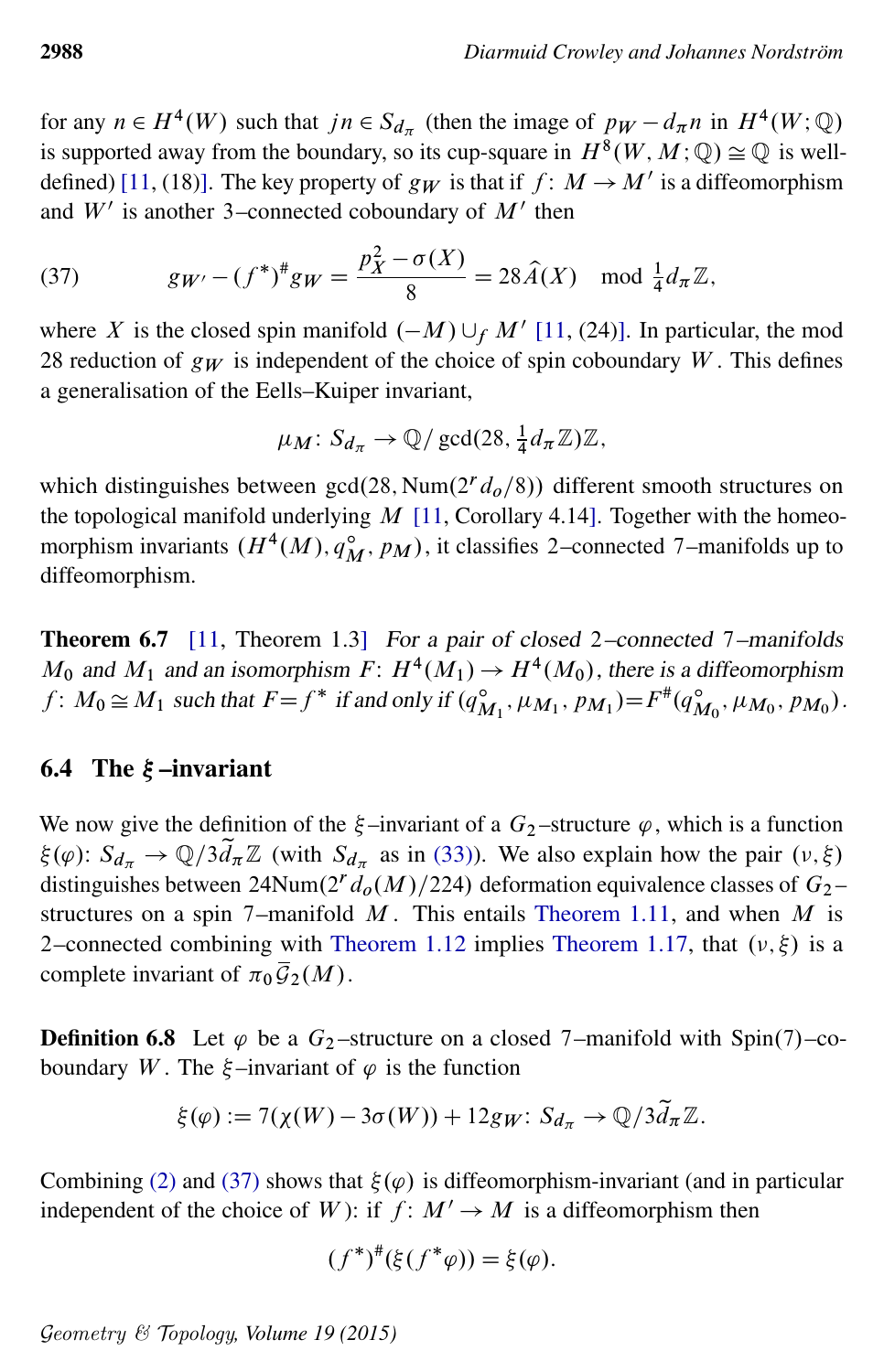for any $n \in H^4(W)$ such that $jn \in S_{d_\pi}$ (then the image of $p_W - d_\pi n$ in $H^4(W;\mathbb{Q})$ is supported away from the boundary, so its cup-square in $H^8(W,M;\mathbb{Q}) \cong \mathbb{Q}$ is well-defined) [11, (18)]. The key property of $g_W$ is that if $f\colon M \to M'$ is a diffeomorphism and $W'$ is another 3–connected coboundary of $M'$ then

$$g_{W'} - (f^*)^\# g_W = \frac{p_X^2 - \sigma(X)}{8} = 28\widehat{A}(X) \mod \tfrac{1}{4}d_\pi\mathbb{Z}, \tag{37}$$

where $X$ is the closed spin manifold $(-M) \cup_f M'$ [11, (24)]. In particular, the mod 28 reduction of $g_W$ is independent of the choice of spin coboundary $W$. This defines a generalisation of the Eells–Kuiper invariant,

$$\mu_M\colon S_{d_\pi} \to \mathbb{Q}/\gcd(28, \tfrac{1}{4}d_\pi\mathbb{Z})\mathbb{Z},$$

which distinguishes between $\gcd(28, \mathrm{Num}(2^r d_o/8))$ different smooth structures on the topological manifold underlying $M$ [11, Corollary 4.14]. Together with the homeomorphism invariants $(H^4(M), q^\circ_M, p_M)$, it classifies 2–connected 7–manifolds up to diffeomorphism.

**Theorem 6.7** [11, Theorem 1.3] *For a pair of closed 2–connected 7–manifolds $M_0$ and $M_1$ and an isomorphism $F\colon H^4(M_1) \to H^4(M_0)$, there is a diffeomorphism $f\colon M_0 \cong M_1$ such that $F = f^*$ if and only if $(q^\circ_{M_1}, \mu_{M_1}, p_{M_1}) = F^\#(q^\circ_{M_0}, \mu_{M_0}, p_{M_0})$.*

## 6.4 The $\xi$–invariant

We now give the definition of the $\xi$–invariant of a $G_2$–structure $\varphi$, which is a function $\xi(\varphi)\colon S_{d_\pi} \to \mathbb{Q}/3\widetilde{d}_\pi\mathbb{Z}$ (with $S_{d_\pi}$ as in (33)). We also explain how the pair $(\nu, \xi)$ distinguishes between $24\mathrm{Num}(2^r d_o(M)/224)$ deformation equivalence classes of $G_2$–structures on a spin 7–manifold $M$. This entails Theorem 1.11, and when $M$ is 2–connected combining with Theorem 1.12 implies Theorem 1.17, that $(\nu, \xi)$ is a complete invariant of $\pi_0\overline{\mathcal{G}}_2(M)$.

**Definition 6.8** Let $\varphi$ be a $G_2$–structure on a closed 7–manifold with Spin(7)–coboundary $W$. The $\xi$–invariant of $\varphi$ is the function

$$\xi(\varphi) := 7(\chi(W) - 3\sigma(W)) + 12g_W\colon S_{d_\pi} \to \mathbb{Q}/3\widetilde{d}_\pi\mathbb{Z}.$$

Combining (2) and (37) shows that $\xi(\varphi)$ is diffeomorphism-invariant (and in particular independent of the choice of $W$): if $f\colon M' \to M$ is a diffeomorphism then

$$(f^*)^\#(\xi(f^*\varphi)) = \xi(\varphi).$$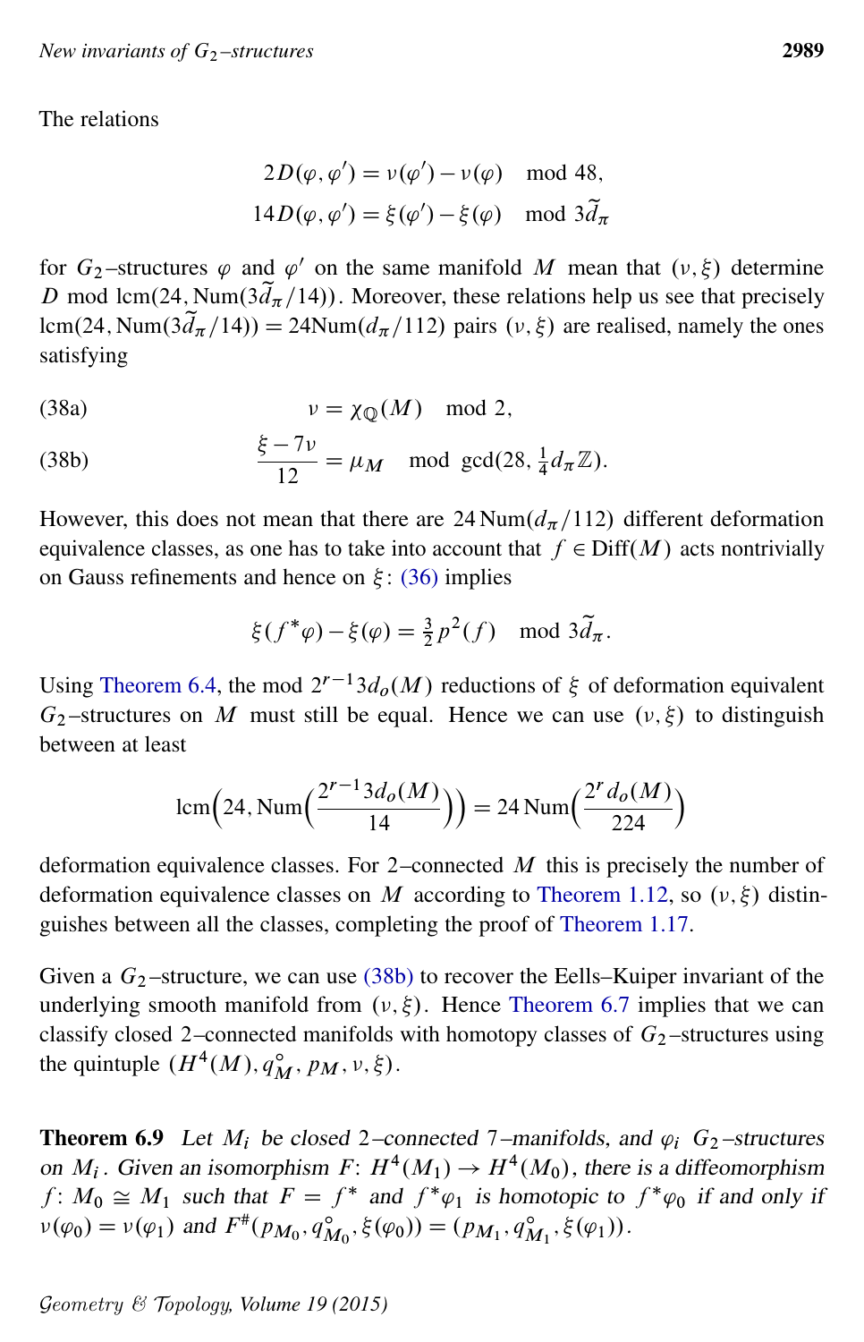The relations

$$2D(\varphi, \varphi') = \nu(\varphi') - \nu(\varphi) \mod 48,$$
$$14D(\varphi, \varphi') = \xi(\varphi') - \xi(\varphi) \mod 3\widetilde{d}_\pi$$

for $G_2$–structures $\varphi$ and $\varphi'$ on the same manifold $M$ mean that $(\nu, \xi)$ determine $D$ mod $\operatorname{lcm}(24, \operatorname{Num}(3\widetilde{d}_\pi/14))$. Moreover, these relations help us see that precisely $\operatorname{lcm}(24, \operatorname{Num}(3\widetilde{d}_\pi/14)) = 24\operatorname{Num}(d_\pi/112)$ pairs $(\nu, \xi)$ are realised, namely the ones satisfying

$$\nu = \chi_{\mathbb{Q}}(M) \mod 2, \tag{38a}$$

$$\frac{\xi - 7\nu}{12} = \mu_M \mod \gcd(28, \tfrac{1}{4}d_\pi\mathbb{Z}). \tag{38b}$$

However, this does not mean that there are $24\operatorname{Num}(d_\pi/112)$ different deformation equivalence classes, as one has to take into account that $f \in \operatorname{Diff}(M)$ acts nontrivially on Gauss refinements and hence on $\xi$: (36) implies

$$\xi(f^*\varphi) - \xi(\varphi) = \tfrac{3}{2}p^2(f) \mod 3\widetilde{d}_\pi.$$

Using Theorem 6.4, the mod $2^{r-1}3d_o(M)$ reductions of $\xi$ of deformation equivalent $G_2$–structures on $M$ must still be equal. Hence we can use $(\nu, \xi)$ to distinguish between at least

$$\operatorname{lcm}\Big(24, \operatorname{Num}\Big(\frac{2^{r-1}3d_o(M)}{14}\Big)\Big) = 24\operatorname{Num}\Big(\frac{2^r d_o(M)}{224}\Big)$$

deformation equivalence classes. For 2–connected $M$ this is precisely the number of deformation equivalence classes on $M$ according to Theorem 1.12, so $(\nu, \xi)$ distinguishes between all the classes, completing the proof of Theorem 1.17.

Given a $G_2$–structure, we can use (38b) to recover the Eells–Kuiper invariant of the underlying smooth manifold from $(\nu, \xi)$. Hence Theorem 6.7 implies that we can classify closed 2–connected manifolds with homotopy classes of $G_2$–structures using the quintuple $(H^4(M), q_M^\circ, p_M, \nu, \xi)$.

**Theorem 6.9** *Let $M_i$ be closed 2–connected 7–manifolds, and $\varphi_i$ $G_2$–structures on $M_i$. Given an isomorphism $F\colon H^4(M_1) \to H^4(M_0)$, there is a diffeomorphism $f\colon M_0 \cong M_1$ such that $F = f^*$ and $f^*\varphi_1$ is homotopic to $f^*\varphi_0$ if and only if $\nu(\varphi_0) = \nu(\varphi_1)$ and $F^\#(p_{M_0}, q_{M_0}^\circ, \xi(\varphi_0)) = (p_{M_1}, q_{M_1}^\circ, \xi(\varphi_1))$.*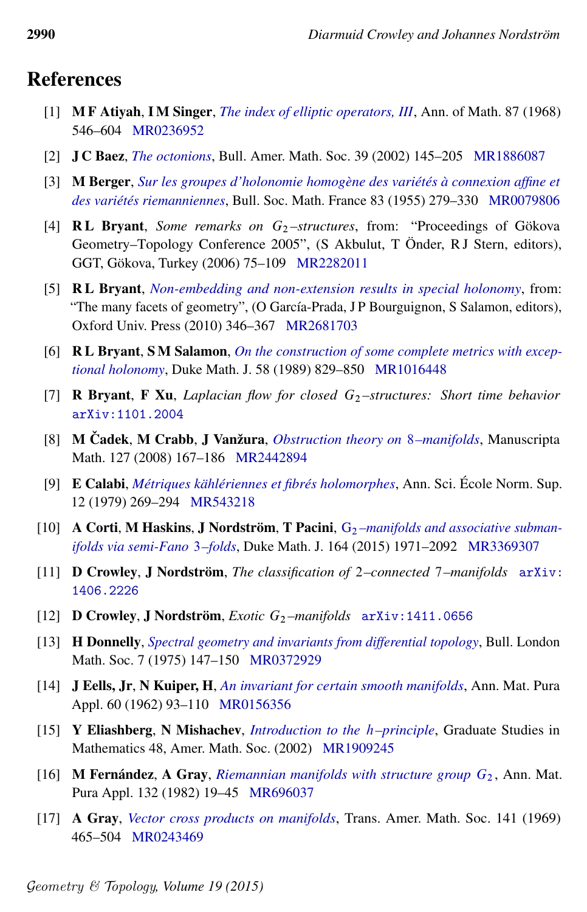## References

[1] **M F Atiyah**, **I M Singer**, *The index of elliptic operators, III*, Ann. of Math. 87 (1968) 546–604 MR0236952

[2] **J C Baez**, *The octonions*, Bull. Amer. Math. Soc. 39 (2002) 145–205 MR1886087

[3] **M Berger**, *Sur les groupes d'holonomie homogène des variétés à connexion affine et des variétés riemanniennes*, Bull. Soc. Math. France 83 (1955) 279–330 MR0079806

[4] **R L Bryant**, *Some remarks on $G_2$–structures*, from: "Proceedings of Gökova Geometry–Topology Conference 2005", (S Akbulut, T Önder, R J Stern, editors), GGT, Gökova, Turkey (2006) 75–109 MR2282011

[5] **R L Bryant**, *Non-embedding and non-extension results in special holonomy*, from: "The many facets of geometry", (O García-Prada, J P Bourguignon, S Salamon, editors), Oxford Univ. Press (2010) 346–367 MR2681703

[6] **R L Bryant**, **S M Salamon**, *On the construction of some complete metrics with exceptional holonomy*, Duke Math. J. 58 (1989) 829–850 MR1016448

[7] **R Bryant**, **F Xu**, *Laplacian flow for closed $G_2$–structures: Short time behavior* arXiv:1101.2004

[8] **M Čadek**, **M Crabb**, **J Vanžura**, *Obstruction theory on 8–manifolds*, Manuscripta Math. 127 (2008) 167–186 MR2442894

[9] **E Calabi**, *Métriques kählériennes et fibrés holomorphes*, Ann. Sci. École Norm. Sup. 12 (1979) 269–294 MR543218

[10] **A Corti**, **M Haskins**, **J Nordström**, **T Pacini**, *$G_2$–manifolds and associative submanifolds via semi-Fano 3–folds*, Duke Math. J. 164 (2015) 1971–2092 MR3369307

[11] **D Crowley**, **J Nordström**, *The classification of 2–connected 7–manifolds* arXiv:1406.2226

[12] **D Crowley**, **J Nordström**, *Exotic $G_2$–manifolds* arXiv:1411.0656

[13] **H Donnelly**, *Spectral geometry and invariants from differential topology*, Bull. London Math. Soc. 7 (1975) 147–150 MR0372929

[14] **J Eells, Jr**, **N Kuiper, H**, *An invariant for certain smooth manifolds*, Ann. Mat. Pura Appl. 60 (1962) 93–110 MR0156356

[15] **Y Eliashberg**, **N Mishachev**, *Introduction to the h–principle*, Graduate Studies in Mathematics 48, Amer. Math. Soc. (2002) MR1909245

[16] **M Fernández**, **A Gray**, *Riemannian manifolds with structure group $G_2$*, Ann. Mat. Pura Appl. 132 (1982) 19–45 MR696037

[17] **A Gray**, *Vector cross products on manifolds*, Trans. Amer. Math. Soc. 141 (1969) 465–504 MR0243469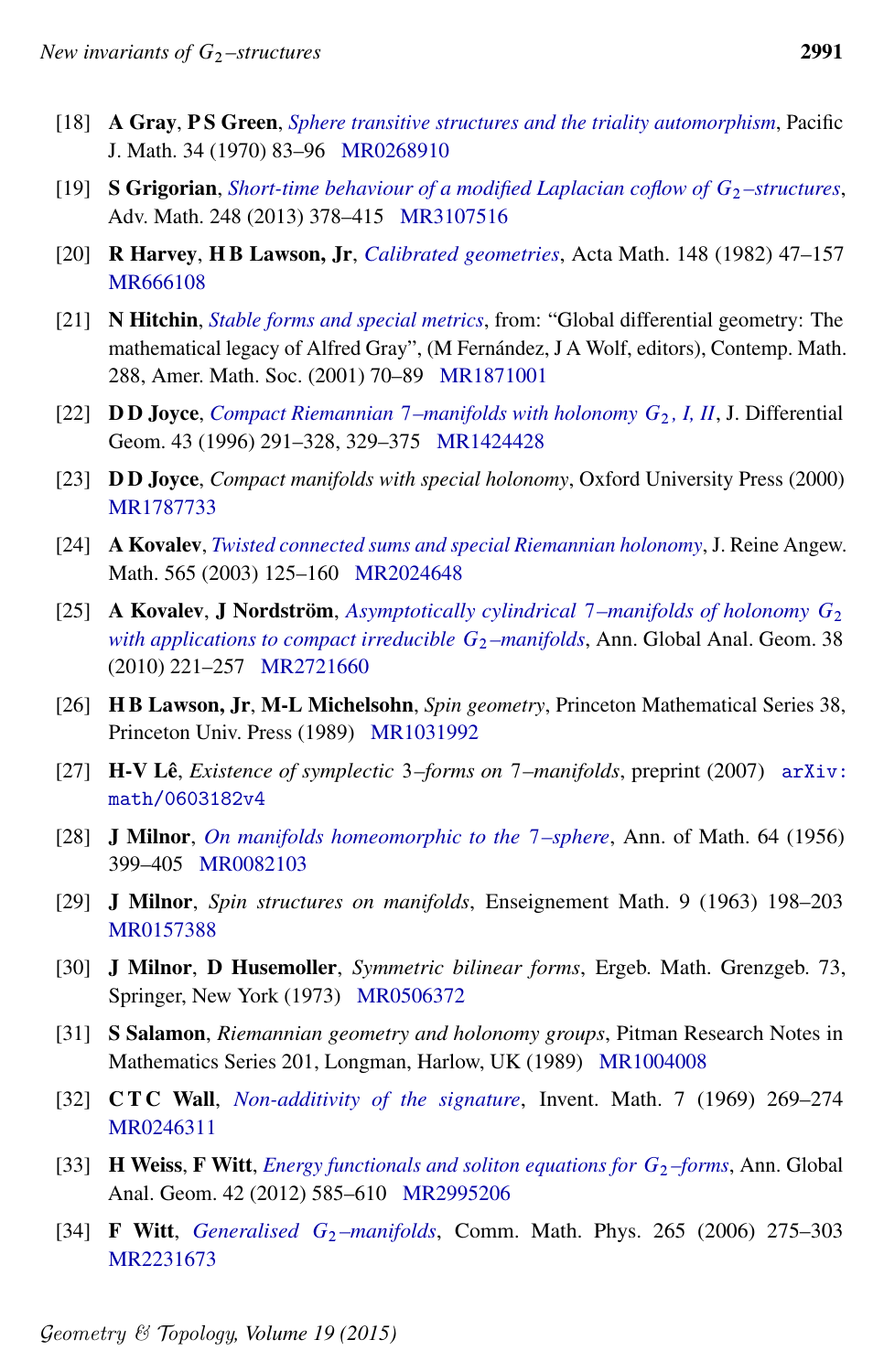[18] **A Gray**, **P S Green**, *Sphere transitive structures and the triality automorphism*, Pacific J. Math. 34 (1970) 83–96 MR0268910

[19] **S Grigorian**, *Short-time behaviour of a modified Laplacian coflow of $G_2$–structures*, Adv. Math. 248 (2013) 378–415 MR3107516

[20] **R Harvey**, **H B Lawson, Jr**, *Calibrated geometries*, Acta Math. 148 (1982) 47–157 MR666108

[21] **N Hitchin**, *Stable forms and special metrics*, from: "Global differential geometry: The mathematical legacy of Alfred Gray", (M Fernández, J A Wolf, editors), Contemp. Math. 288, Amer. Math. Soc. (2001) 70–89 MR1871001

[22] **D D Joyce**, *Compact Riemannian 7–manifolds with holonomy $G_2$, I, II*, J. Differential Geom. 43 (1996) 291–328, 329–375 MR1424428

[23] **D D Joyce**, *Compact manifolds with special holonomy*, Oxford University Press (2000) MR1787733

[24] **A Kovalev**, *Twisted connected sums and special Riemannian holonomy*, J. Reine Angew. Math. 565 (2003) 125–160 MR2024648

[25] **A Kovalev**, **J Nordström**, *Asymptotically cylindrical 7–manifolds of holonomy $G_2$ with applications to compact irreducible $G_2$–manifolds*, Ann. Global Anal. Geom. 38 (2010) 221–257 MR2721660

[26] **H B Lawson, Jr**, **M-L Michelsohn**, *Spin geometry*, Princeton Mathematical Series 38, Princeton Univ. Press (1989) MR1031992

[27] **H-V Lê**, *Existence of symplectic 3–forms on 7–manifolds*, preprint (2007) arXiv:math/0603182v4

[28] **J Milnor**, *On manifolds homeomorphic to the 7–sphere*, Ann. of Math. 64 (1956) 399–405 MR0082103

[29] **J Milnor**, *Spin structures on manifolds*, Enseignement Math. 9 (1963) 198–203 MR0157388

[30] **J Milnor**, **D Husemoller**, *Symmetric bilinear forms*, Ergeb. Math. Grenzgeb. 73, Springer, New York (1973) MR0506372

[31] **S Salamon**, *Riemannian geometry and holonomy groups*, Pitman Research Notes in Mathematics Series 201, Longman, Harlow, UK (1989) MR1004008

[32] **C T C Wall**, *Non-additivity of the signature*, Invent. Math. 7 (1969) 269–274 MR0246311

[33] **H Weiss**, **F Witt**, *Energy functionals and soliton equations for $G_2$–forms*, Ann. Global Anal. Geom. 42 (2012) 585–610 MR2995206

[34] **F Witt**, *Generalised $G_2$–manifolds*, Comm. Math. Phys. 265 (2006) 275–303 MR2231673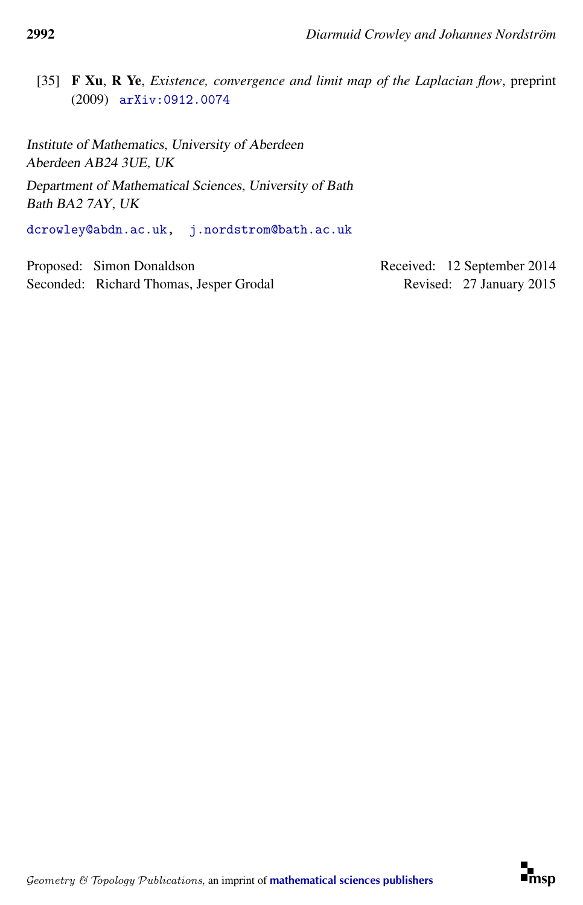[35] **F Xu**, **R Ye**, *Existence, convergence and limit map of the Laplacian flow*, preprint (2009) arXiv:0912.0074

*Institute of Mathematics, University of Aberdeen*
*Aberdeen AB24 3UE, UK*

*Department of Mathematical Sciences, University of Bath*
*Bath BA2 7AY, UK*

dcrowley@abdn.ac.uk, j.nordstrom@bath.ac.uk

Proposed: Simon Donaldson
Seconded: Richard Thomas, Jesper Grodal

Received: 12 September 2014
Revised: 27 January 2015